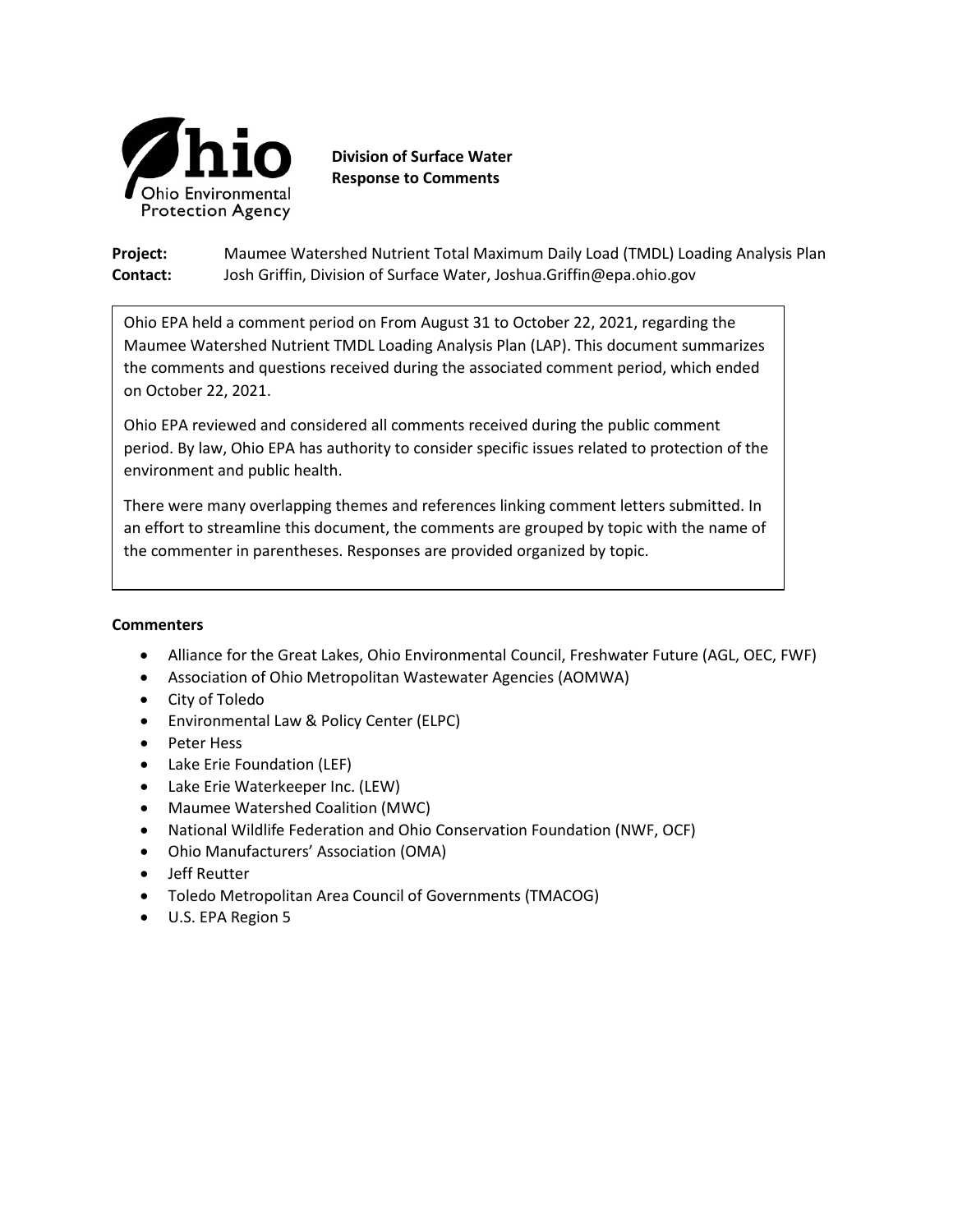**Division of Surface Water**
**Response to Comments**

**Project:** Maumee Watershed Nutrient Total Maximum Daily Load (TMDL) Loading Analysis Plan
**Contact:** Josh Griffin, Division of Surface Water, Joshua.Griffin@epa.ohio.gov

Ohio EPA held a comment period on From August 31 to October 22, 2021, regarding the Maumee Watershed Nutrient TMDL Loading Analysis Plan (LAP). This document summarizes the comments and questions received during the associated comment period, which ended on October 22, 2021.

Ohio EPA reviewed and considered all comments received during the public comment period. By law, Ohio EPA has authority to consider specific issues related to protection of the environment and public health.

There were many overlapping themes and references linking comment letters submitted. In an effort to streamline this document, the comments are grouped by topic with the name of the commenter in parentheses. Responses are provided organized by topic.

**Commenters**

- Alliance for the Great Lakes, Ohio Environmental Council, Freshwater Future (AGL, OEC, FWF)
- Association of Ohio Metropolitan Wastewater Agencies (AOMWA)
- City of Toledo
- Environmental Law & Policy Center (ELPC)
- Peter Hess
- Lake Erie Foundation (LEF)
- Lake Erie Waterkeeper Inc. (LEW)
- Maumee Watershed Coalition (MWC)
- National Wildlife Federation and Ohio Conservation Foundation (NWF, OCF)
- Ohio Manufacturers' Association (OMA)
- Jeff Reutter
- Toledo Metropolitan Area Council of Governments (TMACOG)
- U.S. EPA Region 5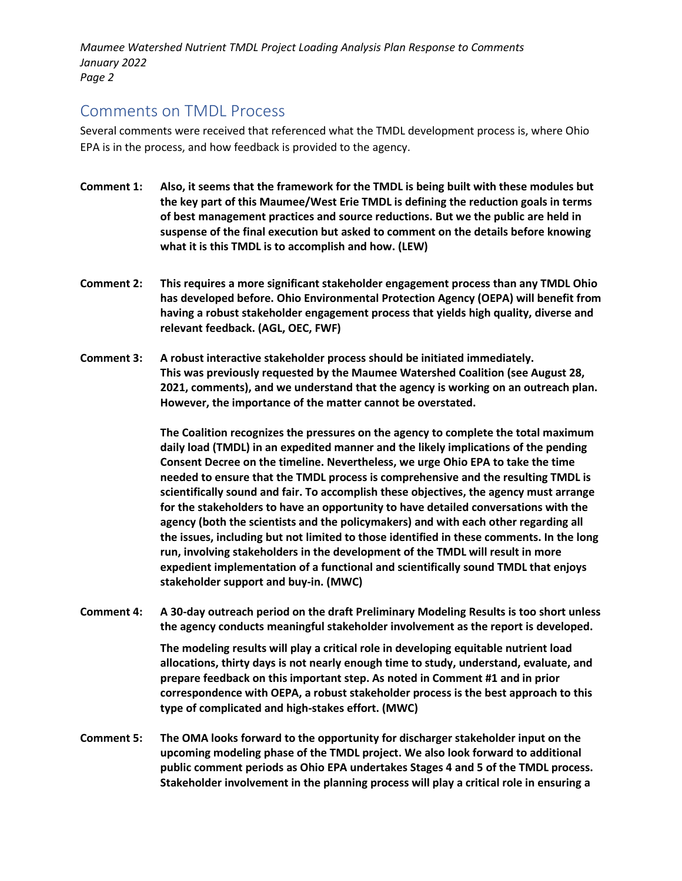## Comments on TMDL Process

Several comments were received that referenced what the TMDL development process is, where Ohio EPA is in the process, and how feedback is provided to the agency.

**Comment 1:** **Also, it seems that the framework for the TMDL is being built with these modules but the key part of this Maumee/West Erie TMDL is defining the reduction goals in terms of best management practices and source reductions. But we the public are held in suspense of the final execution but asked to comment on the details before knowing what it is this TMDL is to accomplish and how. (LEW)**

**Comment 2:** **This requires a more significant stakeholder engagement process than any TMDL Ohio has developed before. Ohio Environmental Protection Agency (OEPA) will benefit from having a robust stakeholder engagement process that yields high quality, diverse and relevant feedback. (AGL, OEC, FWF)**

**Comment 3:** **A robust interactive stakeholder process should be initiated immediately. This was previously requested by the Maumee Watershed Coalition (see August 28, 2021, comments), and we understand that the agency is working on an outreach plan. However, the importance of the matter cannot be overstated.**

**The Coalition recognizes the pressures on the agency to complete the total maximum daily load (TMDL) in an expedited manner and the likely implications of the pending Consent Decree on the timeline. Nevertheless, we urge Ohio EPA to take the time needed to ensure that the TMDL process is comprehensive and the resulting TMDL is scientifically sound and fair. To accomplish these objectives, the agency must arrange for the stakeholders to have an opportunity to have detailed conversations with the agency (both the scientists and the policymakers) and with each other regarding all the issues, including but not limited to those identified in these comments. In the long run, involving stakeholders in the development of the TMDL will result in more expedient implementation of a functional and scientifically sound TMDL that enjoys stakeholder support and buy-in. (MWC)**

**Comment 4:** **A 30-day outreach period on the draft Preliminary Modeling Results is too short unless the agency conducts meaningful stakeholder involvement as the report is developed.**

**The modeling results will play a critical role in developing equitable nutrient load allocations, thirty days is not nearly enough time to study, understand, evaluate, and prepare feedback on this important step. As noted in Comment #1 and in prior correspondence with OEPA, a robust stakeholder process is the best approach to this type of complicated and high-stakes effort. (MWC)**

**Comment 5:** **The OMA looks forward to the opportunity for discharger stakeholder input on the upcoming modeling phase of the TMDL project. We also look forward to additional public comment periods as Ohio EPA undertakes Stages 4 and 5 of the TMDL process. Stakeholder involvement in the planning process will play a critical role in ensuring a**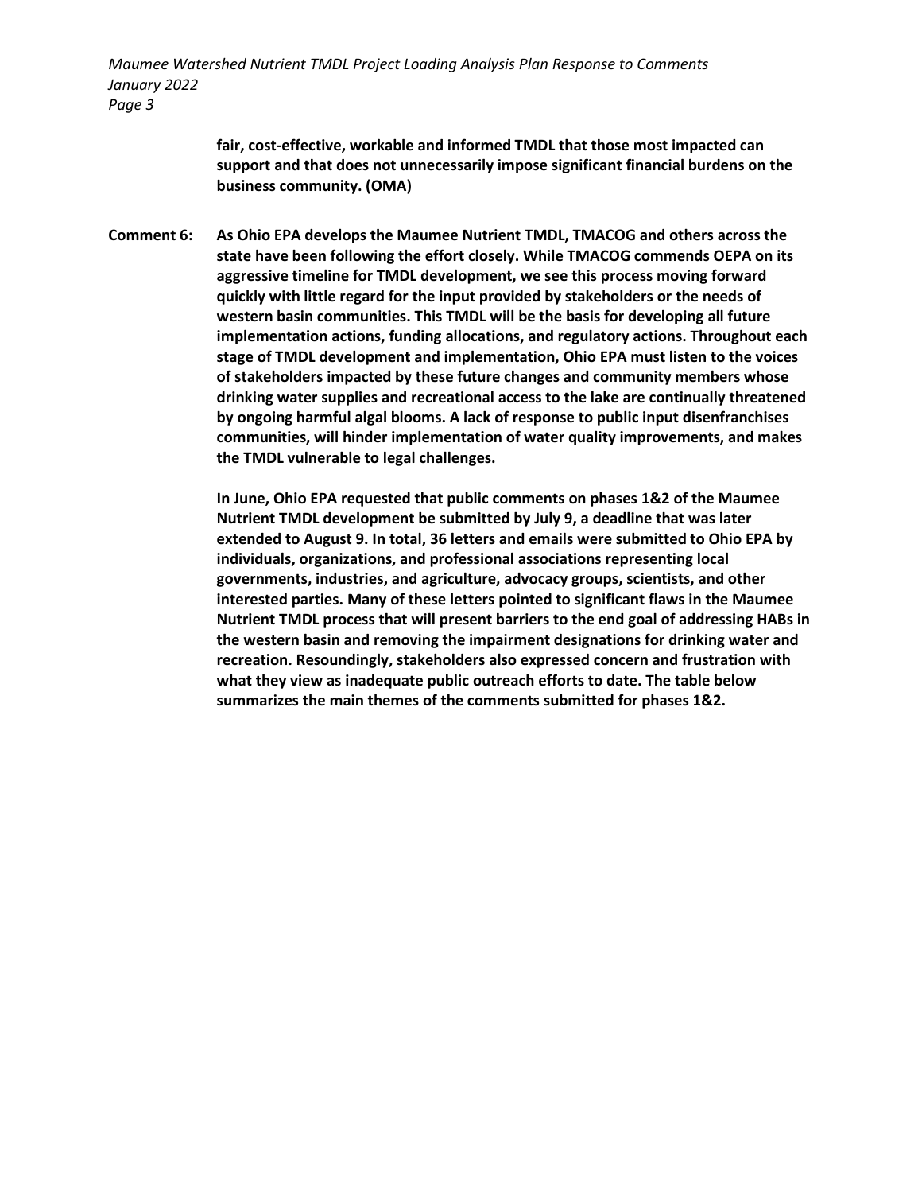**fair, cost-effective, workable and informed TMDL that those most impacted can support and that does not unnecessarily impose significant financial burdens on the business community. (OMA)**

**Comment 6:** **As Ohio EPA develops the Maumee Nutrient TMDL, TMACOG and others across the state have been following the effort closely. While TMACOG commends OEPA on its aggressive timeline for TMDL development, we see this process moving forward quickly with little regard for the input provided by stakeholders or the needs of western basin communities. This TMDL will be the basis for developing all future implementation actions, funding allocations, and regulatory actions. Throughout each stage of TMDL development and implementation, Ohio EPA must listen to the voices of stakeholders impacted by these future changes and community members whose drinking water supplies and recreational access to the lake are continually threatened by ongoing harmful algal blooms. A lack of response to public input disenfranchises communities, will hinder implementation of water quality improvements, and makes the TMDL vulnerable to legal challenges.**

**In June, Ohio EPA requested that public comments on phases 1&2 of the Maumee Nutrient TMDL development be submitted by July 9, a deadline that was later extended to August 9. In total, 36 letters and emails were submitted to Ohio EPA by individuals, organizations, and professional associations representing local governments, industries, and agriculture, advocacy groups, scientists, and other interested parties. Many of these letters pointed to significant flaws in the Maumee Nutrient TMDL process that will present barriers to the end goal of addressing HABs in the western basin and removing the impairment designations for drinking water and recreation. Resoundingly, stakeholders also expressed concern and frustration with what they view as inadequate public outreach efforts to date. The table below summarizes the main themes of the comments submitted for phases 1&2.**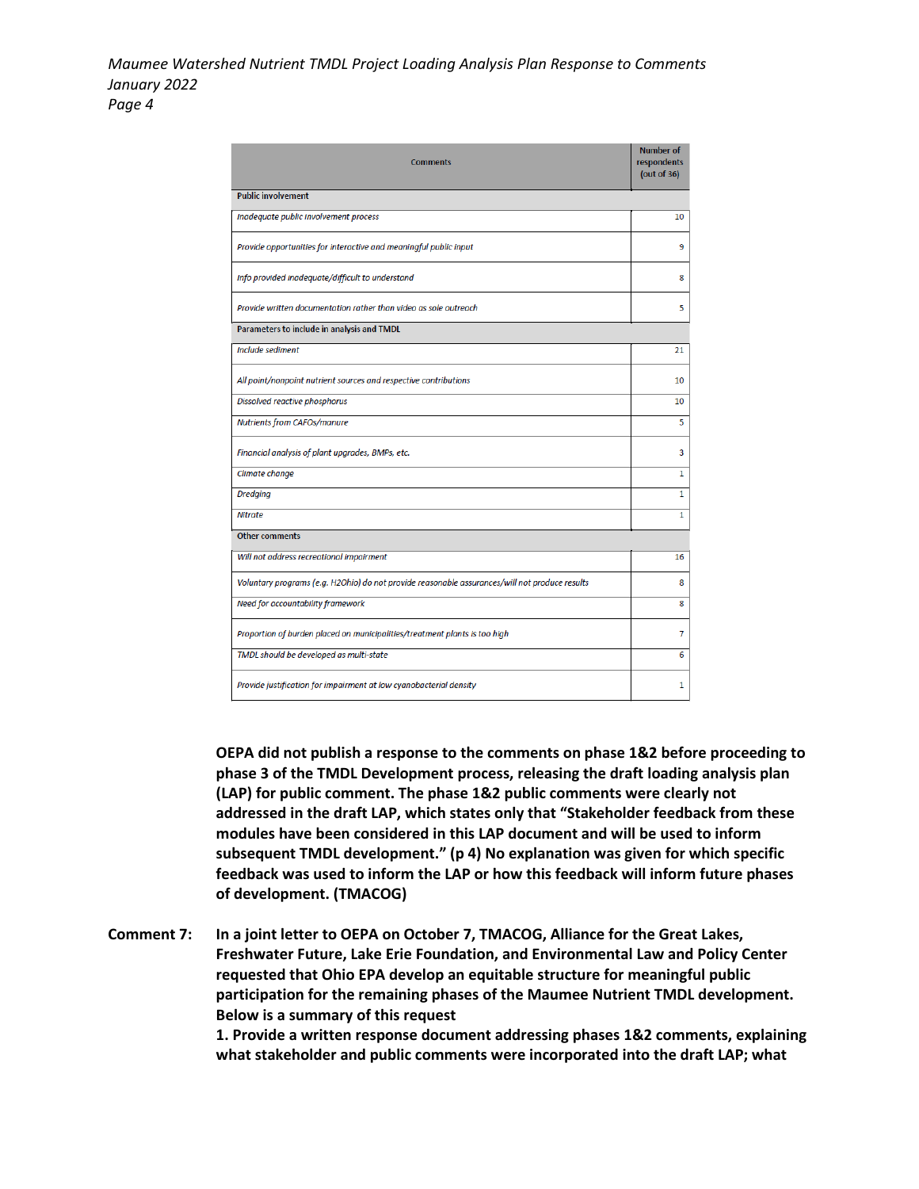| Comments | Number of respondents (out of 36) |
|---|---|
| **Public involvement** | |
| *Inadequate public involvement process* | 10 |
| *Provide opportunities for interactive and meaningful public input* | 9 |
| *Info provided inadequate/difficult to understand* | 8 |
| *Provide written documentation rather than video as sole outreach* | 5 |
| **Parameters to include in analysis and TMDL** | |
| *Include sediment* | 21 |
| *All point/nonpoint nutrient sources and respective contributions* | 10 |
| *Dissolved reactive phosphorus* | 10 |
| *Nutrients from CAFOs/manure* | 5 |
| *Financial analysis of plant upgrades, BMPs, etc.* | 3 |
| *Climate change* | 1 |
| *Dredging* | 1 |
| *Nitrate* | 1 |
| **Other comments** | |
| *Will not address recreational impairment* | 16 |
| *Voluntary programs (e.g. H2Ohio) do not provide reasonable assurances/will not produce results* | 8 |
| *Need for accountability framework* | 8 |
| *Proportion of burden placed on municipalities/treatment plants is too high* | 7 |
| *TMDL should be developed as multi-state* | 6 |
| *Provide justification for impairment at low cyanobacterial density* | 1 |

**OEPA did not publish a response to the comments on phase 1&2 before proceeding to phase 3 of the TMDL Development process, releasing the draft loading analysis plan (LAP) for public comment. The phase 1&2 public comments were clearly not addressed in the draft LAP, which states only that "Stakeholder feedback from these modules have been considered in this LAP document and will be used to inform subsequent TMDL development." (p 4) No explanation was given for which specific feedback was used to inform the LAP or how this feedback will inform future phases of development. (TMACOG)**

**Comment 7:** **In a joint letter to OEPA on October 7, TMACOG, Alliance for the Great Lakes, Freshwater Future, Lake Erie Foundation, and Environmental Law and Policy Center requested that Ohio EPA develop an equitable structure for meaningful public participation for the remaining phases of the Maumee Nutrient TMDL development. Below is a summary of this request**

**1. Provide a written response document addressing phases 1&2 comments, explaining what stakeholder and public comments were incorporated into the draft LAP; what**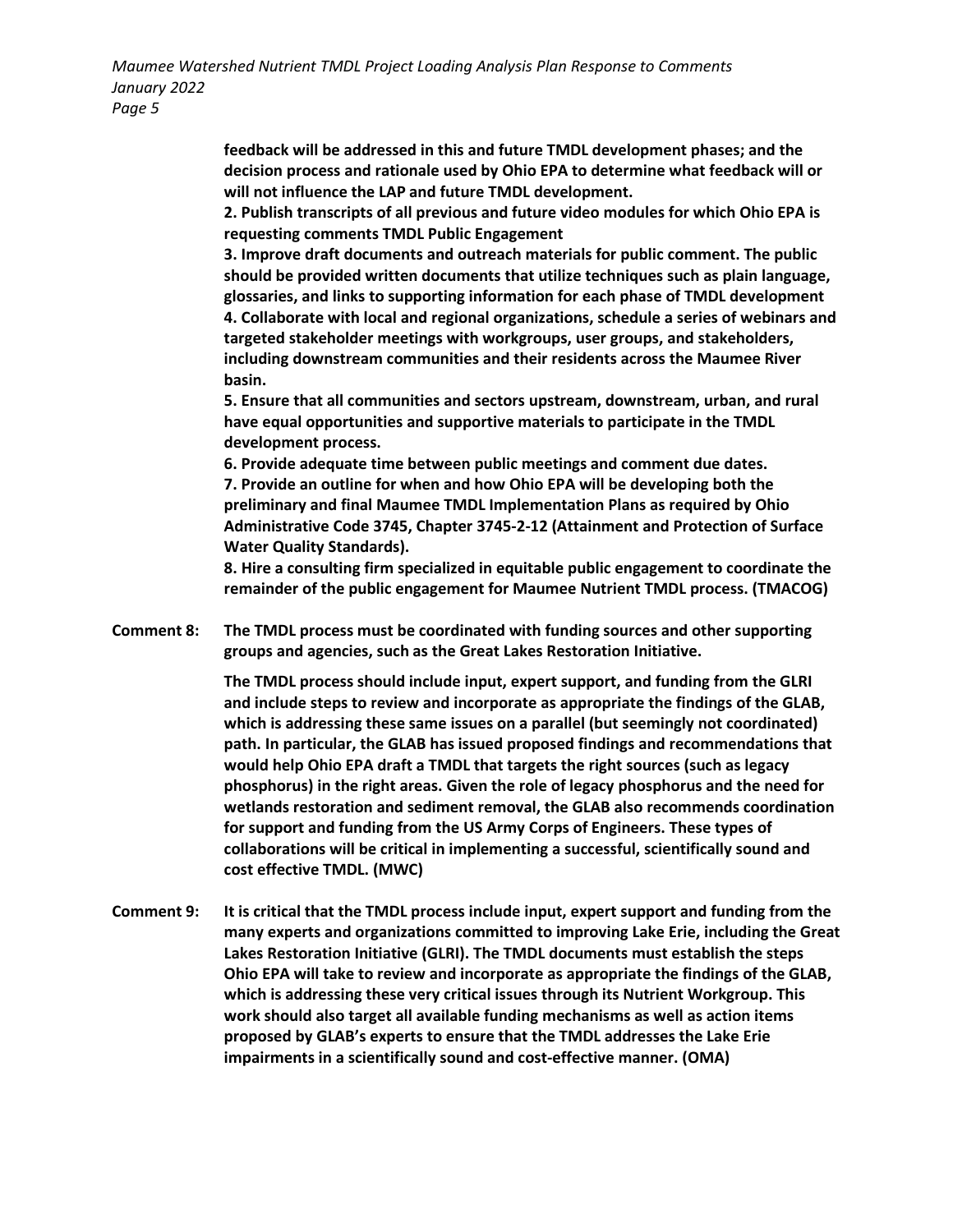**feedback will be addressed in this and future TMDL development phases; and the decision process and rationale used by Ohio EPA to determine what feedback will or will not influence the LAP and future TMDL development.**

**2. Publish transcripts of all previous and future video modules for which Ohio EPA is requesting comments TMDL Public Engagement**

**3. Improve draft documents and outreach materials for public comment. The public should be provided written documents that utilize techniques such as plain language, glossaries, and links to supporting information for each phase of TMDL development**

**4. Collaborate with local and regional organizations, schedule a series of webinars and targeted stakeholder meetings with workgroups, user groups, and stakeholders, including downstream communities and their residents across the Maumee River basin.**

**5. Ensure that all communities and sectors upstream, downstream, urban, and rural have equal opportunities and supportive materials to participate in the TMDL development process.**

**6. Provide adequate time between public meetings and comment due dates.**

**7. Provide an outline for when and how Ohio EPA will be developing both the preliminary and final Maumee TMDL Implementation Plans as required by Ohio Administrative Code 3745, Chapter 3745-2-12 (Attainment and Protection of Surface Water Quality Standards).**

**8. Hire a consulting firm specialized in equitable public engagement to coordinate the remainder of the public engagement for Maumee Nutrient TMDL process. (TMACOG)**

**Comment 8: The TMDL process must be coordinated with funding sources and other supporting groups and agencies, such as the Great Lakes Restoration Initiative.**

**The TMDL process should include input, expert support, and funding from the GLRI and include steps to review and incorporate as appropriate the findings of the GLAB, which is addressing these same issues on a parallel (but seemingly not coordinated) path. In particular, the GLAB has issued proposed findings and recommendations that would help Ohio EPA draft a TMDL that targets the right sources (such as legacy phosphorus) in the right areas. Given the role of legacy phosphorus and the need for wetlands restoration and sediment removal, the GLAB also recommends coordination for support and funding from the US Army Corps of Engineers. These types of collaborations will be critical in implementing a successful, scientifically sound and cost effective TMDL. (MWC)**

**Comment 9: It is critical that the TMDL process include input, expert support and funding from the many experts and organizations committed to improving Lake Erie, including the Great Lakes Restoration Initiative (GLRI). The TMDL documents must establish the steps Ohio EPA will take to review and incorporate as appropriate the findings of the GLAB, which is addressing these very critical issues through its Nutrient Workgroup. This work should also target all available funding mechanisms as well as action items proposed by GLAB's experts to ensure that the TMDL addresses the Lake Erie impairments in a scientifically sound and cost-effective manner. (OMA)**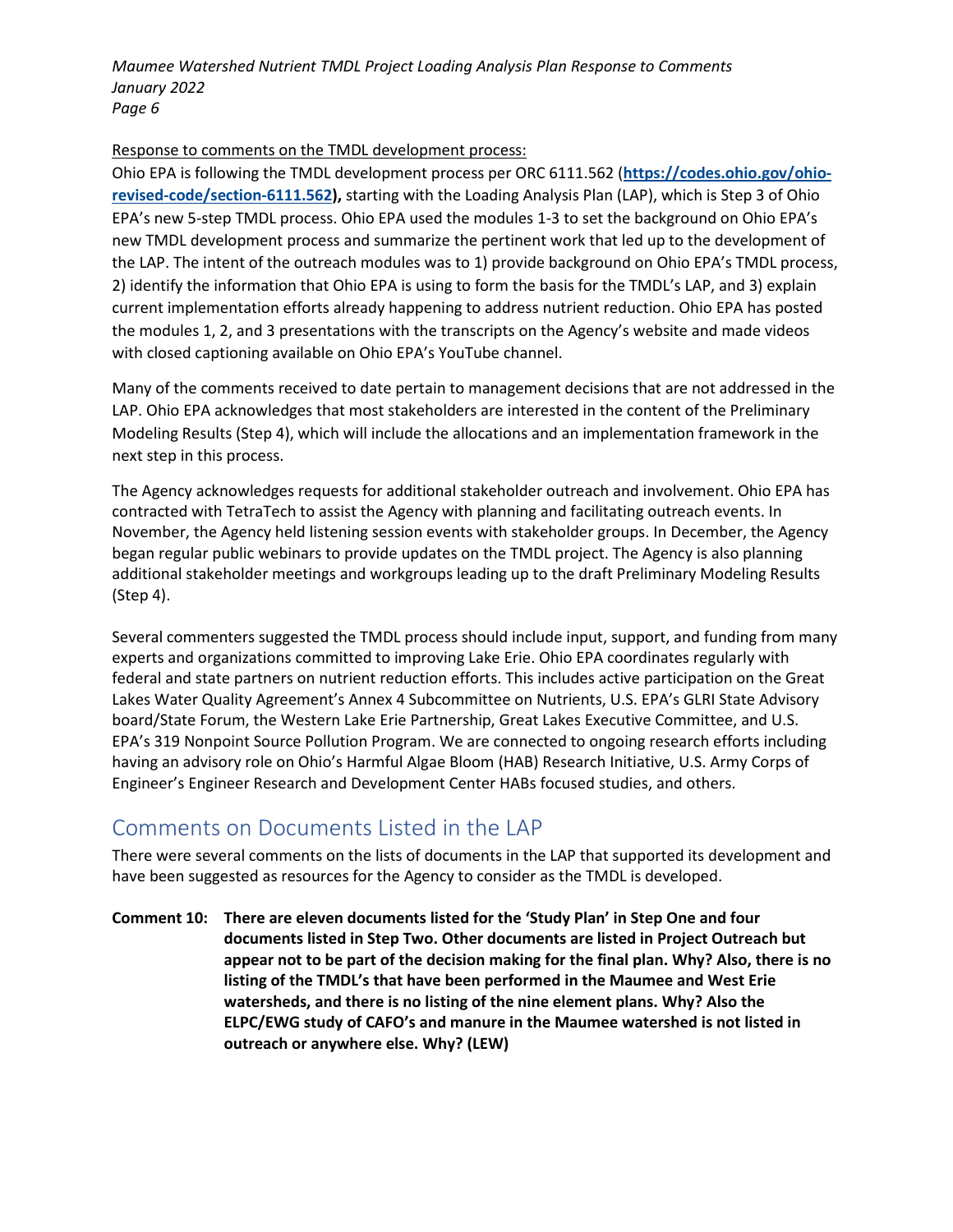Response to comments on the TMDL development process:

Ohio EPA is following the TMDL development process per ORC 6111.562 (**https://codes.ohio.gov/ohio-revised-code/section-6111.562),** starting with the Loading Analysis Plan (LAP), which is Step 3 of Ohio EPA's new 5-step TMDL process. Ohio EPA used the modules 1-3 to set the background on Ohio EPA's new TMDL development process and summarize the pertinent work that led up to the development of the LAP. The intent of the outreach modules was to 1) provide background on Ohio EPA's TMDL process, 2) identify the information that Ohio EPA is using to form the basis for the TMDL's LAP, and 3) explain current implementation efforts already happening to address nutrient reduction. Ohio EPA has posted the modules 1, 2, and 3 presentations with the transcripts on the Agency's website and made videos with closed captioning available on Ohio EPA's YouTube channel.

Many of the comments received to date pertain to management decisions that are not addressed in the LAP. Ohio EPA acknowledges that most stakeholders are interested in the content of the Preliminary Modeling Results (Step 4), which will include the allocations and an implementation framework in the next step in this process.

The Agency acknowledges requests for additional stakeholder outreach and involvement. Ohio EPA has contracted with TetraTech to assist the Agency with planning and facilitating outreach events. In November, the Agency held listening session events with stakeholder groups. In December, the Agency began regular public webinars to provide updates on the TMDL project. The Agency is also planning additional stakeholder meetings and workgroups leading up to the draft Preliminary Modeling Results (Step 4).

Several commenters suggested the TMDL process should include input, support, and funding from many experts and organizations committed to improving Lake Erie. Ohio EPA coordinates regularly with federal and state partners on nutrient reduction efforts. This includes active participation on the Great Lakes Water Quality Agreement's Annex 4 Subcommittee on Nutrients, U.S. EPA's GLRI State Advisory board/State Forum, the Western Lake Erie Partnership, Great Lakes Executive Committee, and U.S. EPA's 319 Nonpoint Source Pollution Program. We are connected to ongoing research efforts including having an advisory role on Ohio's Harmful Algae Bloom (HAB) Research Initiative, U.S. Army Corps of Engineer's Engineer Research and Development Center HABs focused studies, and others.

## Comments on Documents Listed in the LAP

There were several comments on the lists of documents in the LAP that supported its development and have been suggested as resources for the Agency to consider as the TMDL is developed.

**Comment 10: There are eleven documents listed for the 'Study Plan' in Step One and four documents listed in Step Two. Other documents are listed in Project Outreach but appear not to be part of the decision making for the final plan. Why? Also, there is no listing of the TMDL's that have been performed in the Maumee and West Erie watersheds, and there is no listing of the nine element plans. Why? Also the ELPC/EWG study of CAFO's and manure in the Maumee watershed is not listed in outreach or anywhere else. Why? (LEW)**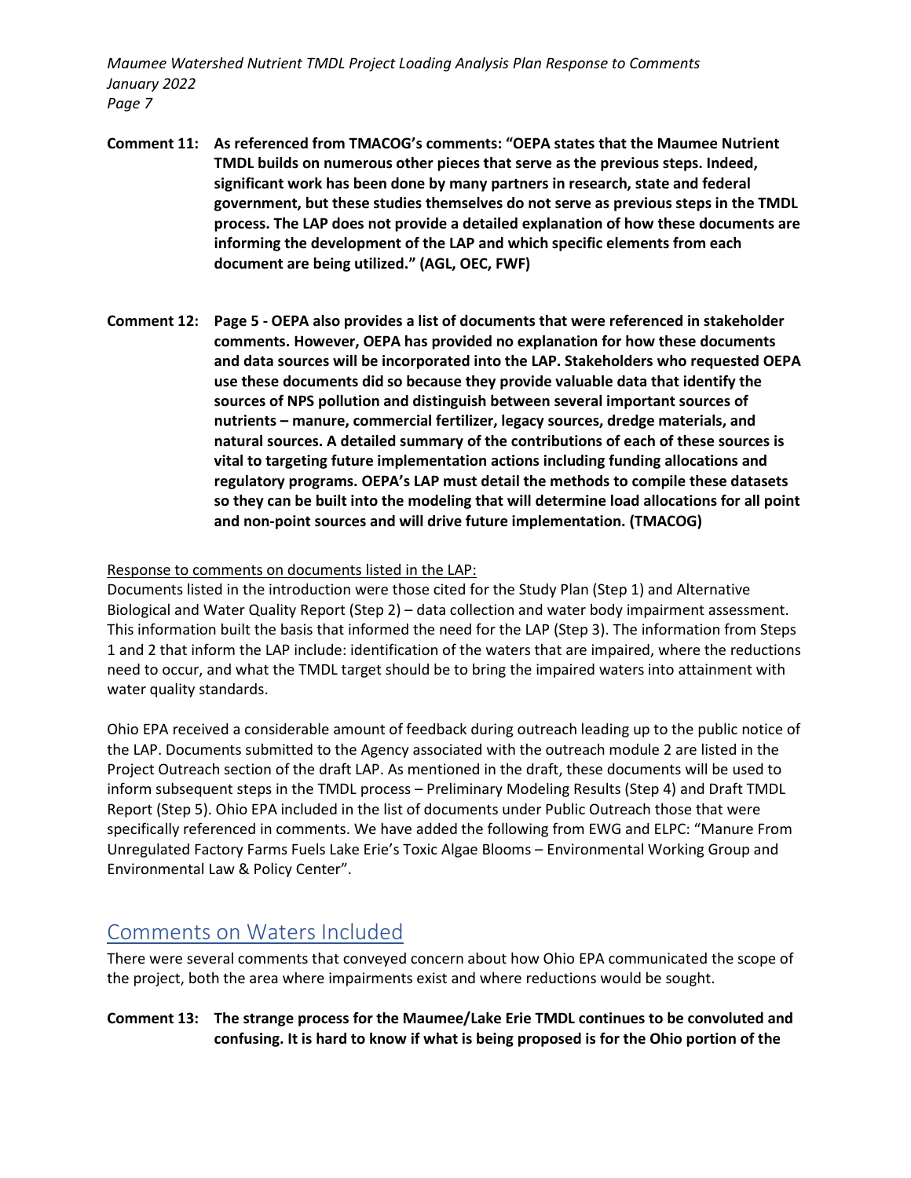**Comment 11: As referenced from TMACOG's comments: "OEPA states that the Maumee Nutrient TMDL builds on numerous other pieces that serve as the previous steps. Indeed, significant work has been done by many partners in research, state and federal government, but these studies themselves do not serve as previous steps in the TMDL process. The LAP does not provide a detailed explanation of how these documents are informing the development of the LAP and which specific elements from each document are being utilized." (AGL, OEC, FWF)**

**Comment 12: Page 5 - OEPA also provides a list of documents that were referenced in stakeholder comments. However, OEPA has provided no explanation for how these documents and data sources will be incorporated into the LAP. Stakeholders who requested OEPA use these documents did so because they provide valuable data that identify the sources of NPS pollution and distinguish between several important sources of nutrients – manure, commercial fertilizer, legacy sources, dredge materials, and natural sources. A detailed summary of the contributions of each of these sources is vital to targeting future implementation actions including funding allocations and regulatory programs. OEPA's LAP must detail the methods to compile these datasets so they can be built into the modeling that will determine load allocations for all point and non-point sources and will drive future implementation. (TMACOG)**

Response to comments on documents listed in the LAP:

Documents listed in the introduction were those cited for the Study Plan (Step 1) and Alternative Biological and Water Quality Report (Step 2) – data collection and water body impairment assessment. This information built the basis that informed the need for the LAP (Step 3). The information from Steps 1 and 2 that inform the LAP include: identification of the waters that are impaired, where the reductions need to occur, and what the TMDL target should be to bring the impaired waters into attainment with water quality standards.

Ohio EPA received a considerable amount of feedback during outreach leading up to the public notice of the LAP. Documents submitted to the Agency associated with the outreach module 2 are listed in the Project Outreach section of the draft LAP. As mentioned in the draft, these documents will be used to inform subsequent steps in the TMDL process – Preliminary Modeling Results (Step 4) and Draft TMDL Report (Step 5). Ohio EPA included in the list of documents under Public Outreach those that were specifically referenced in comments. We have added the following from EWG and ELPC: "Manure From Unregulated Factory Farms Fuels Lake Erie's Toxic Algae Blooms – Environmental Working Group and Environmental Law & Policy Center".

## Comments on Waters Included

There were several comments that conveyed concern about how Ohio EPA communicated the scope of the project, both the area where impairments exist and where reductions would be sought.

**Comment 13: The strange process for the Maumee/Lake Erie TMDL continues to be convoluted and confusing. It is hard to know if what is being proposed is for the Ohio portion of the**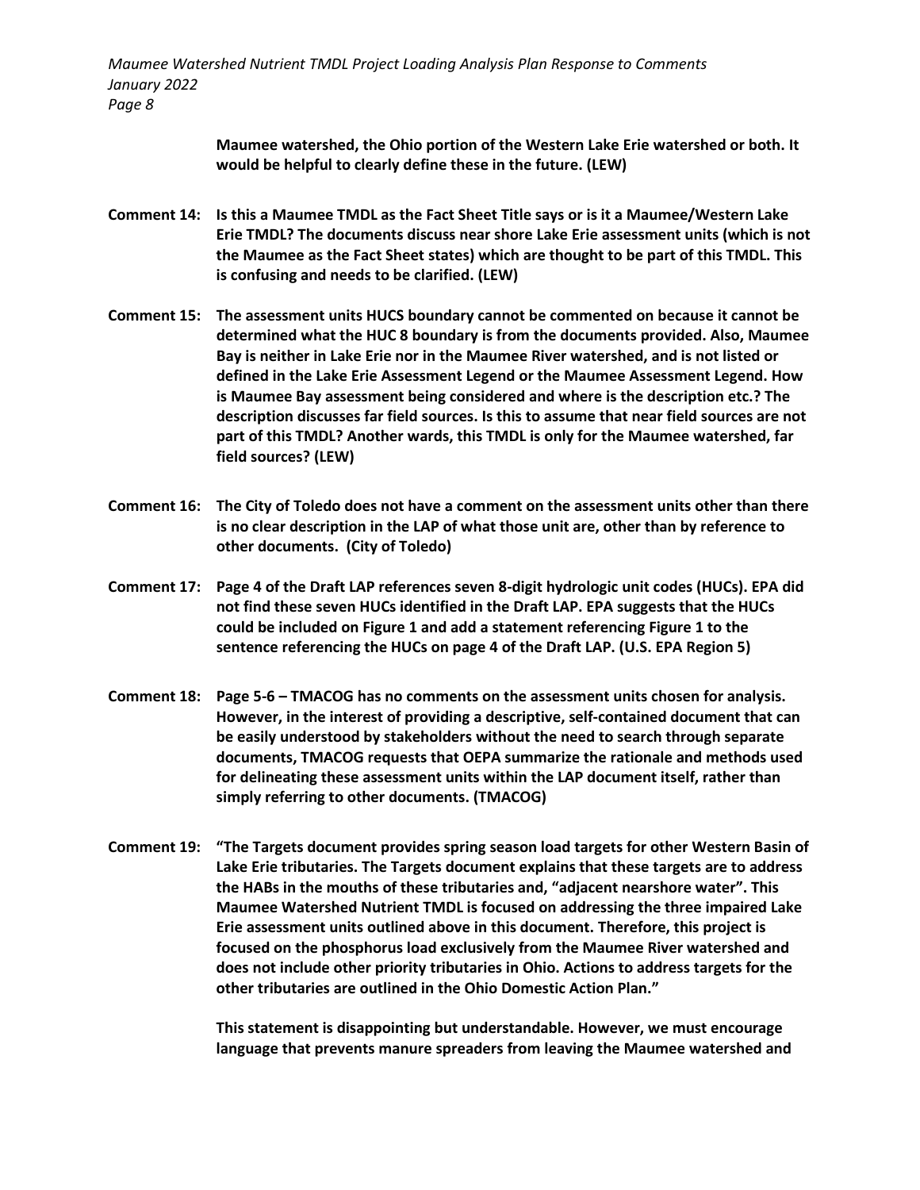**Maumee watershed, the Ohio portion of the Western Lake Erie watershed or both. It would be helpful to clearly define these in the future. (LEW)**

**Comment 14: Is this a Maumee TMDL as the Fact Sheet Title says or is it a Maumee/Western Lake Erie TMDL? The documents discuss near shore Lake Erie assessment units (which is not the Maumee as the Fact Sheet states) which are thought to be part of this TMDL. This is confusing and needs to be clarified. (LEW)**

**Comment 15: The assessment units HUCS boundary cannot be commented on because it cannot be determined what the HUC 8 boundary is from the documents provided. Also, Maumee Bay is neither in Lake Erie nor in the Maumee River watershed, and is not listed or defined in the Lake Erie Assessment Legend or the Maumee Assessment Legend. How is Maumee Bay assessment being considered and where is the description etc.? The description discusses far field sources. Is this to assume that near field sources are not part of this TMDL? Another wards, this TMDL is only for the Maumee watershed, far field sources? (LEW)**

**Comment 16: The City of Toledo does not have a comment on the assessment units other than there is no clear description in the LAP of what those unit are, other than by reference to other documents. (City of Toledo)**

**Comment 17: Page 4 of the Draft LAP references seven 8-digit hydrologic unit codes (HUCs). EPA did not find these seven HUCs identified in the Draft LAP. EPA suggests that the HUCs could be included on Figure 1 and add a statement referencing Figure 1 to the sentence referencing the HUCs on page 4 of the Draft LAP. (U.S. EPA Region 5)**

**Comment 18: Page 5-6 – TMACOG has no comments on the assessment units chosen for analysis. However, in the interest of providing a descriptive, self-contained document that can be easily understood by stakeholders without the need to search through separate documents, TMACOG requests that OEPA summarize the rationale and methods used for delineating these assessment units within the LAP document itself, rather than simply referring to other documents. (TMACOG)**

**Comment 19: "The Targets document provides spring season load targets for other Western Basin of Lake Erie tributaries. The Targets document explains that these targets are to address the HABs in the mouths of these tributaries and, "adjacent nearshore water". This Maumee Watershed Nutrient TMDL is focused on addressing the three impaired Lake Erie assessment units outlined above in this document. Therefore, this project is focused on the phosphorus load exclusively from the Maumee River watershed and does not include other priority tributaries in Ohio. Actions to address targets for the other tributaries are outlined in the Ohio Domestic Action Plan."**

**This statement is disappointing but understandable. However, we must encourage language that prevents manure spreaders from leaving the Maumee watershed and**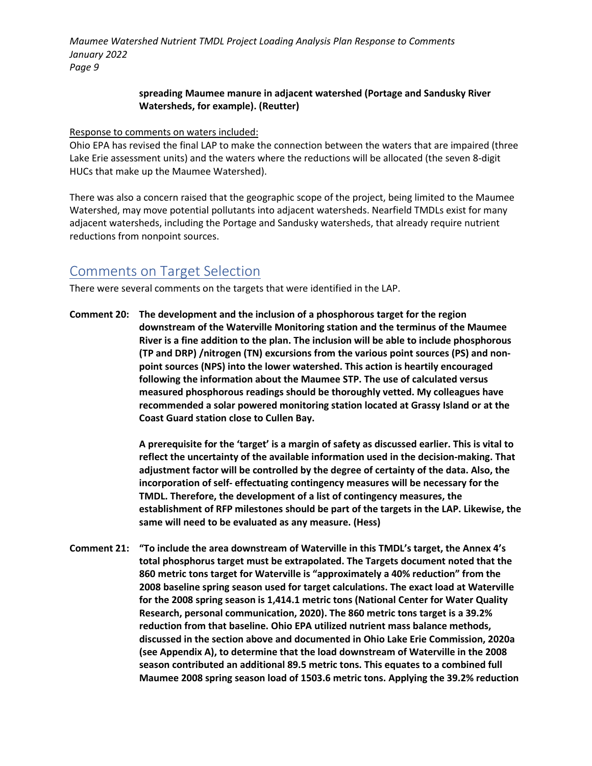**spreading Maumee manure in adjacent watershed (Portage and Sandusky River Watersheds, for example). (Reutter)**

Response to comments on waters included:

Ohio EPA has revised the final LAP to make the connection between the waters that are impaired (three Lake Erie assessment units) and the waters where the reductions will be allocated (the seven 8-digit HUCs that make up the Maumee Watershed).

There was also a concern raised that the geographic scope of the project, being limited to the Maumee Watershed, may move potential pollutants into adjacent watersheds. Nearfield TMDLs exist for many adjacent watersheds, including the Portage and Sandusky watersheds, that already require nutrient reductions from nonpoint sources.

## Comments on Target Selection

There were several comments on the targets that were identified in the LAP.

**Comment 20: The development and the inclusion of a phosphorous target for the region downstream of the Waterville Monitoring station and the terminus of the Maumee River is a fine addition to the plan. The inclusion will be able to include phosphorous (TP and DRP) /nitrogen (TN) excursions from the various point sources (PS) and non-point sources (NPS) into the lower watershed. This action is heartily encouraged following the information about the Maumee STP. The use of calculated versus measured phosphorous readings should be thoroughly vetted. My colleagues have recommended a solar powered monitoring station located at Grassy Island or at the Coast Guard station close to Cullen Bay.**

**A prerequisite for the 'target' is a margin of safety as discussed earlier. This is vital to reflect the uncertainty of the available information used in the decision-making. That adjustment factor will be controlled by the degree of certainty of the data. Also, the incorporation of self- effectuating contingency measures will be necessary for the TMDL. Therefore, the development of a list of contingency measures, the establishment of RFP milestones should be part of the targets in the LAP. Likewise, the same will need to be evaluated as any measure. (Hess)**

**Comment 21: "To include the area downstream of Waterville in this TMDL's target, the Annex 4's total phosphorus target must be extrapolated. The Targets document noted that the 860 metric tons target for Waterville is "approximately a 40% reduction" from the 2008 baseline spring season used for target calculations. The exact load at Waterville for the 2008 spring season is 1,414.1 metric tons (National Center for Water Quality Research, personal communication, 2020). The 860 metric tons target is a 39.2% reduction from that baseline. Ohio EPA utilized nutrient mass balance methods, discussed in the section above and documented in Ohio Lake Erie Commission, 2020a (see Appendix A), to determine that the load downstream of Waterville in the 2008 season contributed an additional 89.5 metric tons. This equates to a combined full Maumee 2008 spring season load of 1503.6 metric tons. Applying the 39.2% reduction**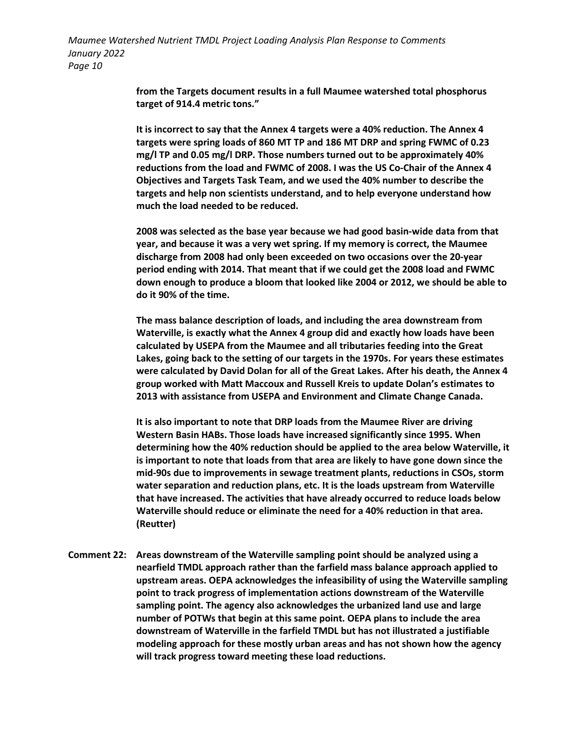**from the Targets document results in a full Maumee watershed total phosphorus target of 914.4 metric tons."**

**It is incorrect to say that the Annex 4 targets were a 40% reduction. The Annex 4 targets were spring loads of 860 MT TP and 186 MT DRP and spring FWMC of 0.23 mg/l TP and 0.05 mg/l DRP. Those numbers turned out to be approximately 40% reductions from the load and FWMC of 2008. I was the US Co-Chair of the Annex 4 Objectives and Targets Task Team, and we used the 40% number to describe the targets and help non scientists understand, and to help everyone understand how much the load needed to be reduced.**

**2008 was selected as the base year because we had good basin-wide data from that year, and because it was a very wet spring. If my memory is correct, the Maumee discharge from 2008 had only been exceeded on two occasions over the 20-year period ending with 2014. That meant that if we could get the 2008 load and FWMC down enough to produce a bloom that looked like 2004 or 2012, we should be able to do it 90% of the time.**

**The mass balance description of loads, and including the area downstream from Waterville, is exactly what the Annex 4 group did and exactly how loads have been calculated by USEPA from the Maumee and all tributaries feeding into the Great Lakes, going back to the setting of our targets in the 1970s. For years these estimates were calculated by David Dolan for all of the Great Lakes. After his death, the Annex 4 group worked with Matt Maccoux and Russell Kreis to update Dolan's estimates to 2013 with assistance from USEPA and Environment and Climate Change Canada.**

**It is also important to note that DRP loads from the Maumee River are driving Western Basin HABs. Those loads have increased significantly since 1995. When determining how the 40% reduction should be applied to the area below Waterville, it is important to note that loads from that area are likely to have gone down since the mid-90s due to improvements in sewage treatment plants, reductions in CSOs, storm water separation and reduction plans, etc. It is the loads upstream from Waterville that have increased. The activities that have already occurred to reduce loads below Waterville should reduce or eliminate the need for a 40% reduction in that area. (Reutter)**

**Comment 22: Areas downstream of the Waterville sampling point should be analyzed using a nearfield TMDL approach rather than the farfield mass balance approach applied to upstream areas. OEPA acknowledges the infeasibility of using the Waterville sampling point to track progress of implementation actions downstream of the Waterville sampling point. The agency also acknowledges the urbanized land use and large number of POTWs that begin at this same point. OEPA plans to include the area downstream of Waterville in the farfield TMDL but has not illustrated a justifiable modeling approach for these mostly urban areas and has not shown how the agency will track progress toward meeting these load reductions.**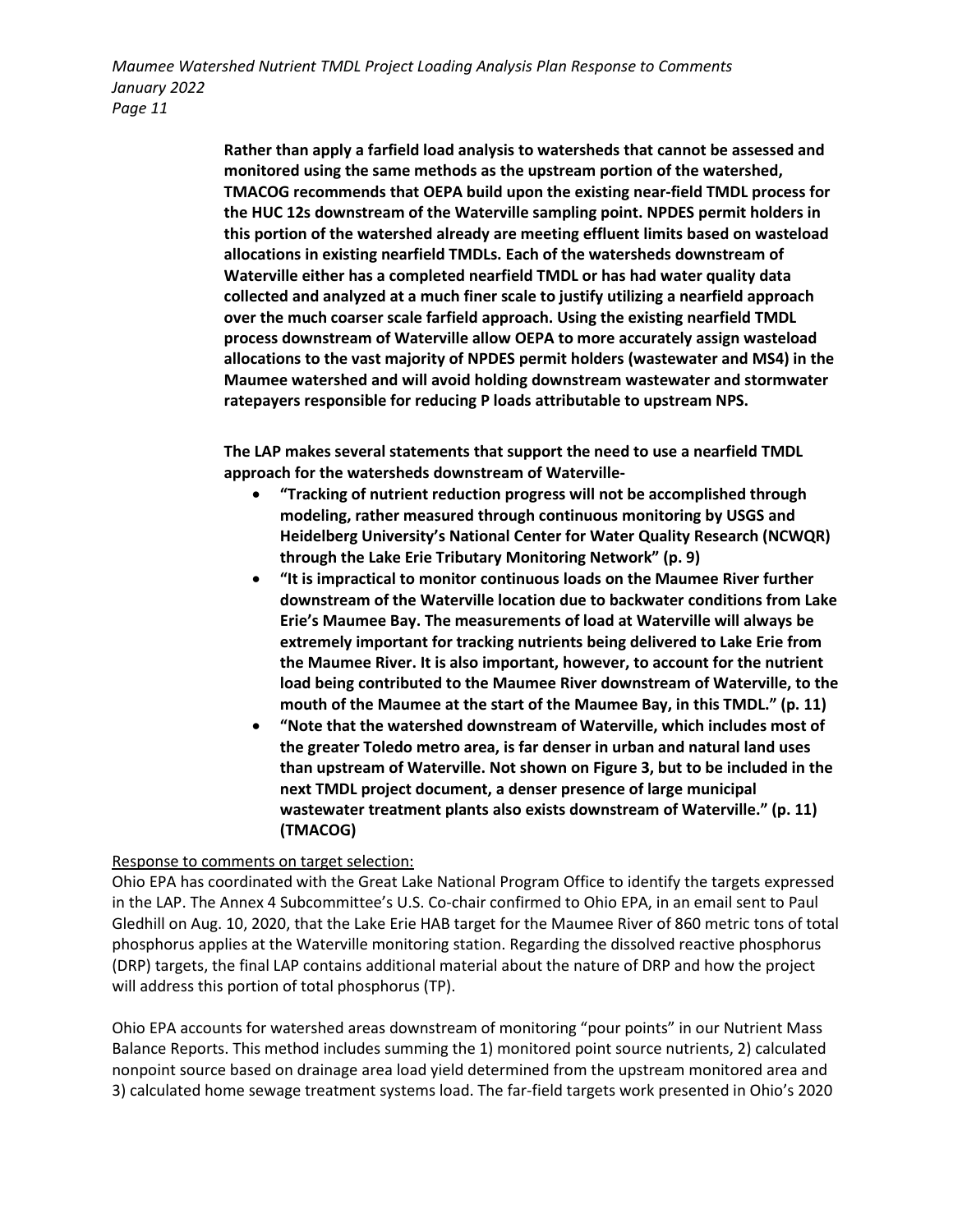**Rather than apply a farfield load analysis to watersheds that cannot be assessed and monitored using the same methods as the upstream portion of the watershed, TMACOG recommends that OEPA build upon the existing near-field TMDL process for the HUC 12s downstream of the Waterville sampling point. NPDES permit holders in this portion of the watershed already are meeting effluent limits based on wasteload allocations in existing nearfield TMDLs. Each of the watersheds downstream of Waterville either has a completed nearfield TMDL or has had water quality data collected and analyzed at a much finer scale to justify utilizing a nearfield approach over the much coarser scale farfield approach. Using the existing nearfield TMDL process downstream of Waterville allow OEPA to more accurately assign wasteload allocations to the vast majority of NPDES permit holders (wastewater and MS4) in the Maumee watershed and will avoid holding downstream wastewater and stormwater ratepayers responsible for reducing P loads attributable to upstream NPS.**

**The LAP makes several statements that support the need to use a nearfield TMDL approach for the watersheds downstream of Waterville-**

- **"Tracking of nutrient reduction progress will not be accomplished through modeling, rather measured through continuous monitoring by USGS and Heidelberg University's National Center for Water Quality Research (NCWQR) through the Lake Erie Tributary Monitoring Network" (p. 9)**
- **"It is impractical to monitor continuous loads on the Maumee River further downstream of the Waterville location due to backwater conditions from Lake Erie's Maumee Bay. The measurements of load at Waterville will always be extremely important for tracking nutrients being delivered to Lake Erie from the Maumee River. It is also important, however, to account for the nutrient load being contributed to the Maumee River downstream of Waterville, to the mouth of the Maumee at the start of the Maumee Bay, in this TMDL." (p. 11)**
- **"Note that the watershed downstream of Waterville, which includes most of the greater Toledo metro area, is far denser in urban and natural land uses than upstream of Waterville. Not shown on Figure 3, but to be included in the next TMDL project document, a denser presence of large municipal wastewater treatment plants also exists downstream of Waterville." (p. 11) (TMACOG)**

Response to comments on target selection:

Ohio EPA has coordinated with the Great Lake National Program Office to identify the targets expressed in the LAP. The Annex 4 Subcommittee's U.S. Co-chair confirmed to Ohio EPA, in an email sent to Paul Gledhill on Aug. 10, 2020, that the Lake Erie HAB target for the Maumee River of 860 metric tons of total phosphorus applies at the Waterville monitoring station. Regarding the dissolved reactive phosphorus (DRP) targets, the final LAP contains additional material about the nature of DRP and how the project will address this portion of total phosphorus (TP).

Ohio EPA accounts for watershed areas downstream of monitoring "pour points" in our Nutrient Mass Balance Reports. This method includes summing the 1) monitored point source nutrients, 2) calculated nonpoint source based on drainage area load yield determined from the upstream monitored area and 3) calculated home sewage treatment systems load. The far-field targets work presented in Ohio's 2020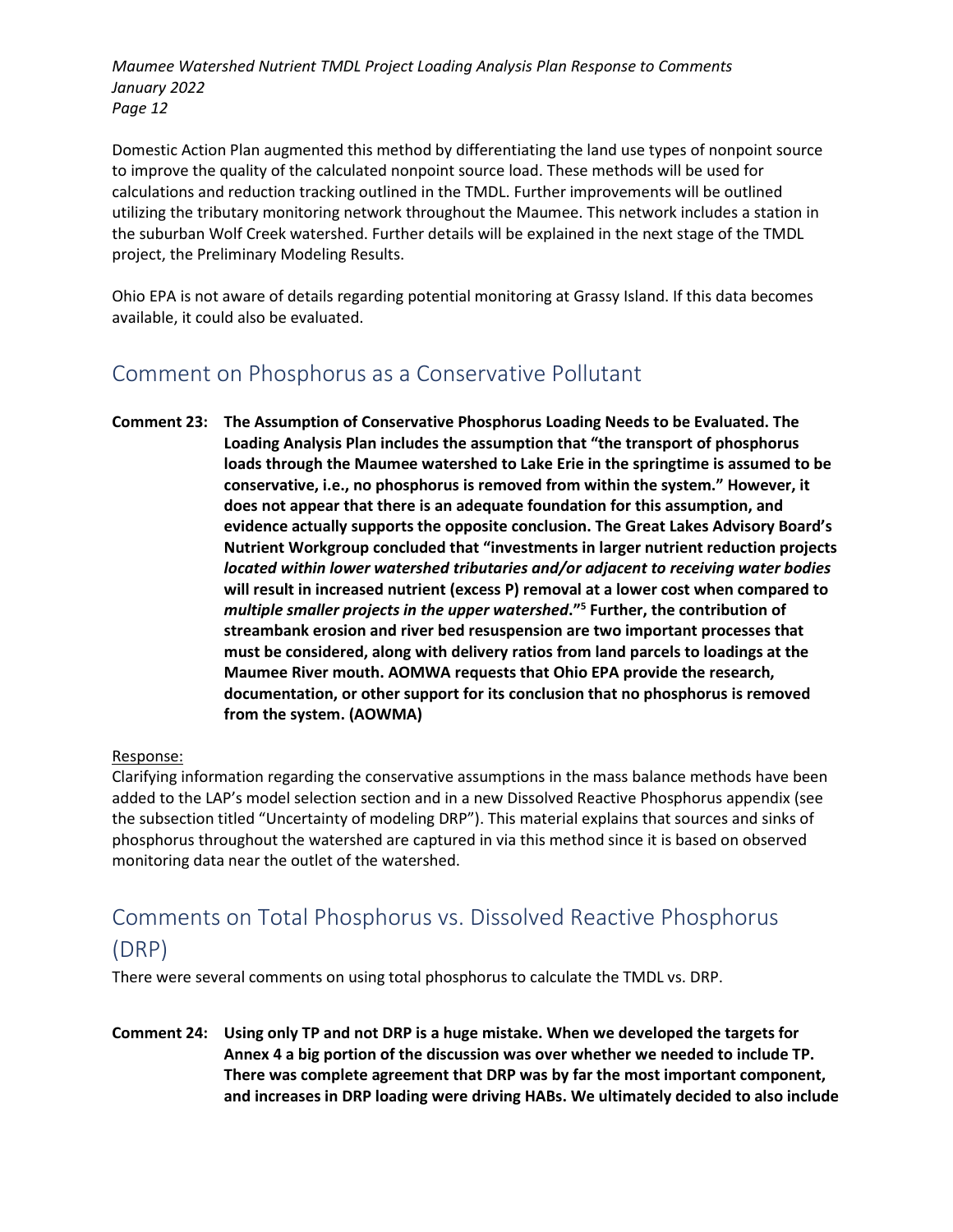Domestic Action Plan augmented this method by differentiating the land use types of nonpoint source to improve the quality of the calculated nonpoint source load. These methods will be used for calculations and reduction tracking outlined in the TMDL. Further improvements will be outlined utilizing the tributary monitoring network throughout the Maumee. This network includes a station in the suburban Wolf Creek watershed. Further details will be explained in the next stage of the TMDL project, the Preliminary Modeling Results.

Ohio EPA is not aware of details regarding potential monitoring at Grassy Island. If this data becomes available, it could also be evaluated.

## Comment on Phosphorus as a Conservative Pollutant

**Comment 23: The Assumption of Conservative Phosphorus Loading Needs to be Evaluated. The Loading Analysis Plan includes the assumption that "the transport of phosphorus loads through the Maumee watershed to Lake Erie in the springtime is assumed to be conservative, i.e., no phosphorus is removed from within the system." However, it does not appear that there is an adequate foundation for this assumption, and evidence actually supports the opposite conclusion. The Great Lakes Advisory Board's Nutrient Workgroup concluded that "investments in larger nutrient reduction projects *located within lower watershed tributaries and/or adjacent to receiving water bodies* will result in increased nutrient (excess P) removal at a lower cost when compared to *multiple smaller projects in the upper watershed*."[5] Further, the contribution of streambank erosion and river bed resuspension are two important processes that must be considered, along with delivery ratios from land parcels to loadings at the Maumee River mouth. AOMWA requests that Ohio EPA provide the research, documentation, or other support for its conclusion that no phosphorus is removed from the system. (AOWMA)**

Response:

Clarifying information regarding the conservative assumptions in the mass balance methods have been added to the LAP's model selection section and in a new Dissolved Reactive Phosphorus appendix (see the subsection titled "Uncertainty of modeling DRP"). This material explains that sources and sinks of phosphorus throughout the watershed are captured in via this method since it is based on observed monitoring data near the outlet of the watershed.

## Comments on Total Phosphorus vs. Dissolved Reactive Phosphorus (DRP)

There were several comments on using total phosphorus to calculate the TMDL vs. DRP.

**Comment 24: Using only TP and not DRP is a huge mistake. When we developed the targets for Annex 4 a big portion of the discussion was over whether we needed to include TP. There was complete agreement that DRP was by far the most important component, and increases in DRP loading were driving HABs. We ultimately decided to also include**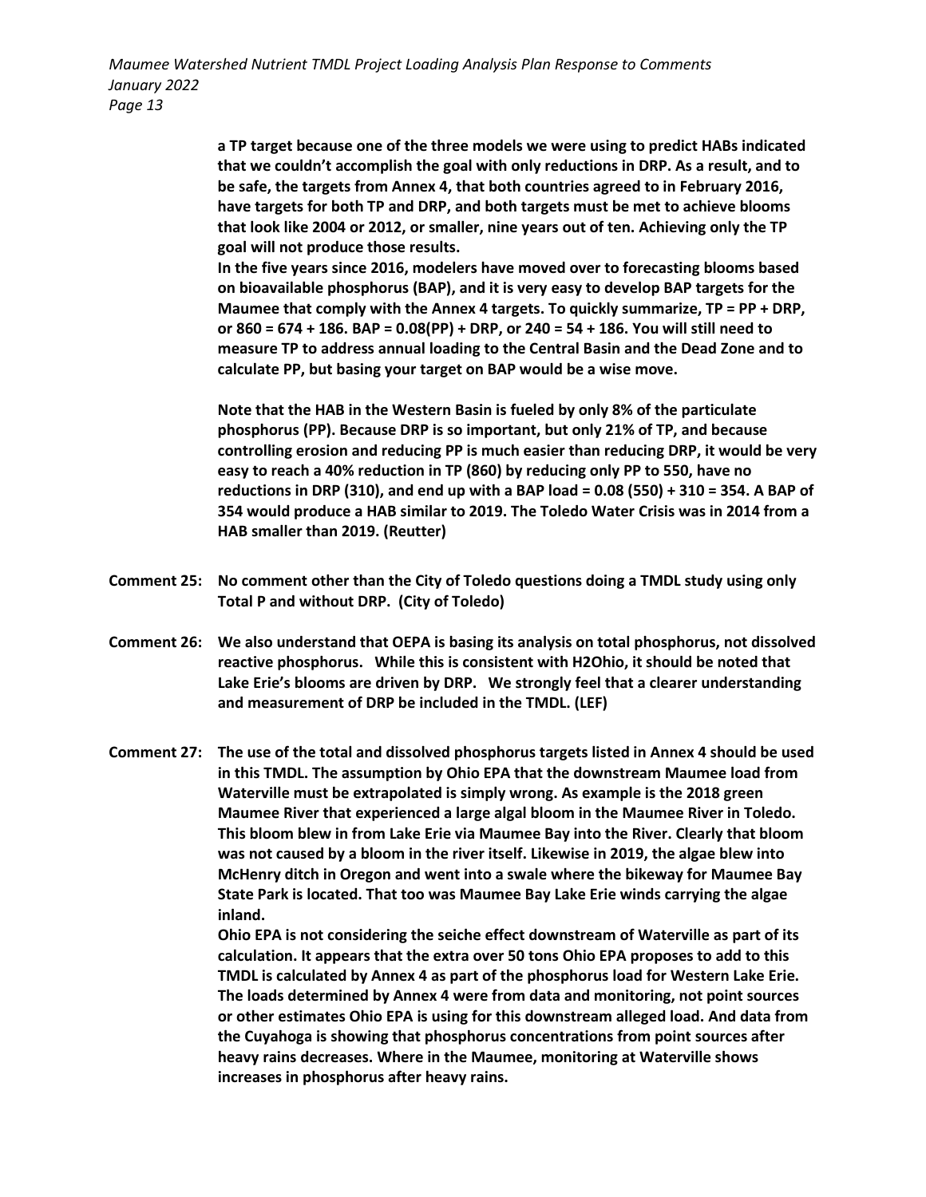**a TP target because one of the three models we were using to predict HABs indicated that we couldn't accomplish the goal with only reductions in DRP. As a result, and to be safe, the targets from Annex 4, that both countries agreed to in February 2016, have targets for both TP and DRP, and both targets must be met to achieve blooms that look like 2004 or 2012, or smaller, nine years out of ten. Achieving only the TP goal will not produce those results.**

**In the five years since 2016, modelers have moved over to forecasting blooms based on bioavailable phosphorus (BAP), and it is very easy to develop BAP targets for the Maumee that comply with the Annex 4 targets. To quickly summarize, TP = PP + DRP, or 860 = 674 + 186. BAP = 0.08(PP) + DRP, or 240 = 54 + 186. You will still need to measure TP to address annual loading to the Central Basin and the Dead Zone and to calculate PP, but basing your target on BAP would be a wise move.**

**Note that the HAB in the Western Basin is fueled by only 8% of the particulate phosphorus (PP). Because DRP is so important, but only 21% of TP, and because controlling erosion and reducing PP is much easier than reducing DRP, it would be very easy to reach a 40% reduction in TP (860) by reducing only PP to 550, have no reductions in DRP (310), and end up with a BAP load = 0.08 (550) + 310 = 354. A BAP of 354 would produce a HAB similar to 2019. The Toledo Water Crisis was in 2014 from a HAB smaller than 2019. (Reutter)**

**Comment 25: No comment other than the City of Toledo questions doing a TMDL study using only Total P and without DRP. (City of Toledo)**

**Comment 26: We also understand that OEPA is basing its analysis on total phosphorus, not dissolved reactive phosphorus. While this is consistent with H2Ohio, it should be noted that Lake Erie's blooms are driven by DRP. We strongly feel that a clearer understanding and measurement of DRP be included in the TMDL. (LEF)**

**Comment 27: The use of the total and dissolved phosphorus targets listed in Annex 4 should be used in this TMDL. The assumption by Ohio EPA that the downstream Maumee load from Waterville must be extrapolated is simply wrong. As example is the 2018 green Maumee River that experienced a large algal bloom in the Maumee River in Toledo. This bloom blew in from Lake Erie via Maumee Bay into the River. Clearly that bloom was not caused by a bloom in the river itself. Likewise in 2019, the algae blew into McHenry ditch in Oregon and went into a swale where the bikeway for Maumee Bay State Park is located. That too was Maumee Bay Lake Erie winds carrying the algae inland.**

**Ohio EPA is not considering the seiche effect downstream of Waterville as part of its calculation. It appears that the extra over 50 tons Ohio EPA proposes to add to this TMDL is calculated by Annex 4 as part of the phosphorus load for Western Lake Erie. The loads determined by Annex 4 were from data and monitoring, not point sources or other estimates Ohio EPA is using for this downstream alleged load. And data from the Cuyahoga is showing that phosphorus concentrations from point sources after heavy rains decreases. Where in the Maumee, monitoring at Waterville shows increases in phosphorus after heavy rains.**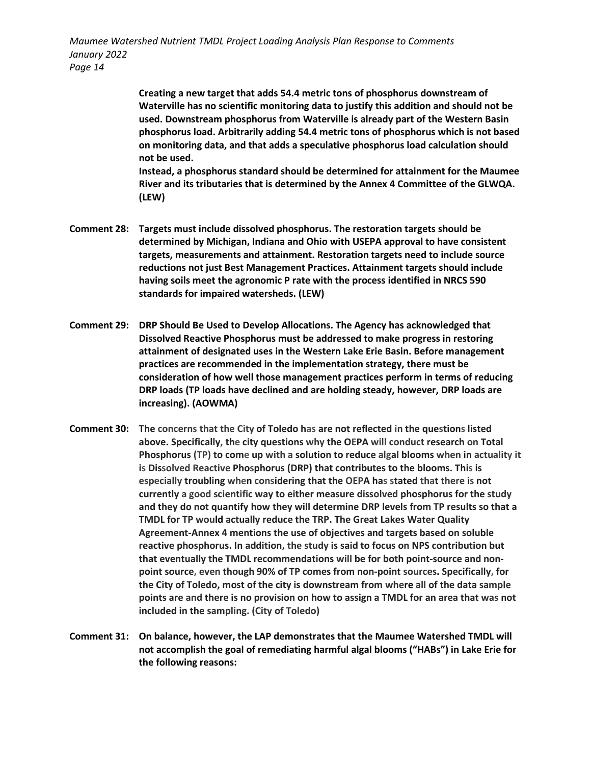**Creating a new target that adds 54.4 metric tons of phosphorus downstream of Waterville has no scientific monitoring data to justify this addition and should not be used. Downstream phosphorus from Waterville is already part of the Western Basin phosphorus load. Arbitrarily adding 54.4 metric tons of phosphorus which is not based on monitoring data, and that adds a speculative phosphorus load calculation should not be used.**

**Instead, a phosphorus standard should be determined for attainment for the Maumee River and its tributaries that is determined by the Annex 4 Committee of the GLWQA. (LEW)**

**Comment 28: Targets must include dissolved phosphorus. The restoration targets should be determined by Michigan, Indiana and Ohio with USEPA approval to have consistent targets, measurements and attainment. Restoration targets need to include source reductions not just Best Management Practices. Attainment targets should include having soils meet the agronomic P rate with the process identified in NRCS 590 standards for impaired watersheds. (LEW)**

**Comment 29: DRP Should Be Used to Develop Allocations. The Agency has acknowledged that Dissolved Reactive Phosphorus must be addressed to make progress in restoring attainment of designated uses in the Western Lake Erie Basin. Before management practices are recommended in the implementation strategy, there must be consideration of how well those management practices perform in terms of reducing DRP loads (TP loads have declined and are holding steady, however, DRP loads are increasing). (AOWMA)**

**Comment 30: The concerns that the City of Toledo has are not reflected in the questions listed above. Specifically, the city questions why the OEPA will conduct research on Total Phosphorus (TP) to come up with a solution to reduce algal blooms when in actuality it is Dissolved Reactive Phosphorus (DRP) that contributes to the blooms. This is especially troubling when considering that the OEPA has stated that there is not currently a good scientific way to either measure dissolved phosphorus for the study and they do not quantify how they will determine DRP levels from TP results so that a TMDL for TP would actually reduce the TRP. The Great Lakes Water Quality Agreement-Annex 4 mentions the use of objectives and targets based on soluble reactive phosphorus. In addition, the study is said to focus on NPS contribution but that eventually the TMDL recommendations will be for both point-source and non-point source, even though 90% of TP comes from non-point sources. Specifically, for the City of Toledo, most of the city is downstream from where all of the data sample points are and there is no provision on how to assign a TMDL for an area that was not included in the sampling. (City of Toledo)**

**Comment 31: On balance, however, the LAP demonstrates that the Maumee Watershed TMDL will not accomplish the goal of remediating harmful algal blooms ("HABs") in Lake Erie for the following reasons:**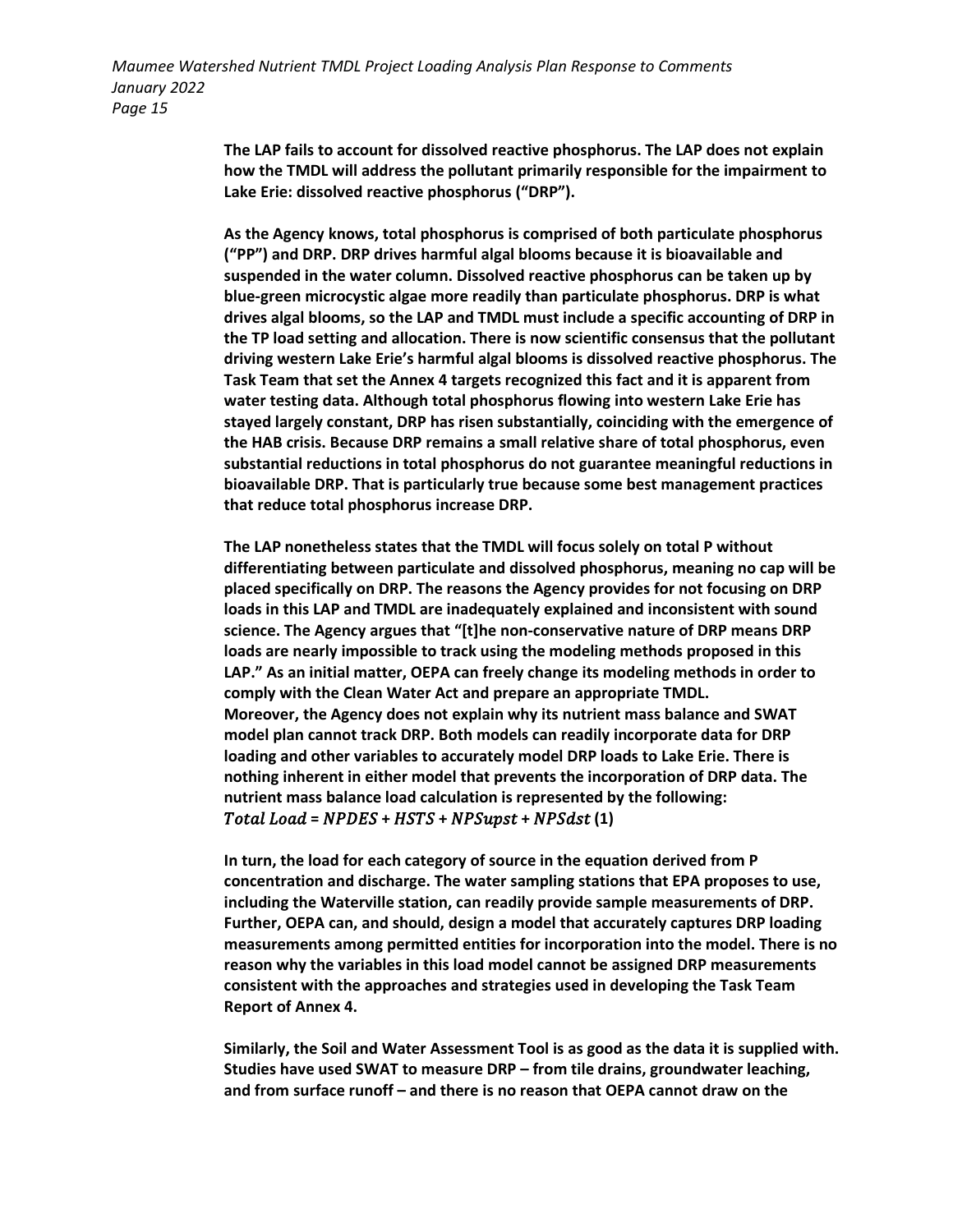**The LAP fails to account for dissolved reactive phosphorus. The LAP does not explain how the TMDL will address the pollutant primarily responsible for the impairment to Lake Erie: dissolved reactive phosphorus ("DRP").**

**As the Agency knows, total phosphorus is comprised of both particulate phosphorus ("PP") and DRP. DRP drives harmful algal blooms because it is bioavailable and suspended in the water column. Dissolved reactive phosphorus can be taken up by blue-green microcystic algae more readily than particulate phosphorus. DRP is what drives algal blooms, so the LAP and TMDL must include a specific accounting of DRP in the TP load setting and allocation. There is now scientific consensus that the pollutant driving western Lake Erie's harmful algal blooms is dissolved reactive phosphorus. The Task Team that set the Annex 4 targets recognized this fact and it is apparent from water testing data. Although total phosphorus flowing into western Lake Erie has stayed largely constant, DRP has risen substantially, coinciding with the emergence of the HAB crisis. Because DRP remains a small relative share of total phosphorus, even substantial reductions in total phosphorus do not guarantee meaningful reductions in bioavailable DRP. That is particularly true because some best management practices that reduce total phosphorus increase DRP.**

**The LAP nonetheless states that the TMDL will focus solely on total P without differentiating between particulate and dissolved phosphorus, meaning no cap will be placed specifically on DRP. The reasons the Agency provides for not focusing on DRP loads in this LAP and TMDL are inadequately explained and inconsistent with sound science. The Agency argues that "[t]he non-conservative nature of DRP means DRP loads are nearly impossible to track using the modeling methods proposed in this LAP." As an initial matter, OEPA can freely change its modeling methods in order to comply with the Clean Water Act and prepare an appropriate TMDL. Moreover, the Agency does not explain why its nutrient mass balance and SWAT model plan cannot track DRP. Both models can readily incorporate data for DRP loading and other variables to accurately model DRP loads to Lake Erie. There is nothing inherent in either model that prevents the incorporation of DRP data. The nutrient mass balance load calculation is represented by the following:**
$Total\ Load = NPDES + HSTS + NPSupst + NPSdst$ **(1)**

**In turn, the load for each category of source in the equation derived from P concentration and discharge. The water sampling stations that EPA proposes to use, including the Waterville station, can readily provide sample measurements of DRP. Further, OEPA can, and should, design a model that accurately captures DRP loading measurements among permitted entities for incorporation into the model. There is no reason why the variables in this load model cannot be assigned DRP measurements consistent with the approaches and strategies used in developing the Task Team Report of Annex 4.**

**Similarly, the Soil and Water Assessment Tool is as good as the data it is supplied with. Studies have used SWAT to measure DRP – from tile drains, groundwater leaching, and from surface runoff – and there is no reason that OEPA cannot draw on the**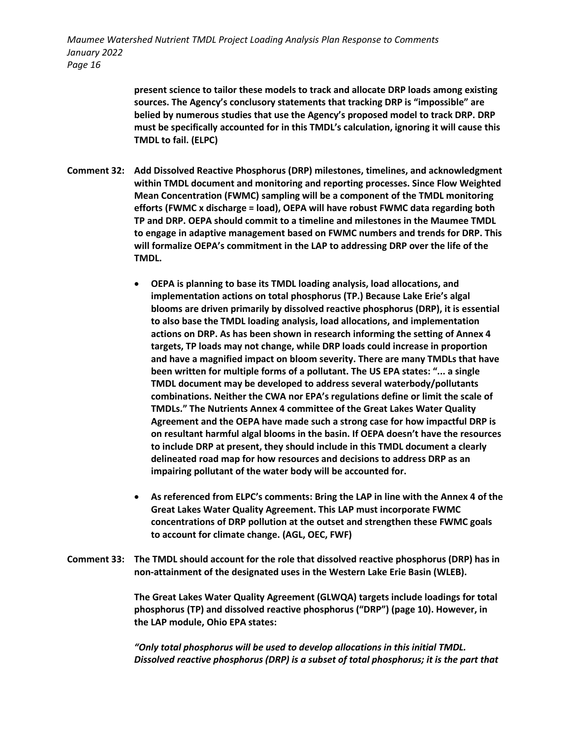**present science to tailor these models to track and allocate DRP loads among existing sources. The Agency's conclusory statements that tracking DRP is "impossible" are belied by numerous studies that use the Agency's proposed model to track DRP. DRP must be specifically accounted for in this TMDL's calculation, ignoring it will cause this TMDL to fail. (ELPC)**

**Comment 32: Add Dissolved Reactive Phosphorus (DRP) milestones, timelines, and acknowledgment within TMDL document and monitoring and reporting processes. Since Flow Weighted Mean Concentration (FWMC) sampling will be a component of the TMDL monitoring efforts (FWMC x discharge = load), OEPA will have robust FWMC data regarding both TP and DRP. OEPA should commit to a timeline and milestones in the Maumee TMDL to engage in adaptive management based on FWMC numbers and trends for DRP. This will formalize OEPA's commitment in the LAP to addressing DRP over the life of the TMDL.**

- **OEPA is planning to base its TMDL loading analysis, load allocations, and implementation actions on total phosphorus (TP.) Because Lake Erie's algal blooms are driven primarily by dissolved reactive phosphorus (DRP), it is essential to also base the TMDL loading analysis, load allocations, and implementation actions on DRP. As has been shown in research informing the setting of Annex 4 targets, TP loads may not change, while DRP loads could increase in proportion and have a magnified impact on bloom severity. There are many TMDLs that have been written for multiple forms of a pollutant. The US EPA states: "... a single TMDL document may be developed to address several waterbody/pollutants combinations. Neither the CWA nor EPA's regulations define or limit the scale of TMDLs." The Nutrients Annex 4 committee of the Great Lakes Water Quality Agreement and the OEPA have made such a strong case for how impactful DRP is on resultant harmful algal blooms in the basin. If OEPA doesn't have the resources to include DRP at present, they should include in this TMDL document a clearly delineated road map for how resources and decisions to address DRP as an impairing pollutant of the water body will be accounted for.**

- **As referenced from ELPC's comments: Bring the LAP in line with the Annex 4 of the Great Lakes Water Quality Agreement. This LAP must incorporate FWMC concentrations of DRP pollution at the outset and strengthen these FWMC goals to account for climate change. (AGL, OEC, FWF)**

**Comment 33: The TMDL should account for the role that dissolved reactive phosphorus (DRP) has in non-attainment of the designated uses in the Western Lake Erie Basin (WLEB).**

**The Great Lakes Water Quality Agreement (GLWQA) targets include loadings for total phosphorus (TP) and dissolved reactive phosphorus ("DRP") (page 10). However, in the LAP module, Ohio EPA states:**

***"Only total phosphorus will be used to develop allocations in this initial TMDL. Dissolved reactive phosphorus (DRP) is a subset of total phosphorus; it is the part that***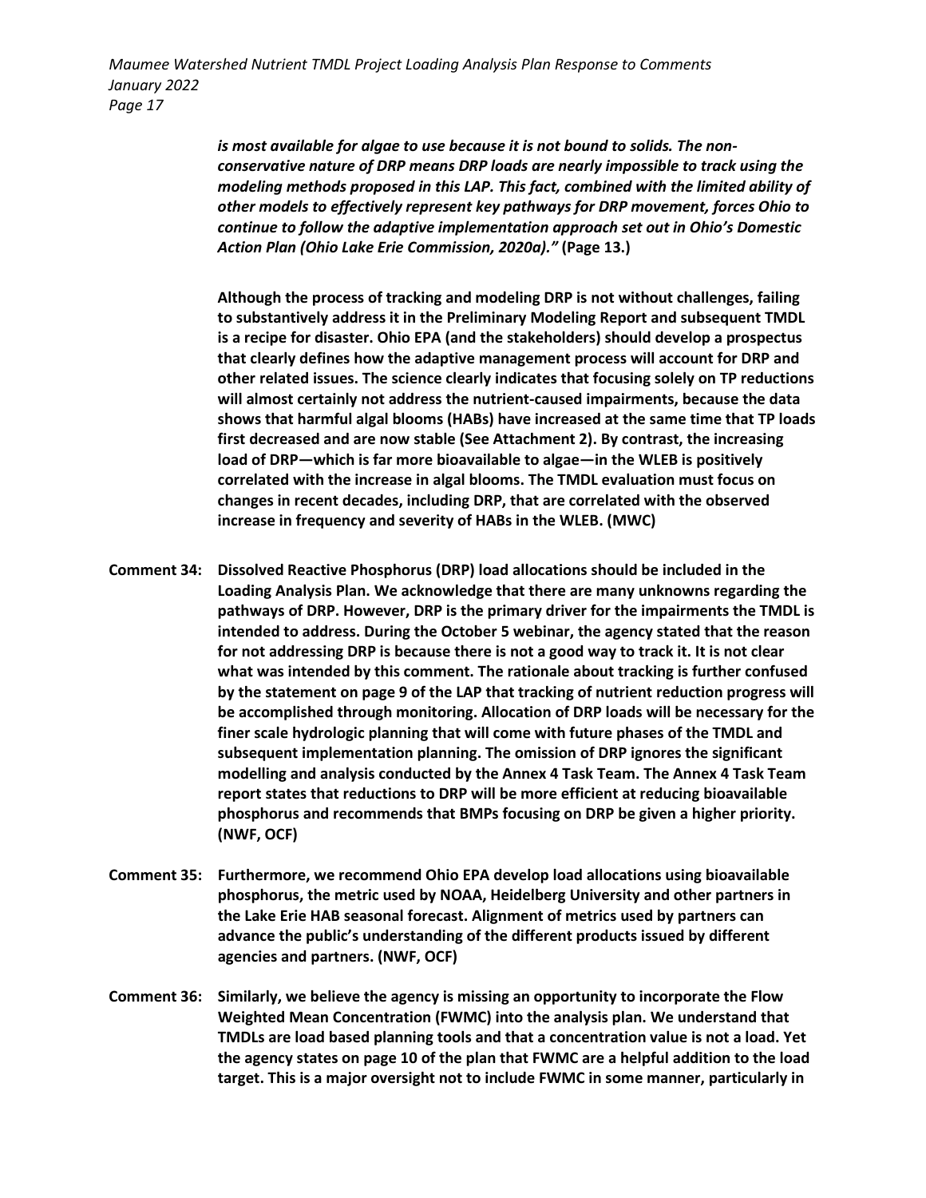***is most available for algae to use because it is not bound to solids. The non-conservative nature of DRP means DRP loads are nearly impossible to track using the modeling methods proposed in this LAP. This fact, combined with the limited ability of other models to effectively represent key pathways for DRP movement, forces Ohio to continue to follow the adaptive implementation approach set out in Ohio's Domestic Action Plan (Ohio Lake Erie Commission, 2020a)."*** **(Page 13.)**

**Although the process of tracking and modeling DRP is not without challenges, failing to substantively address it in the Preliminary Modeling Report and subsequent TMDL is a recipe for disaster. Ohio EPA (and the stakeholders) should develop a prospectus that clearly defines how the adaptive management process will account for DRP and other related issues. The science clearly indicates that focusing solely on TP reductions will almost certainly not address the nutrient-caused impairments, because the data shows that harmful algal blooms (HABs) have increased at the same time that TP loads first decreased and are now stable (See Attachment 2). By contrast, the increasing load of DRP—which is far more bioavailable to algae—in the WLEB is positively correlated with the increase in algal blooms. The TMDL evaluation must focus on changes in recent decades, including DRP, that are correlated with the observed increase in frequency and severity of HABs in the WLEB. (MWC)**

**Comment 34: Dissolved Reactive Phosphorus (DRP) load allocations should be included in the Loading Analysis Plan. We acknowledge that there are many unknowns regarding the pathways of DRP. However, DRP is the primary driver for the impairments the TMDL is intended to address. During the October 5 webinar, the agency stated that the reason for not addressing DRP is because there is not a good way to track it. It is not clear what was intended by this comment. The rationale about tracking is further confused by the statement on page 9 of the LAP that tracking of nutrient reduction progress will be accomplished through monitoring. Allocation of DRP loads will be necessary for the finer scale hydrologic planning that will come with future phases of the TMDL and subsequent implementation planning. The omission of DRP ignores the significant modelling and analysis conducted by the Annex 4 Task Team. The Annex 4 Task Team report states that reductions to DRP will be more efficient at reducing bioavailable phosphorus and recommends that BMPs focusing on DRP be given a higher priority. (NWF, OCF)**

**Comment 35: Furthermore, we recommend Ohio EPA develop load allocations using bioavailable phosphorus, the metric used by NOAA, Heidelberg University and other partners in the Lake Erie HAB seasonal forecast. Alignment of metrics used by partners can advance the public's understanding of the different products issued by different agencies and partners. (NWF, OCF)**

**Comment 36: Similarly, we believe the agency is missing an opportunity to incorporate the Flow Weighted Mean Concentration (FWMC) into the analysis plan. We understand that TMDLs are load based planning tools and that a concentration value is not a load. Yet the agency states on page 10 of the plan that FWMC are a helpful addition to the load target. This is a major oversight not to include FWMC in some manner, particularly in**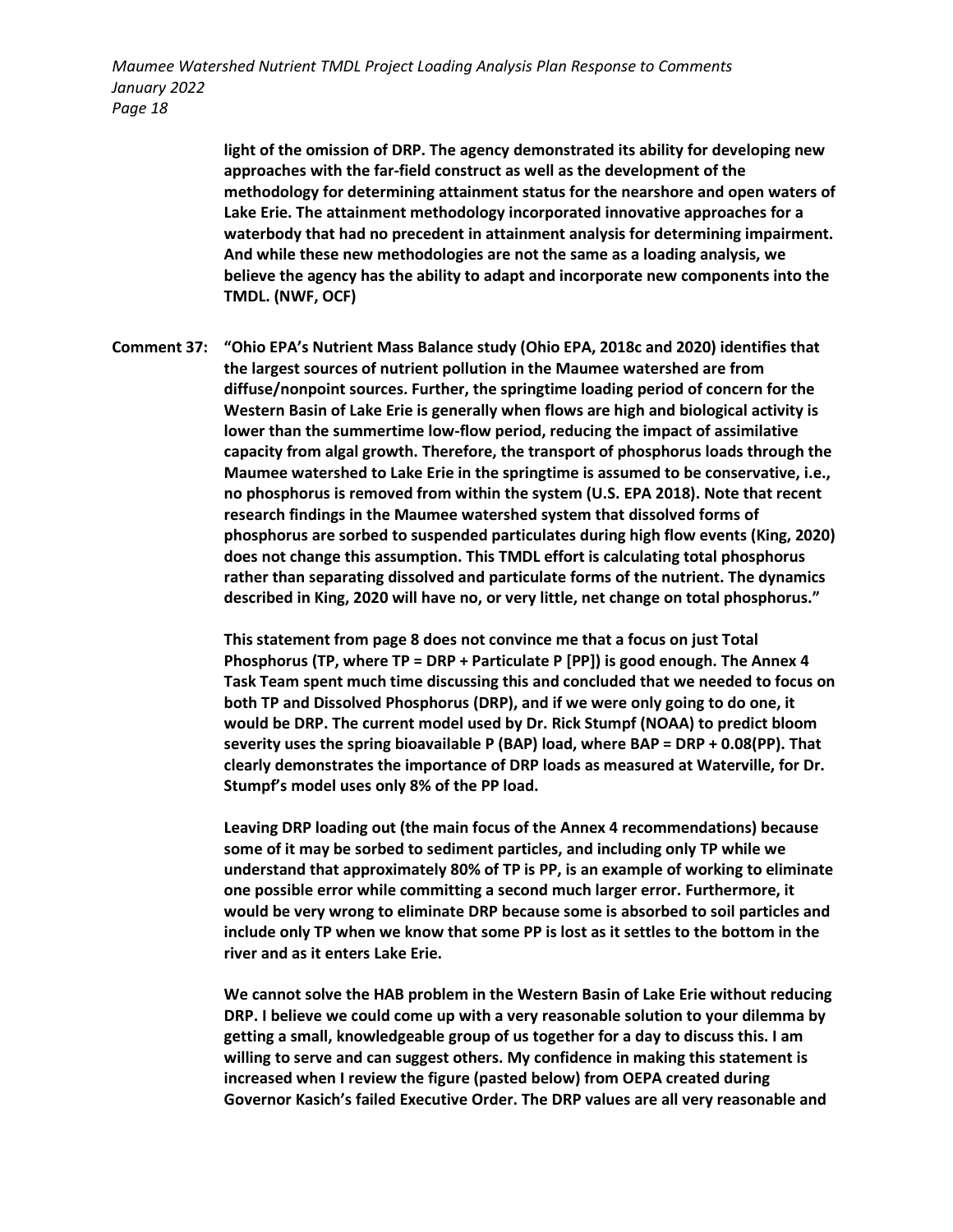**light of the omission of DRP. The agency demonstrated its ability for developing new approaches with the far-field construct as well as the development of the methodology for determining attainment status for the nearshore and open waters of Lake Erie. The attainment methodology incorporated innovative approaches for a waterbody that had no precedent in attainment analysis for determining impairment. And while these new methodologies are not the same as a loading analysis, we believe the agency has the ability to adapt and incorporate new components into the TMDL. (NWF, OCF)**

**Comment 37: "Ohio EPA's Nutrient Mass Balance study (Ohio EPA, 2018c and 2020) identifies that the largest sources of nutrient pollution in the Maumee watershed are from diffuse/nonpoint sources. Further, the springtime loading period of concern for the Western Basin of Lake Erie is generally when flows are high and biological activity is lower than the summertime low-flow period, reducing the impact of assimilative capacity from algal growth. Therefore, the transport of phosphorus loads through the Maumee watershed to Lake Erie in the springtime is assumed to be conservative, i.e., no phosphorus is removed from within the system (U.S. EPA 2018). Note that recent research findings in the Maumee watershed system that dissolved forms of phosphorus are sorbed to suspended particulates during high flow events (King, 2020) does not change this assumption. This TMDL effort is calculating total phosphorus rather than separating dissolved and particulate forms of the nutrient. The dynamics described in King, 2020 will have no, or very little, net change on total phosphorus."**

**This statement from page 8 does not convince me that a focus on just Total Phosphorus (TP, where TP = DRP + Particulate P [PP]) is good enough. The Annex 4 Task Team spent much time discussing this and concluded that we needed to focus on both TP and Dissolved Phosphorus (DRP), and if we were only going to do one, it would be DRP. The current model used by Dr. Rick Stumpf (NOAA) to predict bloom severity uses the spring bioavailable P (BAP) load, where BAP = DRP + 0.08(PP). That clearly demonstrates the importance of DRP loads as measured at Waterville, for Dr. Stumpf's model uses only 8% of the PP load.**

**Leaving DRP loading out (the main focus of the Annex 4 recommendations) because some of it may be sorbed to sediment particles, and including only TP while we understand that approximately 80% of TP is PP, is an example of working to eliminate one possible error while committing a second much larger error. Furthermore, it would be very wrong to eliminate DRP because some is absorbed to soil particles and include only TP when we know that some PP is lost as it settles to the bottom in the river and as it enters Lake Erie.**

**We cannot solve the HAB problem in the Western Basin of Lake Erie without reducing DRP. I believe we could come up with a very reasonable solution to your dilemma by getting a small, knowledgeable group of us together for a day to discuss this. I am willing to serve and can suggest others. My confidence in making this statement is increased when I review the figure (pasted below) from OEPA created during Governor Kasich's failed Executive Order. The DRP values are all very reasonable and**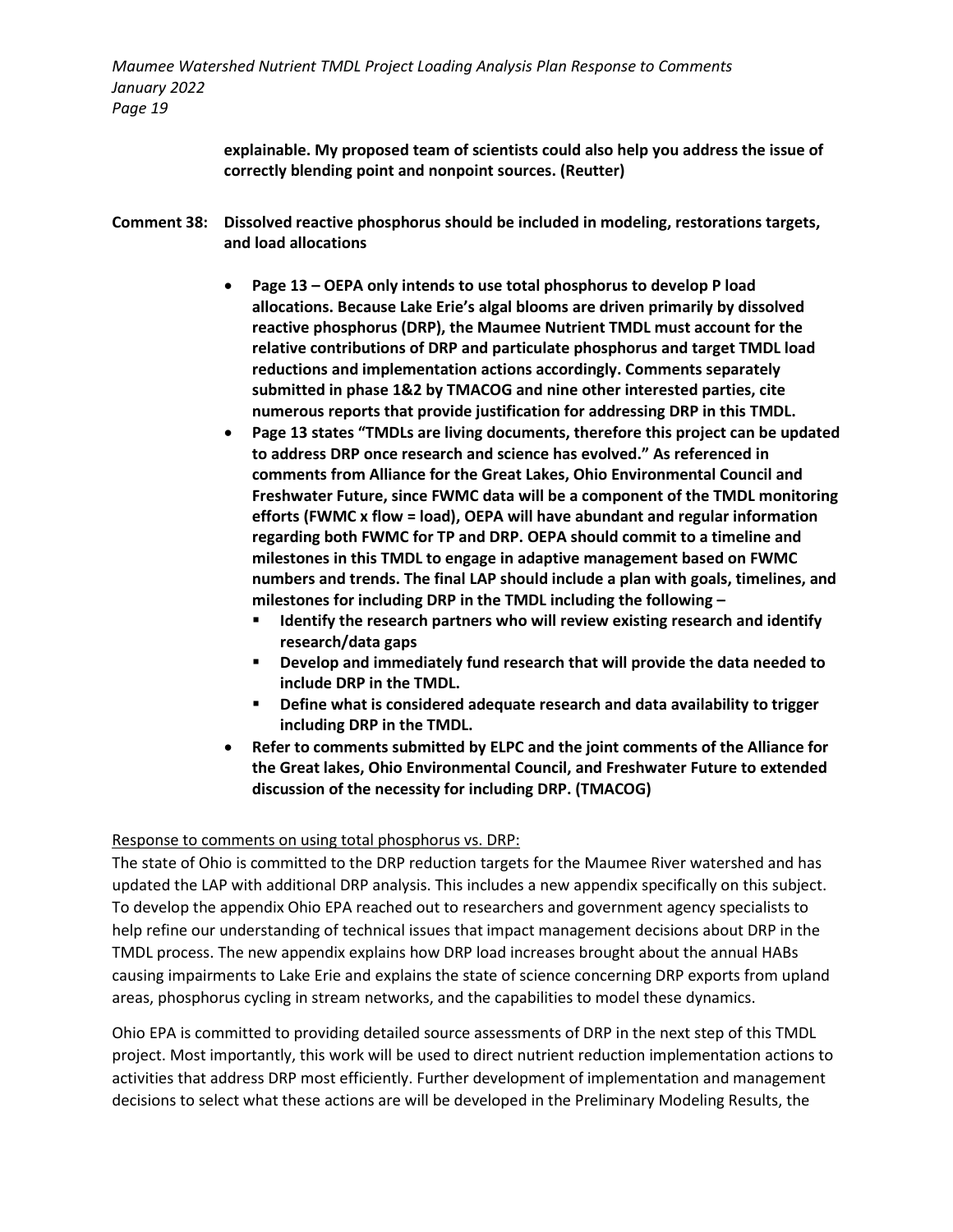**explainable. My proposed team of scientists could also help you address the issue of correctly blending point and nonpoint sources. (Reutter)**

**Comment 38: Dissolved reactive phosphorus should be included in modeling, restorations targets, and load allocations**

- **Page 13 – OEPA only intends to use total phosphorus to develop P load allocations. Because Lake Erie's algal blooms are driven primarily by dissolved reactive phosphorus (DRP), the Maumee Nutrient TMDL must account for the relative contributions of DRP and particulate phosphorus and target TMDL load reductions and implementation actions accordingly. Comments separately submitted in phase 1&2 by TMACOG and nine other interested parties, cite numerous reports that provide justification for addressing DRP in this TMDL.**
- **Page 13 states "TMDLs are living documents, therefore this project can be updated to address DRP once research and science has evolved." As referenced in comments from Alliance for the Great Lakes, Ohio Environmental Council and Freshwater Future, since FWMC data will be a component of the TMDL monitoring efforts (FWMC x flow = load), OEPA will have abundant and regular information regarding both FWMC for TP and DRP. OEPA should commit to a timeline and milestones in this TMDL to engage in adaptive management based on FWMC numbers and trends. The final LAP should include a plan with goals, timelines, and milestones for including DRP in the TMDL including the following –**
  - **Identify the research partners who will review existing research and identify research/data gaps**
  - **Develop and immediately fund research that will provide the data needed to include DRP in the TMDL.**
  - **Define what is considered adequate research and data availability to trigger including DRP in the TMDL.**
- **Refer to comments submitted by ELPC and the joint comments of the Alliance for the Great lakes, Ohio Environmental Council, and Freshwater Future to extended discussion of the necessity for including DRP. (TMACOG)**

<u>Response to comments on using total phosphorus vs. DRP:</u>

The state of Ohio is committed to the DRP reduction targets for the Maumee River watershed and has updated the LAP with additional DRP analysis. This includes a new appendix specifically on this subject. To develop the appendix Ohio EPA reached out to researchers and government agency specialists to help refine our understanding of technical issues that impact management decisions about DRP in the TMDL process. The new appendix explains how DRP load increases brought about the annual HABs causing impairments to Lake Erie and explains the state of science concerning DRP exports from upland areas, phosphorus cycling in stream networks, and the capabilities to model these dynamics.

Ohio EPA is committed to providing detailed source assessments of DRP in the next step of this TMDL project. Most importantly, this work will be used to direct nutrient reduction implementation actions to activities that address DRP most efficiently. Further development of implementation and management decisions to select what these actions are will be developed in the Preliminary Modeling Results, the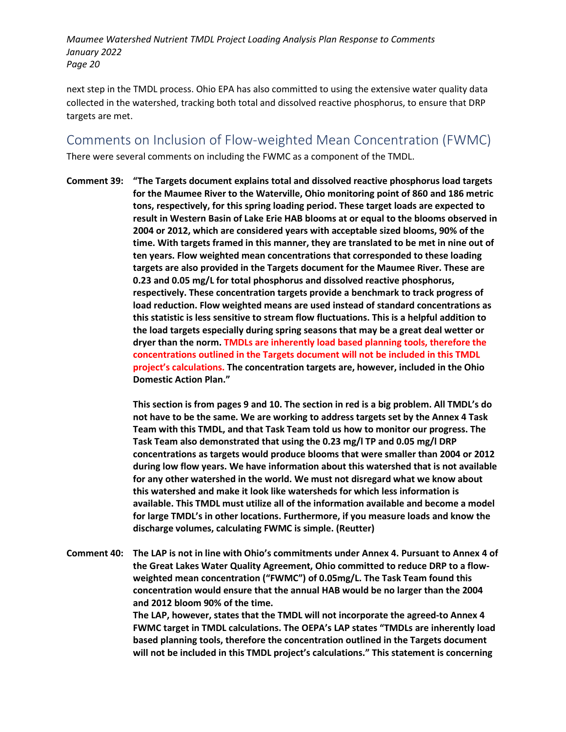next step in the TMDL process. Ohio EPA has also committed to using the extensive water quality data collected in the watershed, tracking both total and dissolved reactive phosphorus, to ensure that DRP targets are met.

## Comments on Inclusion of Flow-weighted Mean Concentration (FWMC)

There were several comments on including the FWMC as a component of the TMDL.

**Comment 39: "The Targets document explains total and dissolved reactive phosphorus load targets for the Maumee River to the Waterville, Ohio monitoring point of 860 and 186 metric tons, respectively, for this spring loading period. These target loads are expected to result in Western Basin of Lake Erie HAB blooms at or equal to the blooms observed in 2004 or 2012, which are considered years with acceptable sized blooms, 90% of the time. With targets framed in this manner, they are translated to be met in nine out of ten years. Flow weighted mean concentrations that corresponded to these loading targets are also provided in the Targets document for the Maumee River. These are 0.23 and 0.05 mg/L for total phosphorus and dissolved reactive phosphorus, respectively. These concentration targets provide a benchmark to track progress of load reduction. Flow weighted means are used instead of standard concentrations as this statistic is less sensitive to stream flow fluctuations. This is a helpful addition to the load targets especially during spring seasons that may be a great deal wetter or dryer than the norm. TMDLs are inherently load based planning tools, therefore the concentrations outlined in the Targets document will not be included in this TMDL project's calculations. The concentration targets are, however, included in the Ohio Domestic Action Plan."**

**This section is from pages 9 and 10. The section in red is a big problem. All TMDL's do not have to be the same. We are working to address targets set by the Annex 4 Task Team with this TMDL, and that Task Team told us how to monitor our progress. The Task Team also demonstrated that using the 0.23 mg/l TP and 0.05 mg/l DRP concentrations as targets would produce blooms that were smaller than 2004 or 2012 during low flow years. We have information about this watershed that is not available for any other watershed in the world. We must not disregard what we know about this watershed and make it look like watersheds for which less information is available. This TMDL must utilize all of the information available and become a model for large TMDL's in other locations. Furthermore, if you measure loads and know the discharge volumes, calculating FWMC is simple. (Reutter)**

**Comment 40: The LAP is not in line with Ohio's commitments under Annex 4. Pursuant to Annex 4 of the Great Lakes Water Quality Agreement, Ohio committed to reduce DRP to a flow-weighted mean concentration ("FWMC") of 0.05mg/L. The Task Team found this concentration would ensure that the annual HAB would be no larger than the 2004 and 2012 bloom 90% of the time.**

**The LAP, however, states that the TMDL will not incorporate the agreed-to Annex 4 FWMC target in TMDL calculations. The OEPA's LAP states "TMDLs are inherently load based planning tools, therefore the concentration outlined in the Targets document will not be included in this TMDL project's calculations." This statement is concerning**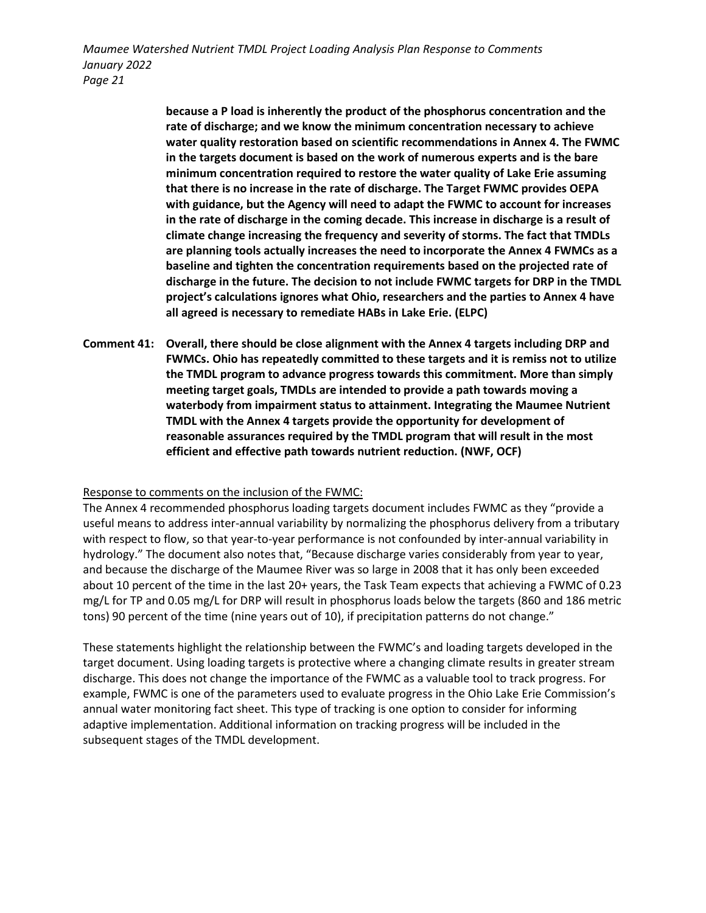**because a P load is inherently the product of the phosphorus concentration and the rate of discharge; and we know the minimum concentration necessary to achieve water quality restoration based on scientific recommendations in Annex 4. The FWMC in the targets document is based on the work of numerous experts and is the bare minimum concentration required to restore the water quality of Lake Erie assuming that there is no increase in the rate of discharge. The Target FWMC provides OEPA with guidance, but the Agency will need to adapt the FWMC to account for increases in the rate of discharge in the coming decade. This increase in discharge is a result of climate change increasing the frequency and severity of storms. The fact that TMDLs are planning tools actually increases the need to incorporate the Annex 4 FWMCs as a baseline and tighten the concentration requirements based on the projected rate of discharge in the future. The decision to not include FWMC targets for DRP in the TMDL project's calculations ignores what Ohio, researchers and the parties to Annex 4 have all agreed is necessary to remediate HABs in Lake Erie. (ELPC)**

**Comment 41: Overall, there should be close alignment with the Annex 4 targets including DRP and FWMCs. Ohio has repeatedly committed to these targets and it is remiss not to utilize the TMDL program to advance progress towards this commitment. More than simply meeting target goals, TMDLs are intended to provide a path towards moving a waterbody from impairment status to attainment. Integrating the Maumee Nutrient TMDL with the Annex 4 targets provide the opportunity for development of reasonable assurances required by the TMDL program that will result in the most efficient and effective path towards nutrient reduction. (NWF, OCF)**

<u>Response to comments on the inclusion of the FWMC:</u>

The Annex 4 recommended phosphorus loading targets document includes FWMC as they "provide a useful means to address inter-annual variability by normalizing the phosphorus delivery from a tributary with respect to flow, so that year-to-year performance is not confounded by inter-annual variability in hydrology." The document also notes that, "Because discharge varies considerably from year to year, and because the discharge of the Maumee River was so large in 2008 that it has only been exceeded about 10 percent of the time in the last 20+ years, the Task Team expects that achieving a FWMC of 0.23 mg/L for TP and 0.05 mg/L for DRP will result in phosphorus loads below the targets (860 and 186 metric tons) 90 percent of the time (nine years out of 10), if precipitation patterns do not change."

These statements highlight the relationship between the FWMC's and loading targets developed in the target document. Using loading targets is protective where a changing climate results in greater stream discharge. This does not change the importance of the FWMC as a valuable tool to track progress. For example, FWMC is one of the parameters used to evaluate progress in the Ohio Lake Erie Commission's annual water monitoring fact sheet. This type of tracking is one option to consider for informing adaptive implementation. Additional information on tracking progress will be included in the subsequent stages of the TMDL development.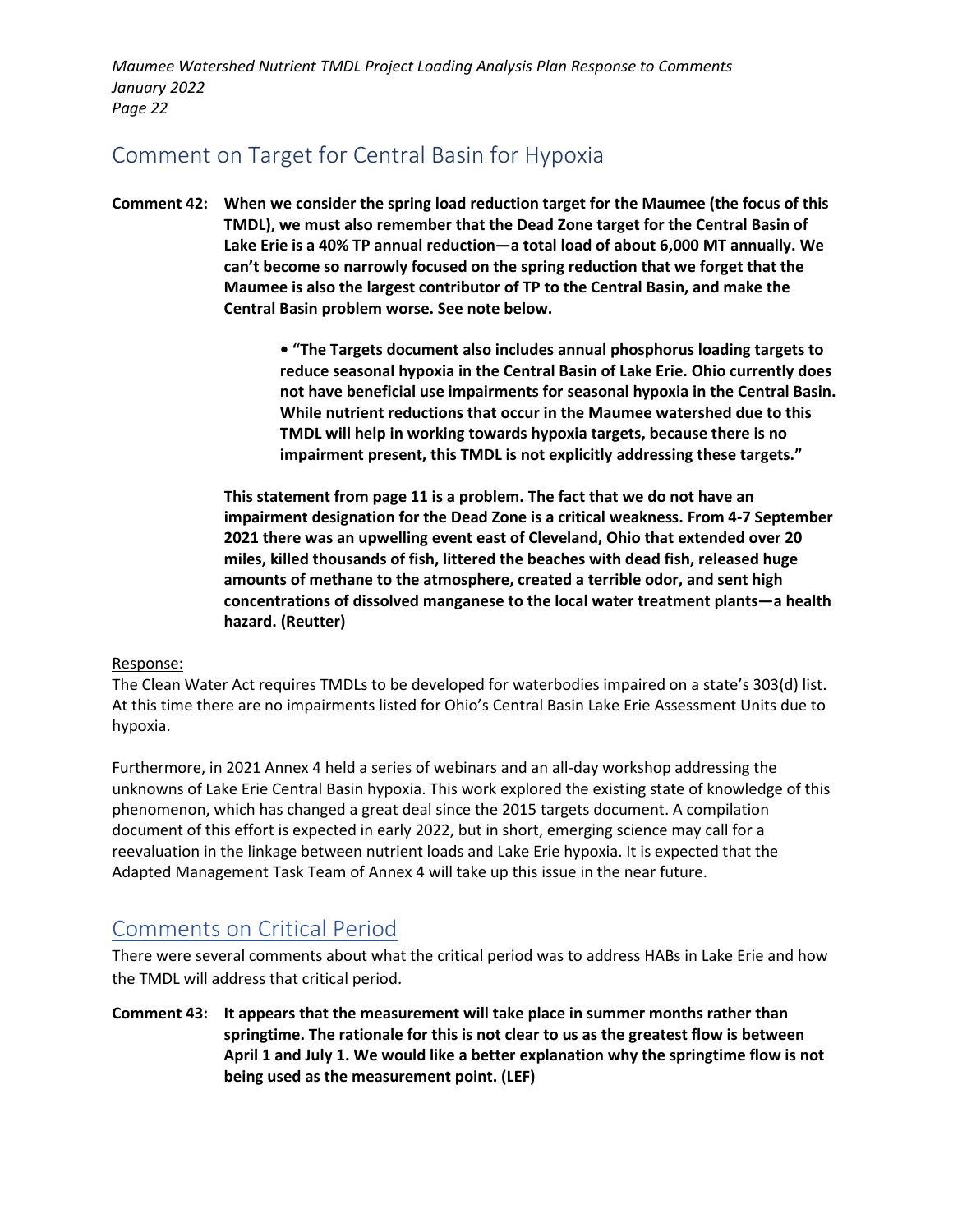## Comment on Target for Central Basin for Hypoxia

**Comment 42: When we consider the spring load reduction target for the Maumee (the focus of this TMDL), we must also remember that the Dead Zone target for the Central Basin of Lake Erie is a 40% TP annual reduction—a total load of about 6,000 MT annually. We can't become so narrowly focused on the spring reduction that we forget that the Maumee is also the largest contributor of TP to the Central Basin, and make the Central Basin problem worse. See note below.**

> **• "The Targets document also includes annual phosphorus loading targets to reduce seasonal hypoxia in the Central Basin of Lake Erie. Ohio currently does not have beneficial use impairments for seasonal hypoxia in the Central Basin. While nutrient reductions that occur in the Maumee watershed due to this TMDL will help in working towards hypoxia targets, because there is no impairment present, this TMDL is not explicitly addressing these targets."**

**This statement from page 11 is a problem. The fact that we do not have an impairment designation for the Dead Zone is a critical weakness. From 4-7 September 2021 there was an upwelling event east of Cleveland, Ohio that extended over 20 miles, killed thousands of fish, littered the beaches with dead fish, released huge amounts of methane to the atmosphere, created a terrible odor, and sent high concentrations of dissolved manganese to the local water treatment plants—a health hazard. (Reutter)**

Response:

The Clean Water Act requires TMDLs to be developed for waterbodies impaired on a state's 303(d) list. At this time there are no impairments listed for Ohio's Central Basin Lake Erie Assessment Units due to hypoxia.

Furthermore, in 2021 Annex 4 held a series of webinars and an all-day workshop addressing the unknowns of Lake Erie Central Basin hypoxia. This work explored the existing state of knowledge of this phenomenon, which has changed a great deal since the 2015 targets document. A compilation document of this effort is expected in early 2022, but in short, emerging science may call for a reevaluation in the linkage between nutrient loads and Lake Erie hypoxia. It is expected that the Adapted Management Task Team of Annex 4 will take up this issue in the near future.

## Comments on Critical Period

There were several comments about what the critical period was to address HABs in Lake Erie and how the TMDL will address that critical period.

**Comment 43: It appears that the measurement will take place in summer months rather than springtime. The rationale for this is not clear to us as the greatest flow is between April 1 and July 1. We would like a better explanation why the springtime flow is not being used as the measurement point. (LEF)**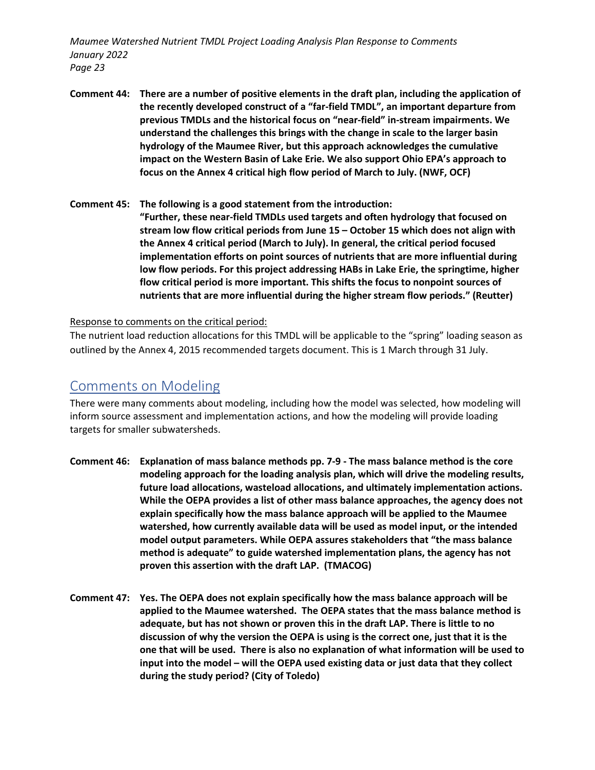**Comment 44: There are a number of positive elements in the draft plan, including the application of the recently developed construct of a "far-field TMDL", an important departure from previous TMDLs and the historical focus on "near-field" in-stream impairments. We understand the challenges this brings with the change in scale to the larger basin hydrology of the Maumee River, but this approach acknowledges the cumulative impact on the Western Basin of Lake Erie. We also support Ohio EPA's approach to focus on the Annex 4 critical high flow period of March to July. (NWF, OCF)**

**Comment 45: The following is a good statement from the introduction: "Further, these near-field TMDLs used targets and often hydrology that focused on stream low flow critical periods from June 15 – October 15 which does not align with the Annex 4 critical period (March to July). In general, the critical period focused implementation efforts on point sources of nutrients that are more influential during low flow periods. For this project addressing HABs in Lake Erie, the springtime, higher flow critical period is more important. This shifts the focus to nonpoint sources of nutrients that are more influential during the higher stream flow periods." (Reutter)**

Response to comments on the critical period:

The nutrient load reduction allocations for this TMDL will be applicable to the "spring" loading season as outlined by the Annex 4, 2015 recommended targets document. This is 1 March through 31 July.

## Comments on Modeling

There were many comments about modeling, including how the model was selected, how modeling will inform source assessment and implementation actions, and how the modeling will provide loading targets for smaller subwatersheds.

**Comment 46: Explanation of mass balance methods pp. 7-9 - The mass balance method is the core modeling approach for the loading analysis plan, which will drive the modeling results, future load allocations, wasteload allocations, and ultimately implementation actions. While the OEPA provides a list of other mass balance approaches, the agency does not explain specifically how the mass balance approach will be applied to the Maumee watershed, how currently available data will be used as model input, or the intended model output parameters. While OEPA assures stakeholders that "the mass balance method is adequate" to guide watershed implementation plans, the agency has not proven this assertion with the draft LAP. (TMACOG)**

**Comment 47: Yes. The OEPA does not explain specifically how the mass balance approach will be applied to the Maumee watershed. The OEPA states that the mass balance method is adequate, but has not shown or proven this in the draft LAP. There is little to no discussion of why the version the OEPA is using is the correct one, just that it is the one that will be used. There is also no explanation of what information will be used to input into the model – will the OEPA used existing data or just data that they collect during the study period? (City of Toledo)**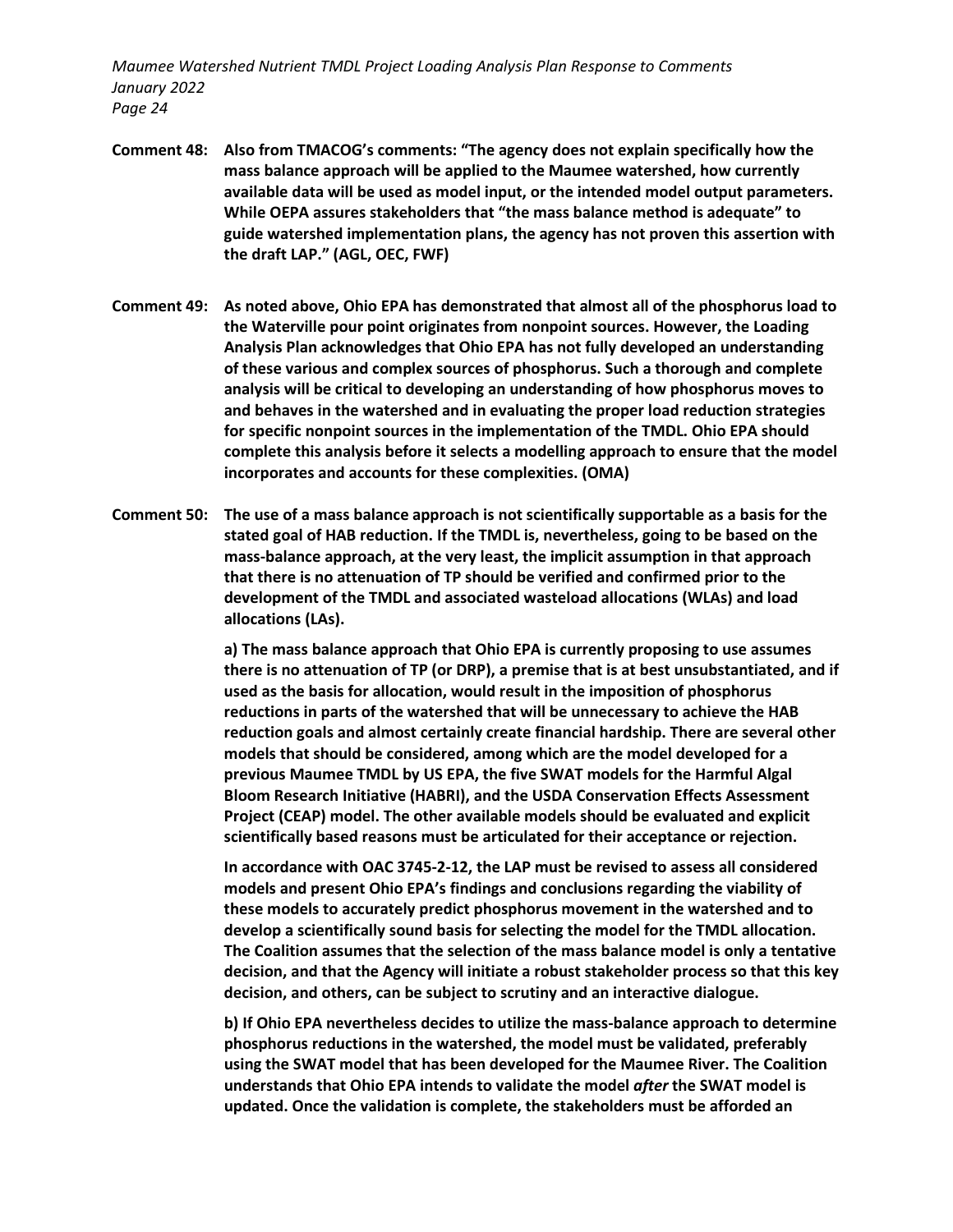**Comment 48: Also from TMACOG's comments: "The agency does not explain specifically how the mass balance approach will be applied to the Maumee watershed, how currently available data will be used as model input, or the intended model output parameters. While OEPA assures stakeholders that "the mass balance method is adequate" to guide watershed implementation plans, the agency has not proven this assertion with the draft LAP." (AGL, OEC, FWF)**

**Comment 49: As noted above, Ohio EPA has demonstrated that almost all of the phosphorus load to the Waterville pour point originates from nonpoint sources. However, the Loading Analysis Plan acknowledges that Ohio EPA has not fully developed an understanding of these various and complex sources of phosphorus. Such a thorough and complete analysis will be critical to developing an understanding of how phosphorus moves to and behaves in the watershed and in evaluating the proper load reduction strategies for specific nonpoint sources in the implementation of the TMDL. Ohio EPA should complete this analysis before it selects a modelling approach to ensure that the model incorporates and accounts for these complexities. (OMA)**

**Comment 50: The use of a mass balance approach is not scientifically supportable as a basis for the stated goal of HAB reduction. If the TMDL is, nevertheless, going to be based on the mass-balance approach, at the very least, the implicit assumption in that approach that there is no attenuation of TP should be verified and confirmed prior to the development of the TMDL and associated wasteload allocations (WLAs) and load allocations (LAs).**

**a) The mass balance approach that Ohio EPA is currently proposing to use assumes there is no attenuation of TP (or DRP), a premise that is at best unsubstantiated, and if used as the basis for allocation, would result in the imposition of phosphorus reductions in parts of the watershed that will be unnecessary to achieve the HAB reduction goals and almost certainly create financial hardship. There are several other models that should be considered, among which are the model developed for a previous Maumee TMDL by US EPA, the five SWAT models for the Harmful Algal Bloom Research Initiative (HABRI), and the USDA Conservation Effects Assessment Project (CEAP) model. The other available models should be evaluated and explicit scientifically based reasons must be articulated for their acceptance or rejection.**

**In accordance with OAC 3745-2-12, the LAP must be revised to assess all considered models and present Ohio EPA's findings and conclusions regarding the viability of these models to accurately predict phosphorus movement in the watershed and to develop a scientifically sound basis for selecting the model for the TMDL allocation. The Coalition assumes that the selection of the mass balance model is only a tentative decision, and that the Agency will initiate a robust stakeholder process so that this key decision, and others, can be subject to scrutiny and an interactive dialogue.**

**b) If Ohio EPA nevertheless decides to utilize the mass-balance approach to determine phosphorus reductions in the watershed, the model must be validated, preferably using the SWAT model that has been developed for the Maumee River. The Coalition understands that Ohio EPA intends to validate the model *after* the SWAT model is updated. Once the validation is complete, the stakeholders must be afforded an**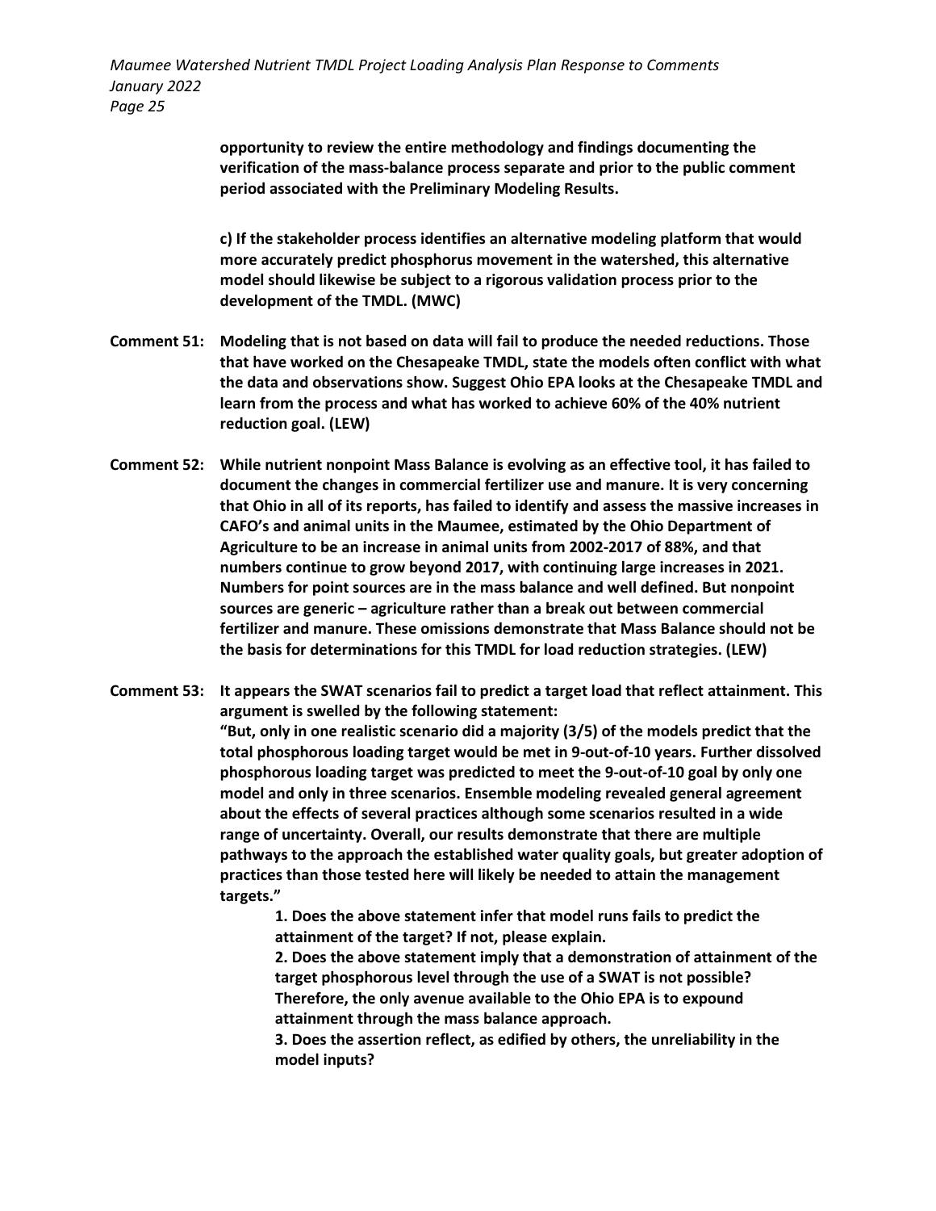**opportunity to review the entire methodology and findings documenting the verification of the mass-balance process separate and prior to the public comment period associated with the Preliminary Modeling Results.**

**c) If the stakeholder process identifies an alternative modeling platform that would more accurately predict phosphorus movement in the watershed, this alternative model should likewise be subject to a rigorous validation process prior to the development of the TMDL. (MWC)**

**Comment 51: Modeling that is not based on data will fail to produce the needed reductions. Those that have worked on the Chesapeake TMDL, state the models often conflict with what the data and observations show. Suggest Ohio EPA looks at the Chesapeake TMDL and learn from the process and what has worked to achieve 60% of the 40% nutrient reduction goal. (LEW)**

**Comment 52: While nutrient nonpoint Mass Balance is evolving as an effective tool, it has failed to document the changes in commercial fertilizer use and manure. It is very concerning that Ohio in all of its reports, has failed to identify and assess the massive increases in CAFO's and animal units in the Maumee, estimated by the Ohio Department of Agriculture to be an increase in animal units from 2002-2017 of 88%, and that numbers continue to grow beyond 2017, with continuing large increases in 2021. Numbers for point sources are in the mass balance and well defined. But nonpoint sources are generic – agriculture rather than a break out between commercial fertilizer and manure. These omissions demonstrate that Mass Balance should not be the basis for determinations for this TMDL for load reduction strategies. (LEW)**

**Comment 53: It appears the SWAT scenarios fail to predict a target load that reflect attainment. This argument is swelled by the following statement:**
**"But, only in one realistic scenario did a majority (3/5) of the models predict that the total phosphorous loading target would be met in 9-out-of-10 years. Further dissolved phosphorous loading target was predicted to meet the 9-out-of-10 goal by only one model and only in three scenarios. Ensemble modeling revealed general agreement about the effects of several practices although some scenarios resulted in a wide range of uncertainty. Overall, our results demonstrate that there are multiple pathways to the approach the established water quality goals, but greater adoption of practices than those tested here will likely be needed to attain the management targets."**

**1. Does the above statement infer that model runs fails to predict the attainment of the target? If not, please explain.**
**2. Does the above statement imply that a demonstration of attainment of the target phosphorous level through the use of a SWAT is not possible? Therefore, the only avenue available to the Ohio EPA is to expound attainment through the mass balance approach.**
**3. Does the assertion reflect, as edified by others, the unreliability in the model inputs?**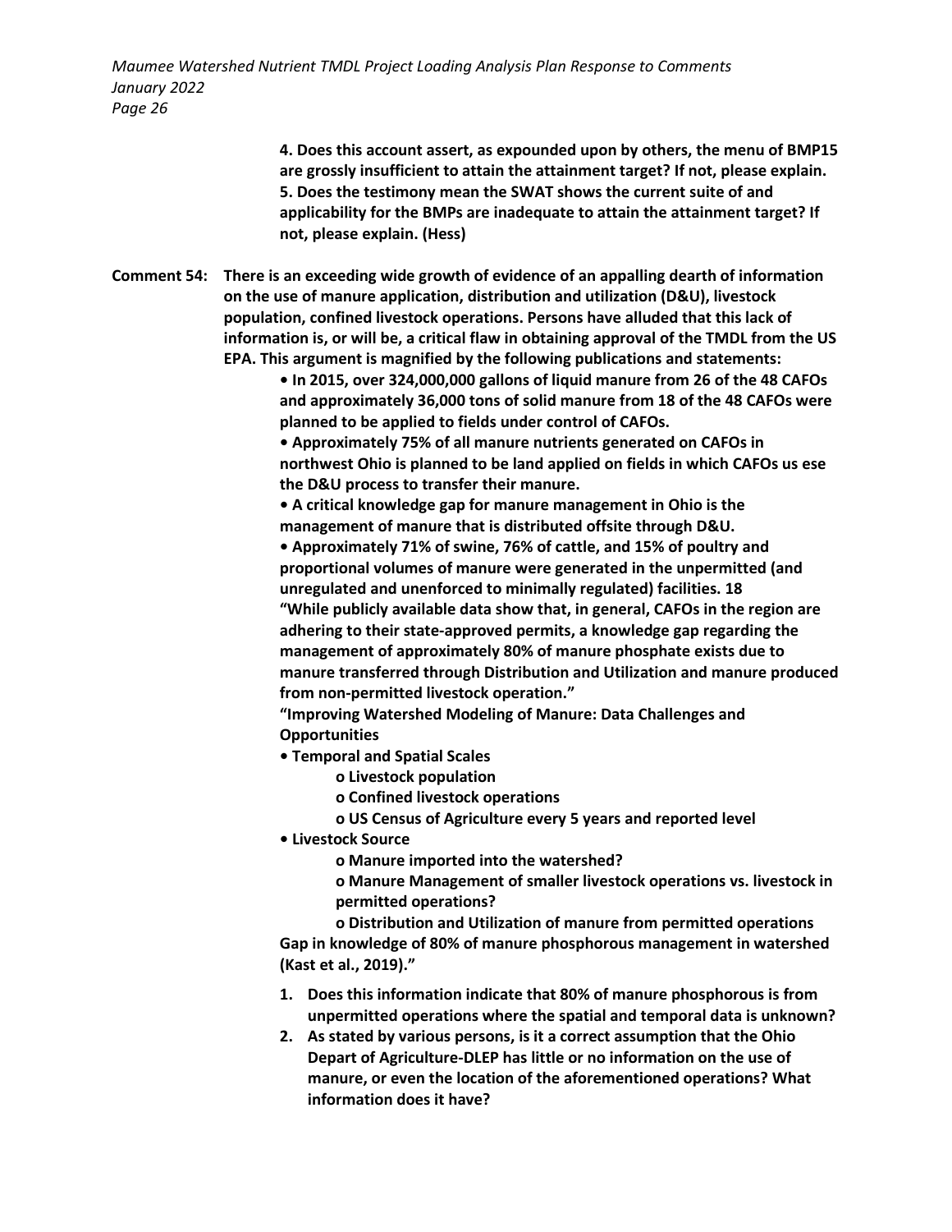**4. Does this account assert, as expounded upon by others, the menu of BMP15 are grossly insufficient to attain the attainment target? If not, please explain.**
**5. Does the testimony mean the SWAT shows the current suite of and applicability for the BMPs are inadequate to attain the attainment target? If not, please explain. (Hess)**

**Comment 54: There is an exceeding wide growth of evidence of an appalling dearth of information on the use of manure application, distribution and utilization (D&U), livestock population, confined livestock operations. Persons have alluded that this lack of information is, or will be, a critical flaw in obtaining approval of the TMDL from the US EPA. This argument is magnified by the following publications and statements:**

- **In 2015, over 324,000,000 gallons of liquid manure from 26 of the 48 CAFOs and approximately 36,000 tons of solid manure from 18 of the 48 CAFOs were planned to be applied to fields under control of CAFOs.**
- **Approximately 75% of all manure nutrients generated on CAFOs in northwest Ohio is planned to be land applied on fields in which CAFOs us ese the D&U process to transfer their manure.**
- **A critical knowledge gap for manure management in Ohio is the management of manure that is distributed offsite through D&U.**
- **Approximately 71% of swine, 76% of cattle, and 15% of poultry and proportional volumes of manure were generated in the unpermitted (and unregulated and unenforced to minimally regulated) facilities. 18**

**"While publicly available data show that, in general, CAFOs in the region are adhering to their state-approved permits, a knowledge gap regarding the management of approximately 80% of manure phosphate exists due to manure transferred through Distribution and Utilization and manure produced from non-permitted livestock operation."**

**"Improving Watershed Modeling of Manure: Data Challenges and Opportunities**

- **Temporal and Spatial Scales**
  - **Livestock population**
  - **Confined livestock operations**
  - **US Census of Agriculture every 5 years and reported level**
- **Livestock Source**
  - **Manure imported into the watershed?**
  - **Manure Management of smaller livestock operations vs. livestock in permitted operations?**
  - **Distribution and Utilization of manure from permitted operations**

**Gap in knowledge of 80% of manure phosphorous management in watershed (Kast et al., 2019)."**

1. **Does this information indicate that 80% of manure phosphorous is from unpermitted operations where the spatial and temporal data is unknown?**
2. **As stated by various persons, is it a correct assumption that the Ohio Depart of Agriculture-DLEP has little or no information on the use of manure, or even the location of the aforementioned operations? What information does it have?**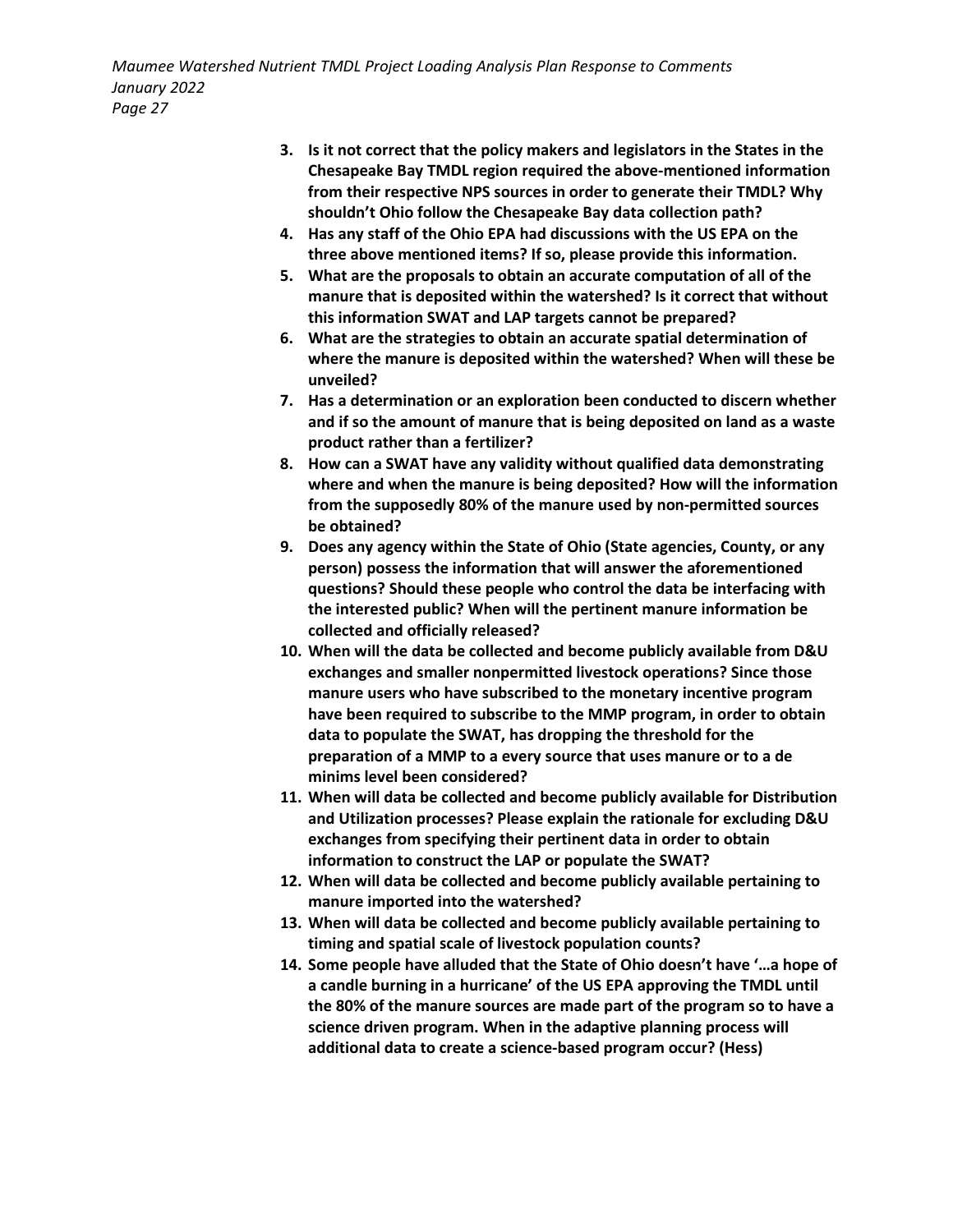3. **Is it not correct that the policy makers and legislators in the States in the Chesapeake Bay TMDL region required the above-mentioned information from their respective NPS sources in order to generate their TMDL? Why shouldn't Ohio follow the Chesapeake Bay data collection path?**
4. **Has any staff of the Ohio EPA had discussions with the US EPA on the three above mentioned items? If so, please provide this information.**
5. **What are the proposals to obtain an accurate computation of all of the manure that is deposited within the watershed? Is it correct that without this information SWAT and LAP targets cannot be prepared?**
6. **What are the strategies to obtain an accurate spatial determination of where the manure is deposited within the watershed? When will these be unveiled?**
7. **Has a determination or an exploration been conducted to discern whether and if so the amount of manure that is being deposited on land as a waste product rather than a fertilizer?**
8. **How can a SWAT have any validity without qualified data demonstrating where and when the manure is being deposited? How will the information from the supposedly 80% of the manure used by non-permitted sources be obtained?**
9. **Does any agency within the State of Ohio (State agencies, County, or any person) possess the information that will answer the aforementioned questions? Should these people who control the data be interfacing with the interested public? When will the pertinent manure information be collected and officially released?**
10. **When will the data be collected and become publicly available from D&U exchanges and smaller nonpermitted livestock operations? Since those manure users who have subscribed to the monetary incentive program have been required to subscribe to the MMP program, in order to obtain data to populate the SWAT, has dropping the threshold for the preparation of a MMP to a every source that uses manure or to a de minims level been considered?**
11. **When will data be collected and become publicly available for Distribution and Utilization processes? Please explain the rationale for excluding D&U exchanges from specifying their pertinent data in order to obtain information to construct the LAP or populate the SWAT?**
12. **When will data be collected and become publicly available pertaining to manure imported into the watershed?**
13. **When will data be collected and become publicly available pertaining to timing and spatial scale of livestock population counts?**
14. **Some people have alluded that the State of Ohio doesn't have '…a hope of a candle burning in a hurricane' of the US EPA approving the TMDL until the 80% of the manure sources are made part of the program so to have a science driven program. When in the adaptive planning process will additional data to create a science-based program occur? (Hess)**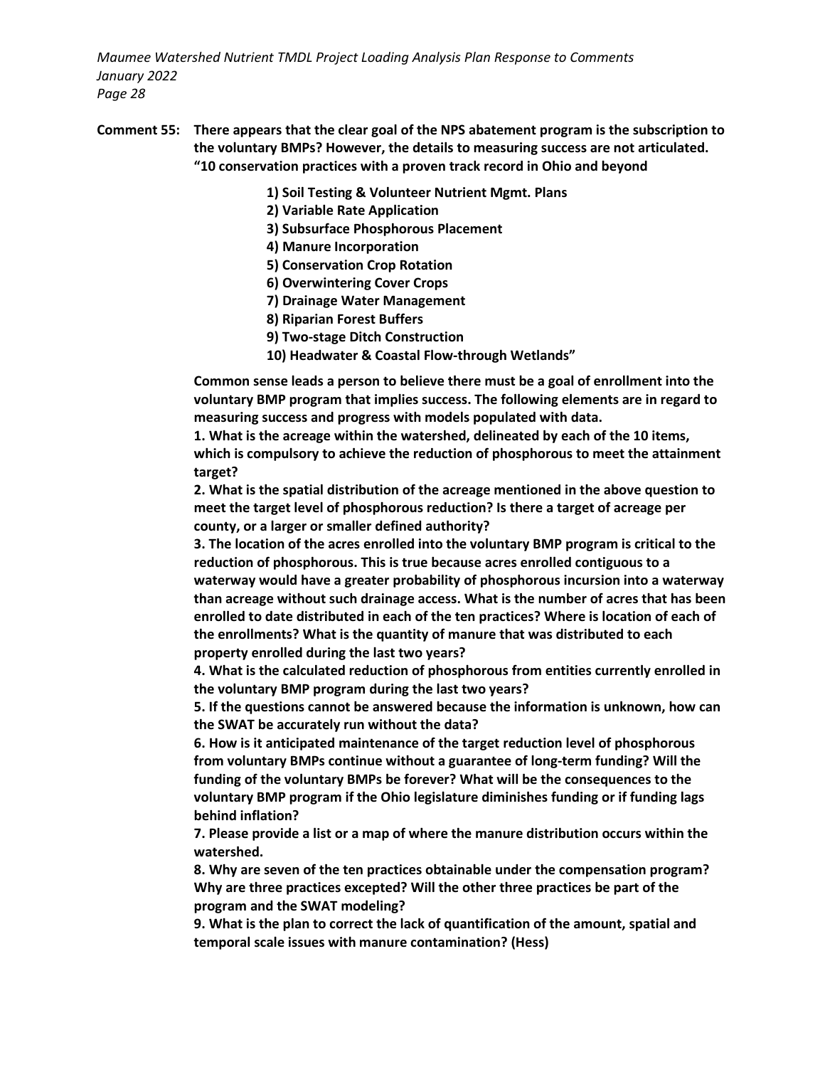**Comment 55: There appears that the clear goal of the NPS abatement program is the subscription to the voluntary BMPs? However, the details to measuring success are not articulated. "10 conservation practices with a proven track record in Ohio and beyond**

**1) Soil Testing & Volunteer Nutrient Mgmt. Plans**
**2) Variable Rate Application**
**3) Subsurface Phosphorous Placement**
**4) Manure Incorporation**
**5) Conservation Crop Rotation**
**6) Overwintering Cover Crops**
**7) Drainage Water Management**
**8) Riparian Forest Buffers**
**9) Two-stage Ditch Construction**
**10) Headwater & Coastal Flow-through Wetlands"**

**Common sense leads a person to believe there must be a goal of enrollment into the voluntary BMP program that implies success. The following elements are in regard to measuring success and progress with models populated with data.**

**1. What is the acreage within the watershed, delineated by each of the 10 items, which is compulsory to achieve the reduction of phosphorous to meet the attainment target?**

**2. What is the spatial distribution of the acreage mentioned in the above question to meet the target level of phosphorous reduction? Is there a target of acreage per county, or a larger or smaller defined authority?**

**3. The location of the acres enrolled into the voluntary BMP program is critical to the reduction of phosphorous. This is true because acres enrolled contiguous to a waterway would have a greater probability of phosphorous incursion into a waterway than acreage without such drainage access. What is the number of acres that has been enrolled to date distributed in each of the ten practices? Where is location of each of the enrollments? What is the quantity of manure that was distributed to each property enrolled during the last two years?**

**4. What is the calculated reduction of phosphorous from entities currently enrolled in the voluntary BMP program during the last two years?**

**5. If the questions cannot be answered because the information is unknown, how can the SWAT be accurately run without the data?**

**6. How is it anticipated maintenance of the target reduction level of phosphorous from voluntary BMPs continue without a guarantee of long-term funding? Will the funding of the voluntary BMPs be forever? What will be the consequences to the voluntary BMP program if the Ohio legislature diminishes funding or if funding lags behind inflation?**

**7. Please provide a list or a map of where the manure distribution occurs within the watershed.**

**8. Why are seven of the ten practices obtainable under the compensation program? Why are three practices excepted? Will the other three practices be part of the program and the SWAT modeling?**

**9. What is the plan to correct the lack of quantification of the amount, spatial and temporal scale issues with manure contamination? (Hess)**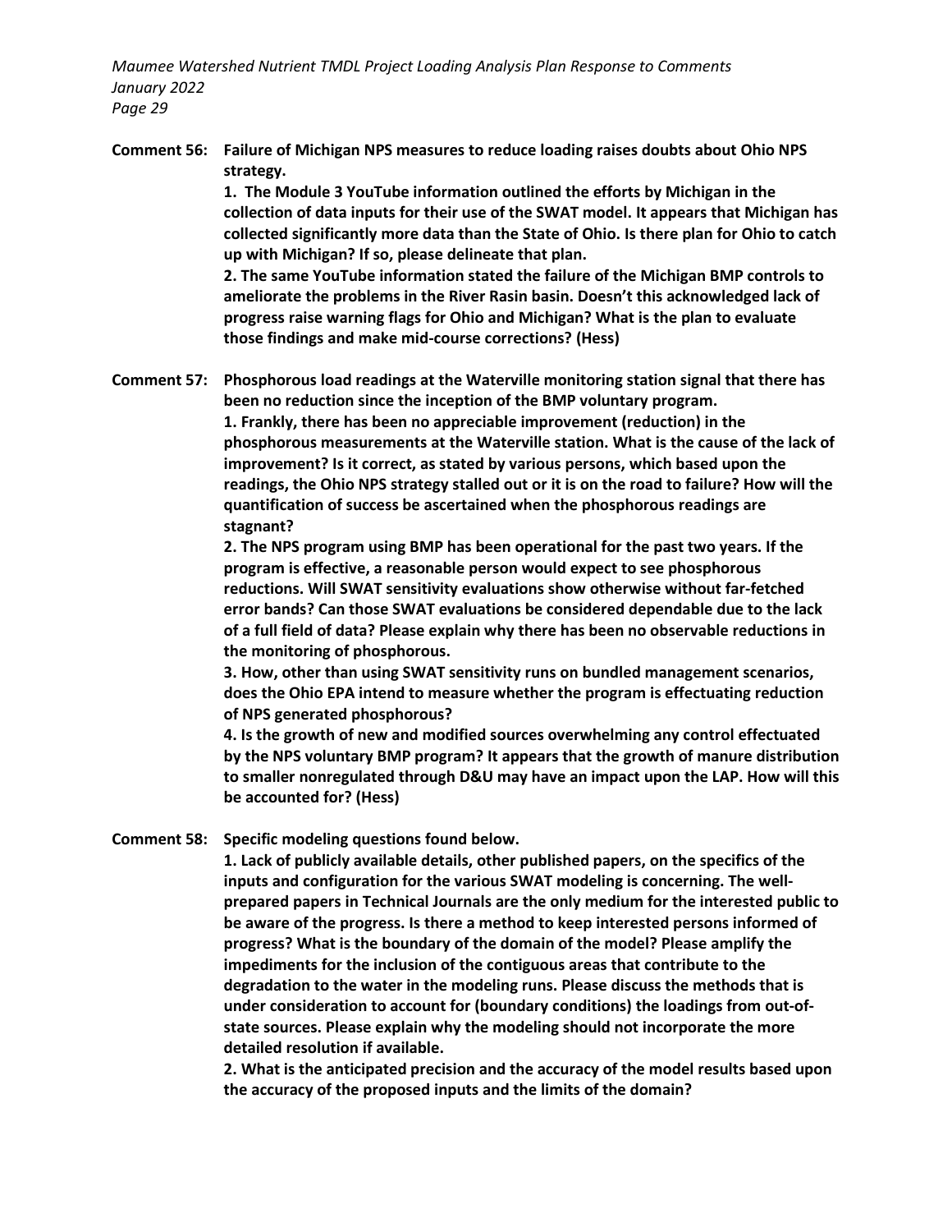**Comment 56: Failure of Michigan NPS measures to reduce loading raises doubts about Ohio NPS strategy.**

**1. The Module 3 YouTube information outlined the efforts by Michigan in the collection of data inputs for their use of the SWAT model. It appears that Michigan has collected significantly more data than the State of Ohio. Is there plan for Ohio to catch up with Michigan? If so, please delineate that plan.**

**2. The same YouTube information stated the failure of the Michigan BMP controls to ameliorate the problems in the River Rasin basin. Doesn't this acknowledged lack of progress raise warning flags for Ohio and Michigan? What is the plan to evaluate those findings and make mid-course corrections? (Hess)**

**Comment 57: Phosphorous load readings at the Waterville monitoring station signal that there has been no reduction since the inception of the BMP voluntary program.**

**1. Frankly, there has been no appreciable improvement (reduction) in the phosphorous measurements at the Waterville station. What is the cause of the lack of improvement? Is it correct, as stated by various persons, which based upon the readings, the Ohio NPS strategy stalled out or it is on the road to failure? How will the quantification of success be ascertained when the phosphorous readings are stagnant?**

**2. The NPS program using BMP has been operational for the past two years. If the program is effective, a reasonable person would expect to see phosphorous reductions. Will SWAT sensitivity evaluations show otherwise without far-fetched error bands? Can those SWAT evaluations be considered dependable due to the lack of a full field of data? Please explain why there has been no observable reductions in the monitoring of phosphorous.**

**3. How, other than using SWAT sensitivity runs on bundled management scenarios, does the Ohio EPA intend to measure whether the program is effectuating reduction of NPS generated phosphorous?**

**4. Is the growth of new and modified sources overwhelming any control effectuated by the NPS voluntary BMP program? It appears that the growth of manure distribution to smaller nonregulated through D&U may have an impact upon the LAP. How will this be accounted for? (Hess)**

**Comment 58: Specific modeling questions found below.**

**1. Lack of publicly available details, other published papers, on the specifics of the inputs and configuration for the various SWAT modeling is concerning. The well-prepared papers in Technical Journals are the only medium for the interested public to be aware of the progress. Is there a method to keep interested persons informed of progress? What is the boundary of the domain of the model? Please amplify the impediments for the inclusion of the contiguous areas that contribute to the degradation to the water in the modeling runs. Please discuss the methods that is under consideration to account for (boundary conditions) the loadings from out-of-state sources. Please explain why the modeling should not incorporate the more detailed resolution if available.**

**2. What is the anticipated precision and the accuracy of the model results based upon the accuracy of the proposed inputs and the limits of the domain?**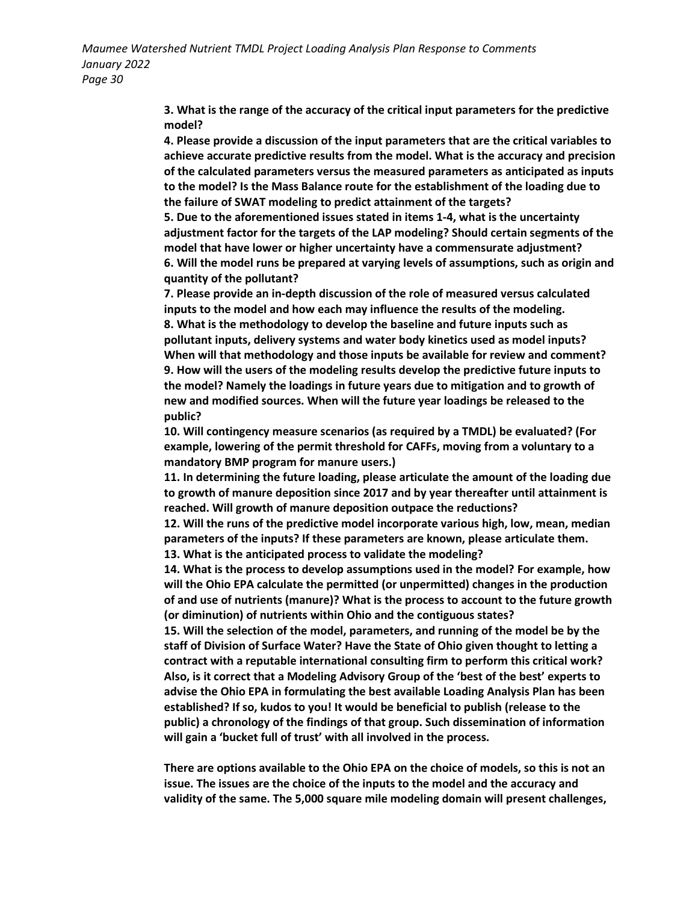**3. What is the range of the accuracy of the critical input parameters for the predictive model?**

**4. Please provide a discussion of the input parameters that are the critical variables to achieve accurate predictive results from the model. What is the accuracy and precision of the calculated parameters versus the measured parameters as anticipated as inputs to the model? Is the Mass Balance route for the establishment of the loading due to the failure of SWAT modeling to predict attainment of the targets?**

**5. Due to the aforementioned issues stated in items 1-4, what is the uncertainty adjustment factor for the targets of the LAP modeling? Should certain segments of the model that have lower or higher uncertainty have a commensurate adjustment?**

**6. Will the model runs be prepared at varying levels of assumptions, such as origin and quantity of the pollutant?**

**7. Please provide an in-depth discussion of the role of measured versus calculated inputs to the model and how each may influence the results of the modeling.**

**8. What is the methodology to develop the baseline and future inputs such as pollutant inputs, delivery systems and water body kinetics used as model inputs? When will that methodology and those inputs be available for review and comment?**

**9. How will the users of the modeling results develop the predictive future inputs to the model? Namely the loadings in future years due to mitigation and to growth of new and modified sources. When will the future year loadings be released to the public?**

**10. Will contingency measure scenarios (as required by a TMDL) be evaluated? (For example, lowering of the permit threshold for CAFFs, moving from a voluntary to a mandatory BMP program for manure users.)**

**11. In determining the future loading, please articulate the amount of the loading due to growth of manure deposition since 2017 and by year thereafter until attainment is reached. Will growth of manure deposition outpace the reductions?**

**12. Will the runs of the predictive model incorporate various high, low, mean, median parameters of the inputs? If these parameters are known, please articulate them.**

**13. What is the anticipated process to validate the modeling?**

**14. What is the process to develop assumptions used in the model? For example, how will the Ohio EPA calculate the permitted (or unpermitted) changes in the production of and use of nutrients (manure)? What is the process to account to the future growth (or diminution) of nutrients within Ohio and the contiguous states?**

**15. Will the selection of the model, parameters, and running of the model be by the staff of Division of Surface Water? Have the State of Ohio given thought to letting a contract with a reputable international consulting firm to perform this critical work? Also, is it correct that a Modeling Advisory Group of the 'best of the best' experts to advise the Ohio EPA in formulating the best available Loading Analysis Plan has been established? If so, kudos to you! It would be beneficial to publish (release to the public) a chronology of the findings of that group. Such dissemination of information will gain a 'bucket full of trust' with all involved in the process.**

**There are options available to the Ohio EPA on the choice of models, so this is not an issue. The issues are the choice of the inputs to the model and the accuracy and validity of the same. The 5,000 square mile modeling domain will present challenges,**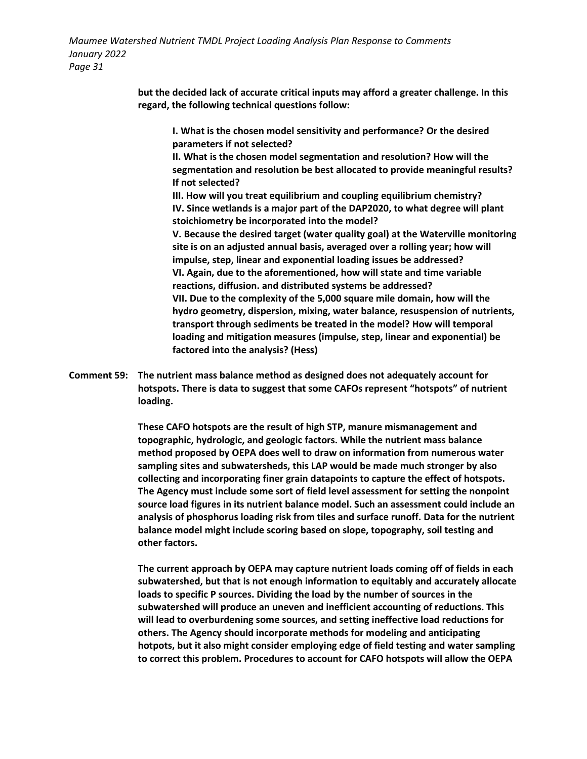**but the decided lack of accurate critical inputs may afford a greater challenge. In this regard, the following technical questions follow:**

> **I. What is the chosen model sensitivity and performance? Or the desired parameters if not selected?**
> **II. What is the chosen model segmentation and resolution? How will the segmentation and resolution be best allocated to provide meaningful results? If not selected?**
> **III. How will you treat equilibrium and coupling equilibrium chemistry?**
> **IV. Since wetlands is a major part of the DAP2020, to what degree will plant stoichiometry be incorporated into the model?**
> **V. Because the desired target (water quality goal) at the Waterville monitoring site is on an adjusted annual basis, averaged over a rolling year; how will impulse, step, linear and exponential loading issues be addressed?**
> **VI. Again, due to the aforementioned, how will state and time variable reactions, diffusion. and distributed systems be addressed?**
> **VII. Due to the complexity of the 5,000 square mile domain, how will the hydro geometry, dispersion, mixing, water balance, resuspension of nutrients, transport through sediments be treated in the model? How will temporal loading and mitigation measures (impulse, step, linear and exponential) be factored into the analysis? (Hess)**

**Comment 59: The nutrient mass balance method as designed does not adequately account for hotspots. There is data to suggest that some CAFOs represent "hotspots" of nutrient loading.**

**These CAFO hotspots are the result of high STP, manure mismanagement and topographic, hydrologic, and geologic factors. While the nutrient mass balance method proposed by OEPA does well to draw on information from numerous water sampling sites and subwatersheds, this LAP would be made much stronger by also collecting and incorporating finer grain datapoints to capture the effect of hotspots. The Agency must include some sort of field level assessment for setting the nonpoint source load figures in its nutrient balance model. Such an assessment could include an analysis of phosphorus loading risk from tiles and surface runoff. Data for the nutrient balance model might include scoring based on slope, topography, soil testing and other factors.**

**The current approach by OEPA may capture nutrient loads coming off of fields in each subwatershed, but that is not enough information to equitably and accurately allocate loads to specific P sources. Dividing the load by the number of sources in the subwatershed will produce an uneven and inefficient accounting of reductions. This will lead to overburdening some sources, and setting ineffective load reductions for others. The Agency should incorporate methods for modeling and anticipating hotpots, but it also might consider employing edge of field testing and water sampling to correct this problem. Procedures to account for CAFO hotspots will allow the OEPA**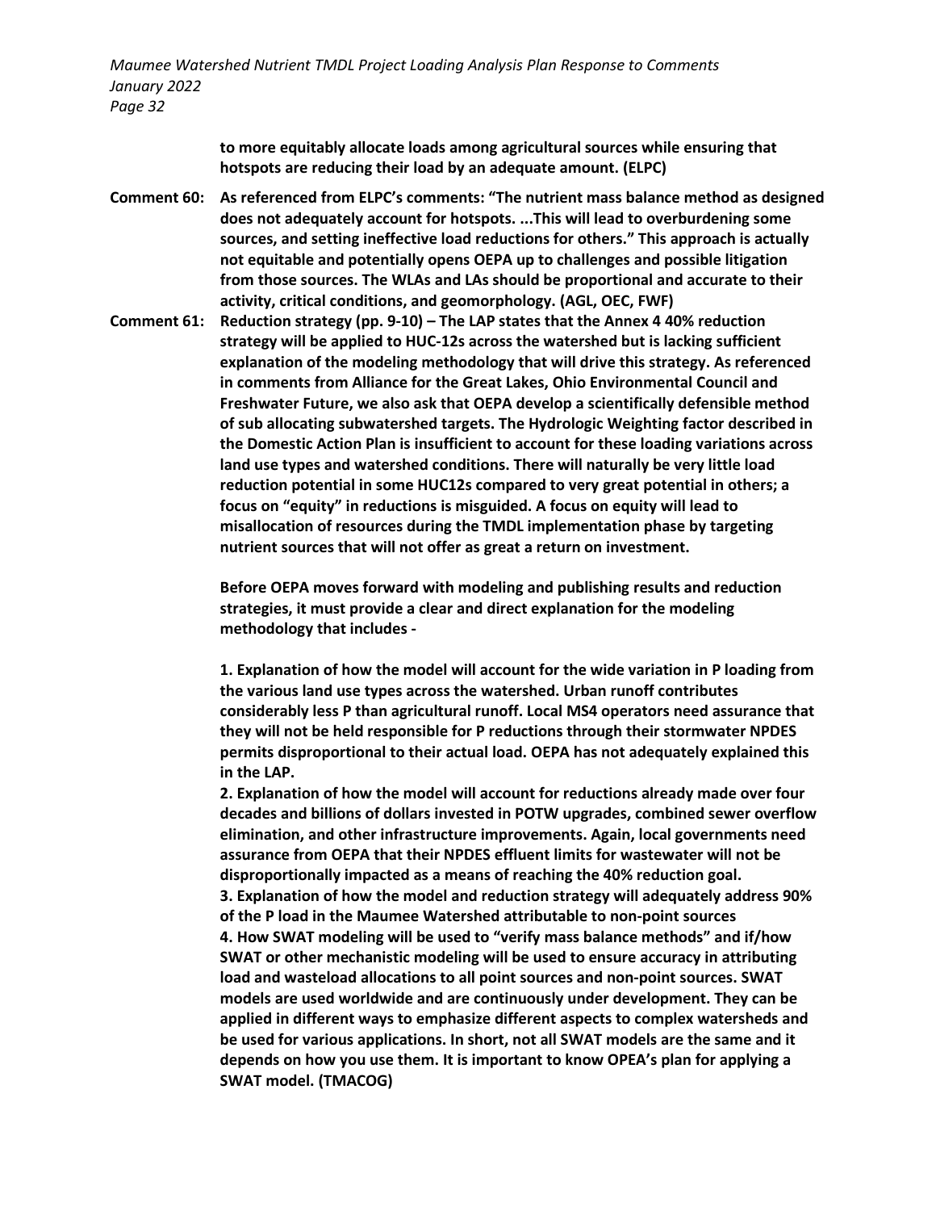**to more equitably allocate loads among agricultural sources while ensuring that hotspots are reducing their load by an adequate amount. (ELPC)**

**Comment 60: As referenced from ELPC's comments: "The nutrient mass balance method as designed does not adequately account for hotspots. ...This will lead to overburdening some sources, and setting ineffective load reductions for others." This approach is actually not equitable and potentially opens OEPA up to challenges and possible litigation from those sources. The WLAs and LAs should be proportional and accurate to their activity, critical conditions, and geomorphology. (AGL, OEC, FWF)**

**Comment 61: Reduction strategy (pp. 9-10) – The LAP states that the Annex 4 40% reduction strategy will be applied to HUC-12s across the watershed but is lacking sufficient explanation of the modeling methodology that will drive this strategy. As referenced in comments from Alliance for the Great Lakes, Ohio Environmental Council and Freshwater Future, we also ask that OEPA develop a scientifically defensible method of sub allocating subwatershed targets. The Hydrologic Weighting factor described in the Domestic Action Plan is insufficient to account for these loading variations across land use types and watershed conditions. There will naturally be very little load reduction potential in some HUC12s compared to very great potential in others; a focus on "equity" in reductions is misguided. A focus on equity will lead to misallocation of resources during the TMDL implementation phase by targeting nutrient sources that will not offer as great a return on investment.**

**Before OEPA moves forward with modeling and publishing results and reduction strategies, it must provide a clear and direct explanation for the modeling methodology that includes -**

**1. Explanation of how the model will account for the wide variation in P loading from the various land use types across the watershed. Urban runoff contributes considerably less P than agricultural runoff. Local MS4 operators need assurance that they will not be held responsible for P reductions through their stormwater NPDES permits disproportional to their actual load. OEPA has not adequately explained this in the LAP.**
**2. Explanation of how the model will account for reductions already made over four decades and billions of dollars invested in POTW upgrades, combined sewer overflow elimination, and other infrastructure improvements. Again, local governments need assurance from OEPA that their NPDES effluent limits for wastewater will not be disproportionally impacted as a means of reaching the 40% reduction goal.**
**3. Explanation of how the model and reduction strategy will adequately address 90% of the P load in the Maumee Watershed attributable to non-point sources**
**4. How SWAT modeling will be used to "verify mass balance methods" and if/how SWAT or other mechanistic modeling will be used to ensure accuracy in attributing load and wasteload allocations to all point sources and non-point sources. SWAT models are used worldwide and are continuously under development. They can be applied in different ways to emphasize different aspects to complex watersheds and be used for various applications. In short, not all SWAT models are the same and it depends on how you use them. It is important to know OPEA's plan for applying a SWAT model. (TMACOG)**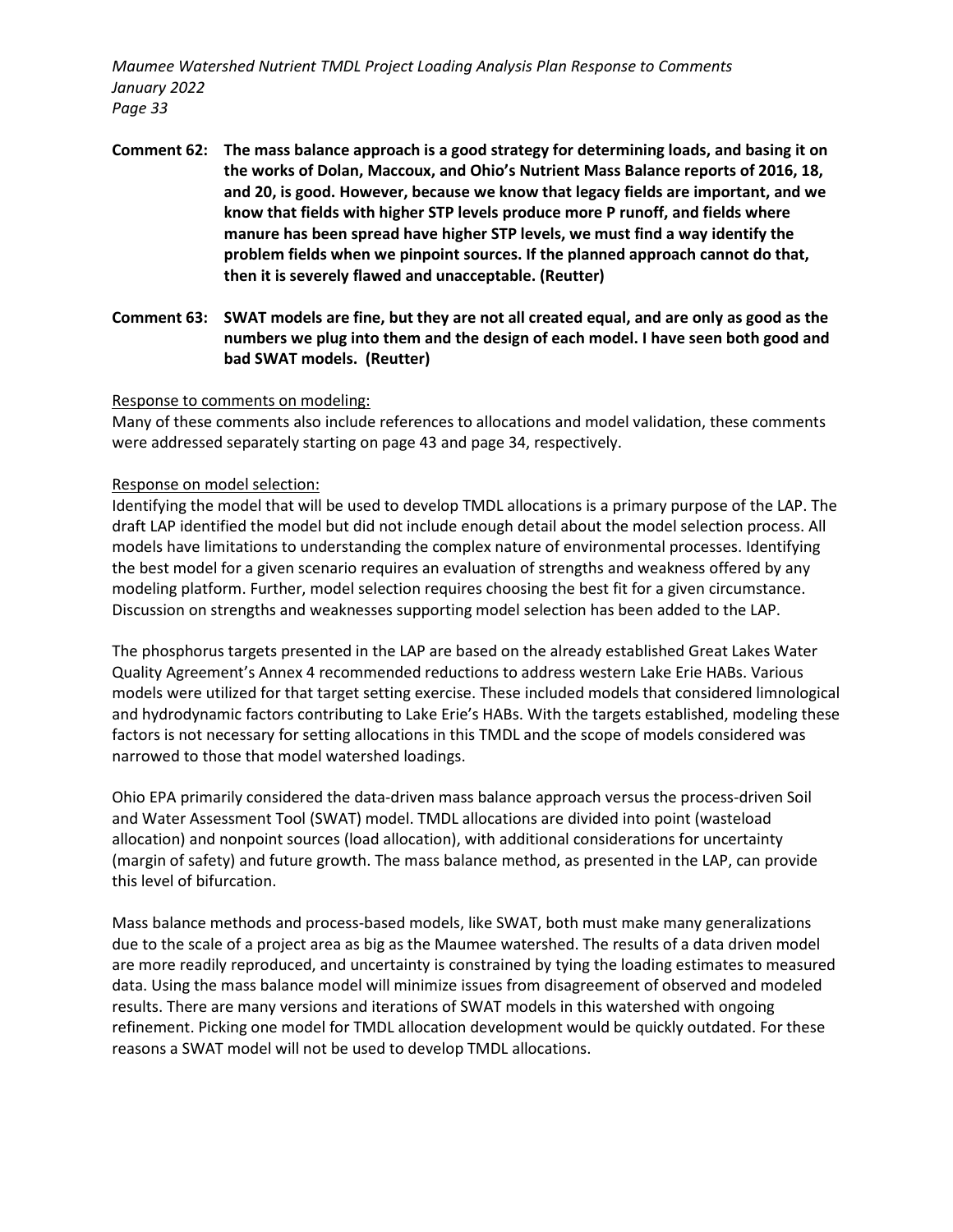**Comment 62: The mass balance approach is a good strategy for determining loads, and basing it on the works of Dolan, Maccoux, and Ohio's Nutrient Mass Balance reports of 2016, 18, and 20, is good. However, because we know that legacy fields are important, and we know that fields with higher STP levels produce more P runoff, and fields where manure has been spread have higher STP levels, we must find a way identify the problem fields when we pinpoint sources. If the planned approach cannot do that, then it is severely flawed and unacceptable. (Reutter)**

**Comment 63: SWAT models are fine, but they are not all created equal, and are only as good as the numbers we plug into them and the design of each model. I have seen both good and bad SWAT models. (Reutter)**

Response to comments on modeling:

Many of these comments also include references to allocations and model validation, these comments were addressed separately starting on page 43 and page 34, respectively.

Response on model selection:

Identifying the model that will be used to develop TMDL allocations is a primary purpose of the LAP. The draft LAP identified the model but did not include enough detail about the model selection process. All models have limitations to understanding the complex nature of environmental processes. Identifying the best model for a given scenario requires an evaluation of strengths and weakness offered by any modeling platform. Further, model selection requires choosing the best fit for a given circumstance. Discussion on strengths and weaknesses supporting model selection has been added to the LAP.

The phosphorus targets presented in the LAP are based on the already established Great Lakes Water Quality Agreement's Annex 4 recommended reductions to address western Lake Erie HABs. Various models were utilized for that target setting exercise. These included models that considered limnological and hydrodynamic factors contributing to Lake Erie's HABs. With the targets established, modeling these factors is not necessary for setting allocations in this TMDL and the scope of models considered was narrowed to those that model watershed loadings.

Ohio EPA primarily considered the data-driven mass balance approach versus the process-driven Soil and Water Assessment Tool (SWAT) model. TMDL allocations are divided into point (wasteload allocation) and nonpoint sources (load allocation), with additional considerations for uncertainty (margin of safety) and future growth. The mass balance method, as presented in the LAP, can provide this level of bifurcation.

Mass balance methods and process-based models, like SWAT, both must make many generalizations due to the scale of a project area as big as the Maumee watershed. The results of a data driven model are more readily reproduced, and uncertainty is constrained by tying the loading estimates to measured data. Using the mass balance model will minimize issues from disagreement of observed and modeled results. There are many versions and iterations of SWAT models in this watershed with ongoing refinement. Picking one model for TMDL allocation development would be quickly outdated. For these reasons a SWAT model will not be used to develop TMDL allocations.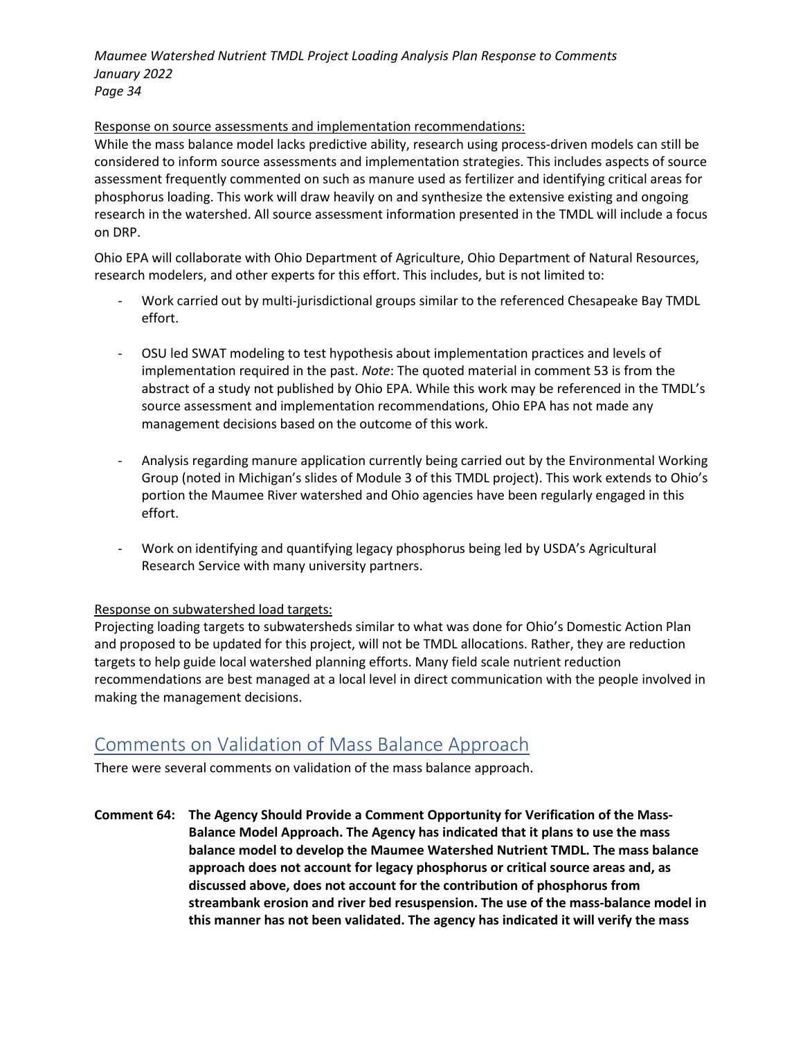Response on source assessments and implementation recommendations:

While the mass balance model lacks predictive ability, research using process-driven models can still be considered to inform source assessments and implementation strategies. This includes aspects of source assessment frequently commented on such as manure used as fertilizer and identifying critical areas for phosphorus loading. This work will draw heavily on and synthesize the extensive existing and ongoing research in the watershed. All source assessment information presented in the TMDL will include a focus on DRP.

Ohio EPA will collaborate with Ohio Department of Agriculture, Ohio Department of Natural Resources, research modelers, and other experts for this effort. This includes, but is not limited to:

- Work carried out by multi-jurisdictional groups similar to the referenced Chesapeake Bay TMDL effort.
- OSU led SWAT modeling to test hypothesis about implementation practices and levels of implementation required in the past. *Note*: The quoted material in comment 53 is from the abstract of a study not published by Ohio EPA. While this work may be referenced in the TMDL's source assessment and implementation recommendations, Ohio EPA has not made any management decisions based on the outcome of this work.
- Analysis regarding manure application currently being carried out by the Environmental Working Group (noted in Michigan's slides of Module 3 of this TMDL project). This work extends to Ohio's portion the Maumee River watershed and Ohio agencies have been regularly engaged in this effort.
- Work on identifying and quantifying legacy phosphorus being led by USDA's Agricultural Research Service with many university partners.

Response on subwatershed load targets:

Projecting loading targets to subwatersheds similar to what was done for Ohio's Domestic Action Plan and proposed to be updated for this project, will not be TMDL allocations. Rather, they are reduction targets to help guide local watershed planning efforts. Many field scale nutrient reduction recommendations are best managed at a local level in direct communication with the people involved in making the management decisions.

## Comments on Validation of Mass Balance Approach

There were several comments on validation of the mass balance approach.

**Comment 64: The Agency Should Provide a Comment Opportunity for Verification of the Mass-Balance Model Approach. The Agency has indicated that it plans to use the mass balance model to develop the Maumee Watershed Nutrient TMDL. The mass balance approach does not account for legacy phosphorus or critical source areas and, as discussed above, does not account for the contribution of phosphorus from streambank erosion and river bed resuspension. The use of the mass-balance model in this manner has not been validated. The agency has indicated it will verify the mass**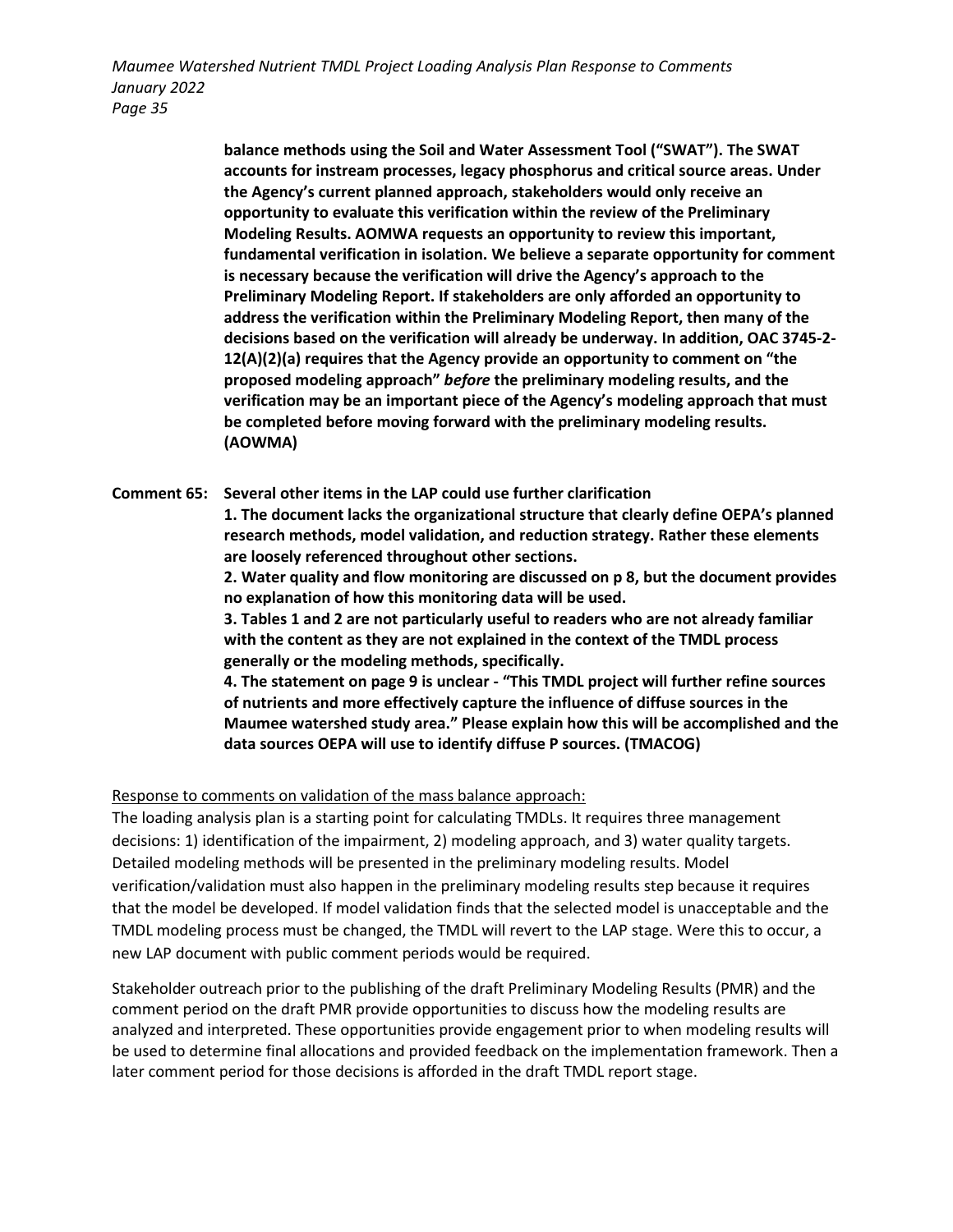**balance methods using the Soil and Water Assessment Tool ("SWAT"). The SWAT accounts for instream processes, legacy phosphorus and critical source areas. Under the Agency's current planned approach, stakeholders would only receive an opportunity to evaluate this verification within the review of the Preliminary Modeling Results. AOMWA requests an opportunity to review this important, fundamental verification in isolation. We believe a separate opportunity for comment is necessary because the verification will drive the Agency's approach to the Preliminary Modeling Report. If stakeholders are only afforded an opportunity to address the verification within the Preliminary Modeling Report, then many of the decisions based on the verification will already be underway. In addition, OAC 3745-2-12(A)(2)(a) requires that the Agency provide an opportunity to comment on "the proposed modeling approach" *before* the preliminary modeling results, and the verification may be an important piece of the Agency's modeling approach that must be completed before moving forward with the preliminary modeling results. (AOWMA)**

**Comment 65: Several other items in the LAP could use further clarification**

**1. The document lacks the organizational structure that clearly define OEPA's planned research methods, model validation, and reduction strategy. Rather these elements are loosely referenced throughout other sections.**

**2. Water quality and flow monitoring are discussed on p 8, but the document provides no explanation of how this monitoring data will be used.**

**3. Tables 1 and 2 are not particularly useful to readers who are not already familiar with the content as they are not explained in the context of the TMDL process generally or the modeling methods, specifically.**

**4. The statement on page 9 is unclear - "This TMDL project will further refine sources of nutrients and more effectively capture the influence of diffuse sources in the Maumee watershed study area." Please explain how this will be accomplished and the data sources OEPA will use to identify diffuse P sources. (TMACOG)**

Response to comments on validation of the mass balance approach:

The loading analysis plan is a starting point for calculating TMDLs. It requires three management decisions: 1) identification of the impairment, 2) modeling approach, and 3) water quality targets. Detailed modeling methods will be presented in the preliminary modeling results. Model verification/validation must also happen in the preliminary modeling results step because it requires that the model be developed. If model validation finds that the selected model is unacceptable and the TMDL modeling process must be changed, the TMDL will revert to the LAP stage. Were this to occur, a new LAP document with public comment periods would be required.

Stakeholder outreach prior to the publishing of the draft Preliminary Modeling Results (PMR) and the comment period on the draft PMR provide opportunities to discuss how the modeling results are analyzed and interpreted. These opportunities provide engagement prior to when modeling results will be used to determine final allocations and provided feedback on the implementation framework. Then a later comment period for those decisions is afforded in the draft TMDL report stage.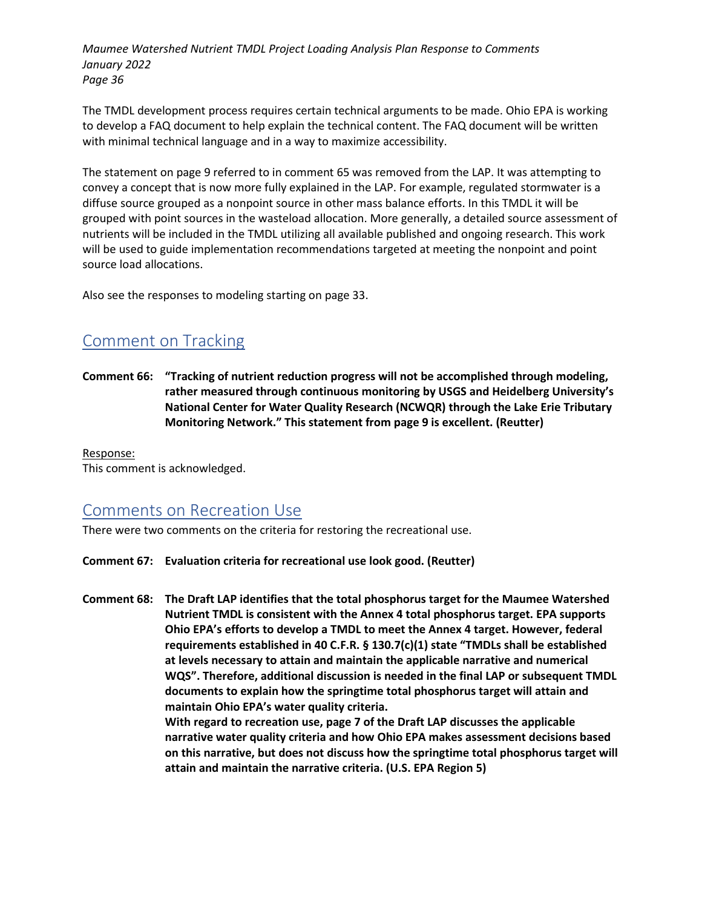The TMDL development process requires certain technical arguments to be made. Ohio EPA is working to develop a FAQ document to help explain the technical content. The FAQ document will be written with minimal technical language and in a way to maximize accessibility.

The statement on page 9 referred to in comment 65 was removed from the LAP. It was attempting to convey a concept that is now more fully explained in the LAP. For example, regulated stormwater is a diffuse source grouped as a nonpoint source in other mass balance efforts. In this TMDL it will be grouped with point sources in the wasteload allocation. More generally, a detailed source assessment of nutrients will be included in the TMDL utilizing all available published and ongoing research. This work will be used to guide implementation recommendations targeted at meeting the nonpoint and point source load allocations.

Also see the responses to modeling starting on page 33.

## Comment on Tracking

**Comment 66: "Tracking of nutrient reduction progress will not be accomplished through modeling, rather measured through continuous monitoring by USGS and Heidelberg University's National Center for Water Quality Research (NCWQR) through the Lake Erie Tributary Monitoring Network." This statement from page 9 is excellent. (Reutter)**

Response:
This comment is acknowledged.

## Comments on Recreation Use

There were two comments on the criteria for restoring the recreational use.

**Comment 67: Evaluation criteria for recreational use look good. (Reutter)**

**Comment 68: The Draft LAP identifies that the total phosphorus target for the Maumee Watershed Nutrient TMDL is consistent with the Annex 4 total phosphorus target. EPA supports Ohio EPA's efforts to develop a TMDL to meet the Annex 4 target. However, federal requirements established in 40 C.F.R. § 130.7(c)(1) state "TMDLs shall be established at levels necessary to attain and maintain the applicable narrative and numerical WQS". Therefore, additional discussion is needed in the final LAP or subsequent TMDL documents to explain how the springtime total phosphorus target will attain and maintain Ohio EPA's water quality criteria.**
**With regard to recreation use, page 7 of the Draft LAP discusses the applicable narrative water quality criteria and how Ohio EPA makes assessment decisions based on this narrative, but does not discuss how the springtime total phosphorus target will attain and maintain the narrative criteria. (U.S. EPA Region 5)**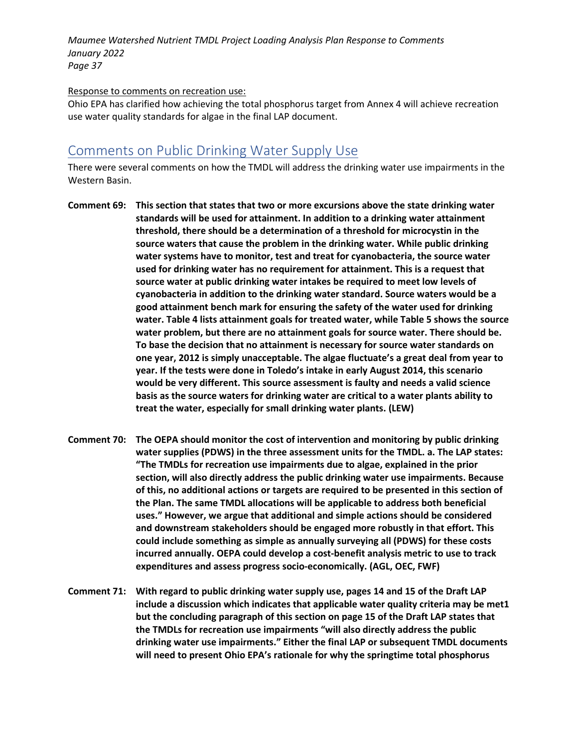Response to comments on recreation use:

Ohio EPA has clarified how achieving the total phosphorus target from Annex 4 will achieve recreation use water quality standards for algae in the final LAP document.

## Comments on Public Drinking Water Supply Use

There were several comments on how the TMDL will address the drinking water use impairments in the Western Basin.

**Comment 69: This section that states that two or more excursions above the state drinking water standards will be used for attainment. In addition to a drinking water attainment threshold, there should be a determination of a threshold for microcystin in the source waters that cause the problem in the drinking water. While public drinking water systems have to monitor, test and treat for cyanobacteria, the source water used for drinking water has no requirement for attainment. This is a request that source water at public drinking water intakes be required to meet low levels of cyanobacteria in addition to the drinking water standard. Source waters would be a good attainment bench mark for ensuring the safety of the water used for drinking water. Table 4 lists attainment goals for treated water, while Table 5 shows the source water problem, but there are no attainment goals for source water. There should be. To base the decision that no attainment is necessary for source water standards on one year, 2012 is simply unacceptable. The algae fluctuate's a great deal from year to year. If the tests were done in Toledo's intake in early August 2014, this scenario would be very different. This source assessment is faulty and needs a valid science basis as the source waters for drinking water are critical to a water plants ability to treat the water, especially for small drinking water plants. (LEW)**

**Comment 70: The OEPA should monitor the cost of intervention and monitoring by public drinking water supplies (PDWS) in the three assessment units for the TMDL. a. The LAP states: "The TMDLs for recreation use impairments due to algae, explained in the prior section, will also directly address the public drinking water use impairments. Because of this, no additional actions or targets are required to be presented in this section of the Plan. The same TMDL allocations will be applicable to address both beneficial uses." However, we argue that additional and simple actions should be considered and downstream stakeholders should be engaged more robustly in that effort. This could include something as simple as annually surveying all (PDWS) for these costs incurred annually. OEPA could develop a cost-benefit analysis metric to use to track expenditures and assess progress socio-economically. (AGL, OEC, FWF)**

**Comment 71: With regard to public drinking water supply use, pages 14 and 15 of the Draft LAP include a discussion which indicates that applicable water quality criteria may be met[1] but the concluding paragraph of this section on page 15 of the Draft LAP states that the TMDLs for recreation use impairments "will also directly address the public drinking water use impairments." Either the final LAP or subsequent TMDL documents will need to present Ohio EPA's rationale for why the springtime total phosphorus**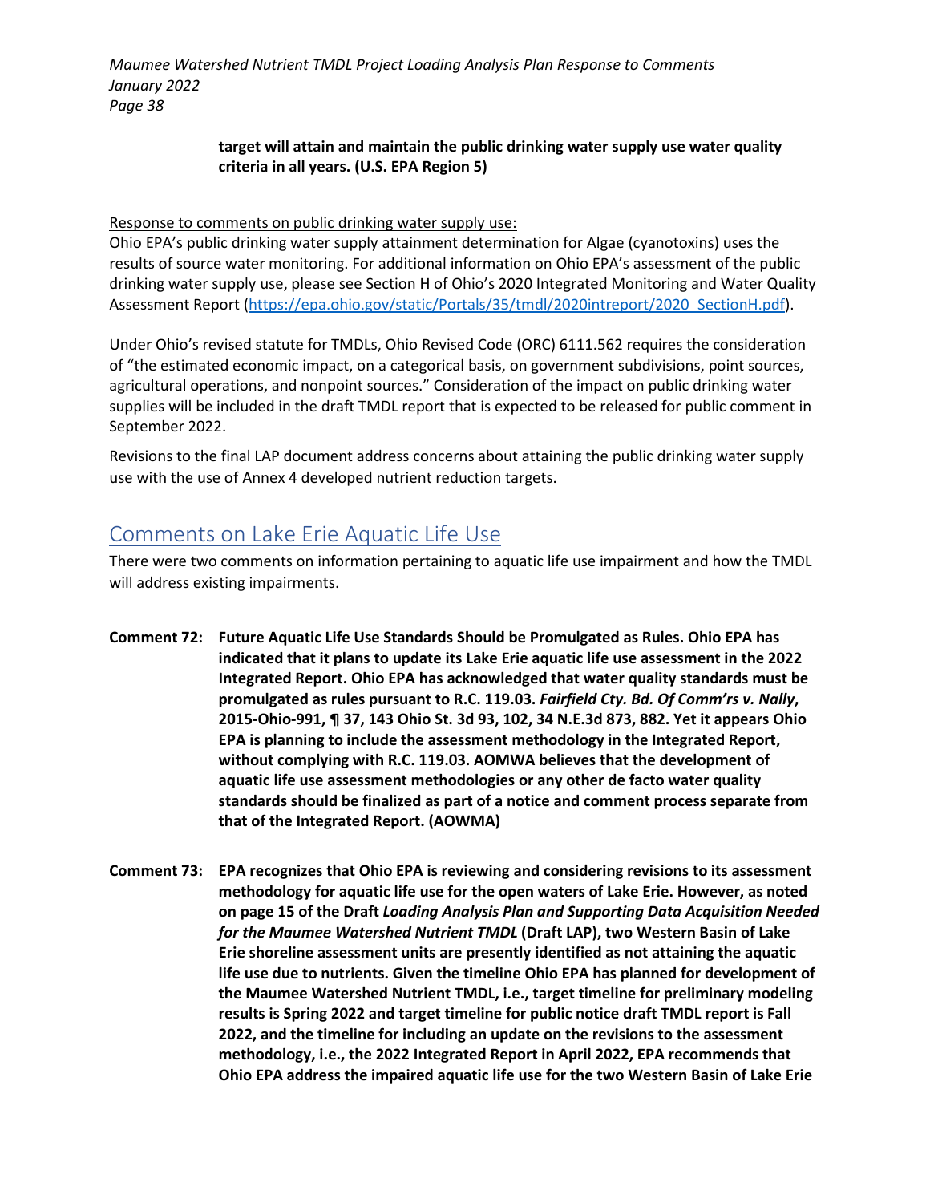**target will attain and maintain the public drinking water supply use water quality criteria in all years. (U.S. EPA Region 5)**

<u>Response to comments on public drinking water supply use:</u>

Ohio EPA's public drinking water supply attainment determination for Algae (cyanotoxins) uses the results of source water monitoring. For additional information on Ohio EPA's assessment of the public drinking water supply use, please see Section H of Ohio's 2020 Integrated Monitoring and Water Quality Assessment Report (https://epa.ohio.gov/static/Portals/35/tmdl/2020intreport/2020_SectionH.pdf).

Under Ohio's revised statute for TMDLs, Ohio Revised Code (ORC) 6111.562 requires the consideration of "the estimated economic impact, on a categorical basis, on government subdivisions, point sources, agricultural operations, and nonpoint sources." Consideration of the impact on public drinking water supplies will be included in the draft TMDL report that is expected to be released for public comment in September 2022.

Revisions to the final LAP document address concerns about attaining the public drinking water supply use with the use of Annex 4 developed nutrient reduction targets.

## Comments on Lake Erie Aquatic Life Use

There were two comments on information pertaining to aquatic life use impairment and how the TMDL will address existing impairments.

**Comment 72: Future Aquatic Life Use Standards Should be Promulgated as Rules. Ohio EPA has indicated that it plans to update its Lake Erie aquatic life use assessment in the 2022 Integrated Report. Ohio EPA has acknowledged that water quality standards must be promulgated as rules pursuant to R.C. 119.03. *Fairfield Cty. Bd. Of Comm'rs v. Nally*, 2015-Ohio-991, ¶ 37, 143 Ohio St. 3d 93, 102, 34 N.E.3d 873, 882. Yet it appears Ohio EPA is planning to include the assessment methodology in the Integrated Report, without complying with R.C. 119.03. AOMWA believes that the development of aquatic life use assessment methodologies or any other de facto water quality standards should be finalized as part of a notice and comment process separate from that of the Integrated Report. (AOWMA)**

**Comment 73: EPA recognizes that Ohio EPA is reviewing and considering revisions to its assessment methodology for aquatic life use for the open waters of Lake Erie. However, as noted on page 15 of the Draft *Loading Analysis Plan and Supporting Data Acquisition Needed for the Maumee Watershed Nutrient TMDL* (Draft LAP), two Western Basin of Lake Erie shoreline assessment units are presently identified as not attaining the aquatic life use due to nutrients. Given the timeline Ohio EPA has planned for development of the Maumee Watershed Nutrient TMDL, i.e., target timeline for preliminary modeling results is Spring 2022 and target timeline for public notice draft TMDL report is Fall 2022, and the timeline for including an update on the revisions to the assessment methodology, i.e., the 2022 Integrated Report in April 2022, EPA recommends that Ohio EPA address the impaired aquatic life use for the two Western Basin of Lake Erie**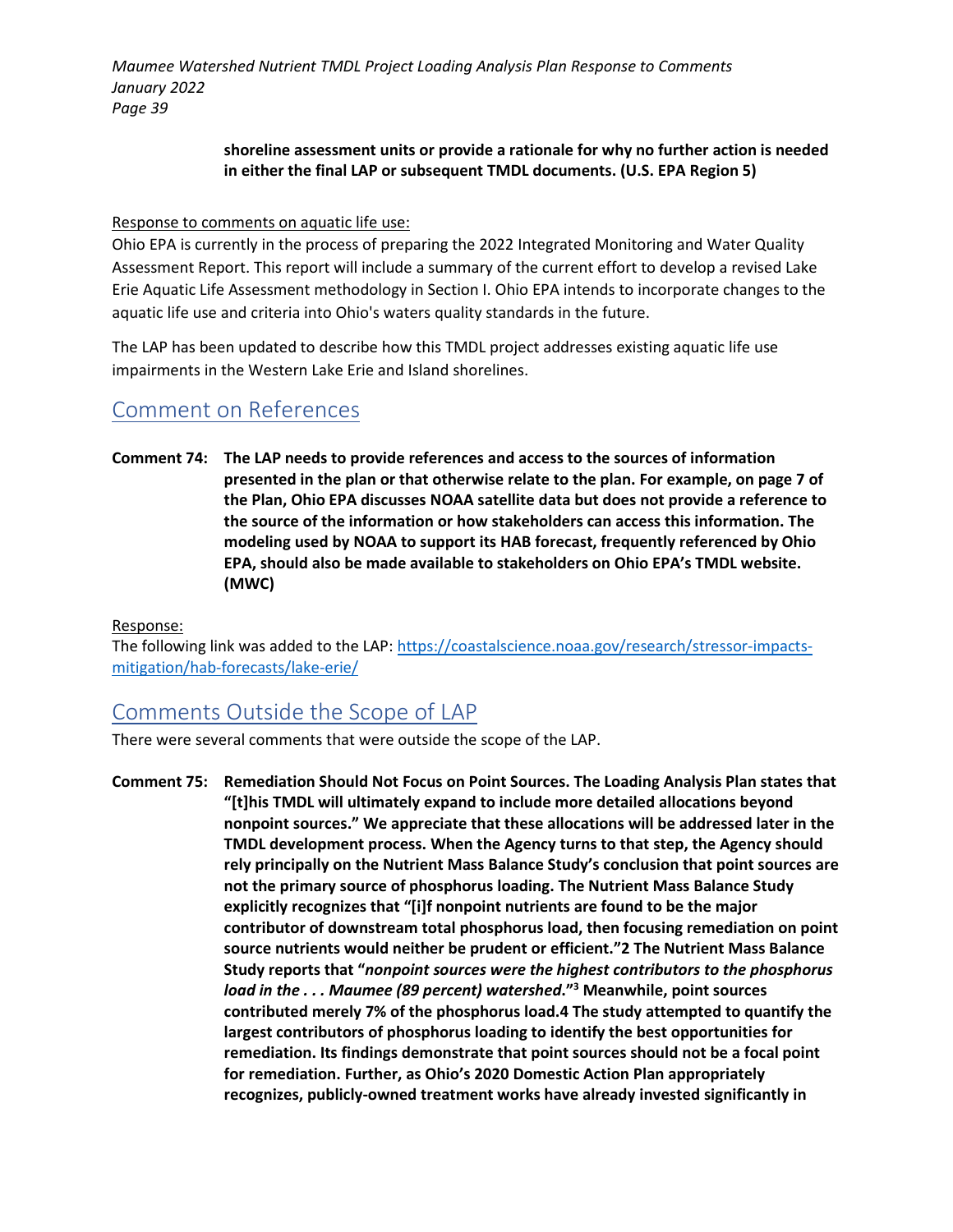**shoreline assessment units or provide a rationale for why no further action is needed in either the final LAP or subsequent TMDL documents. (U.S. EPA Region 5)**

Response to comments on aquatic life use:

Ohio EPA is currently in the process of preparing the 2022 Integrated Monitoring and Water Quality Assessment Report. This report will include a summary of the current effort to develop a revised Lake Erie Aquatic Life Assessment methodology in Section I. Ohio EPA intends to incorporate changes to the aquatic life use and criteria into Ohio's waters quality standards in the future.

The LAP has been updated to describe how this TMDL project addresses existing aquatic life use impairments in the Western Lake Erie and Island shorelines.

## Comment on References

**Comment 74: The LAP needs to provide references and access to the sources of information presented in the plan or that otherwise relate to the plan. For example, on page 7 of the Plan, Ohio EPA discusses NOAA satellite data but does not provide a reference to the source of the information or how stakeholders can access this information. The modeling used by NOAA to support its HAB forecast, frequently referenced by Ohio EPA, should also be made available to stakeholders on Ohio EPA's TMDL website. (MWC)**

Response:

The following link was added to the LAP: https://coastalscience.noaa.gov/research/stressor-impacts-mitigation/hab-forecasts/lake-erie/

## Comments Outside the Scope of LAP

There were several comments that were outside the scope of the LAP.

**Comment 75: Remediation Should Not Focus on Point Sources. The Loading Analysis Plan states that "[t]his TMDL will ultimately expand to include more detailed allocations beyond nonpoint sources." We appreciate that these allocations will be addressed later in the TMDL development process. When the Agency turns to that step, the Agency should rely principally on the Nutrient Mass Balance Study's conclusion that point sources are not the primary source of phosphorus loading. The Nutrient Mass Balance Study explicitly recognizes that "[i]f nonpoint nutrients are found to be the major contributor of downstream total phosphorus load, then focusing remediation on point source nutrients would neither be prudent or efficient."[2] The Nutrient Mass Balance Study reports that "*nonpoint sources were the highest contributors to the phosphorus load in the . . . Maumee (89 percent) watershed.*"[3] Meanwhile, point sources contributed merely 7% of the phosphorus load.[4] The study attempted to quantify the largest contributors of phosphorus loading to identify the best opportunities for remediation. Its findings demonstrate that point sources should not be a focal point for remediation. Further, as Ohio's 2020 Domestic Action Plan appropriately recognizes, publicly-owned treatment works have already invested significantly in**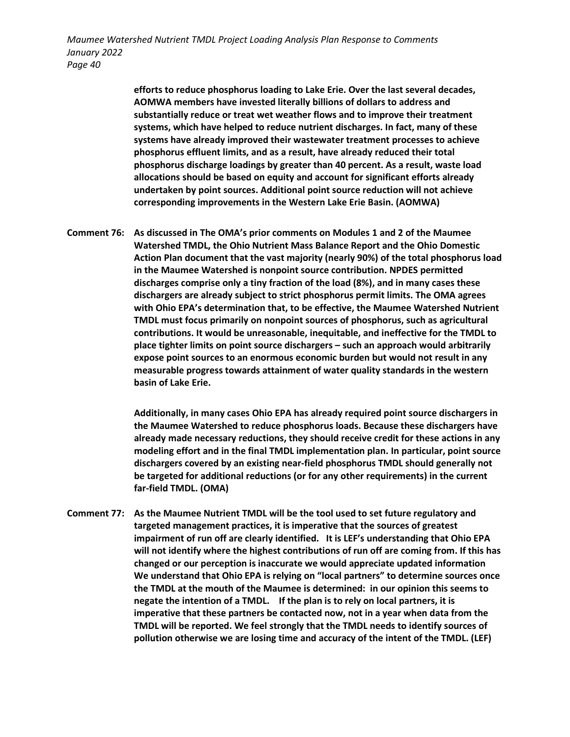**efforts to reduce phosphorus loading to Lake Erie. Over the last several decades, AOMWA members have invested literally billions of dollars to address and substantially reduce or treat wet weather flows and to improve their treatment systems, which have helped to reduce nutrient discharges. In fact, many of these systems have already improved their wastewater treatment processes to achieve phosphorus effluent limits, and as a result, have already reduced their total phosphorus discharge loadings by greater than 40 percent. As a result, waste load allocations should be based on equity and account for significant efforts already undertaken by point sources. Additional point source reduction will not achieve corresponding improvements in the Western Lake Erie Basin. (AOMWA)**

**Comment 76: As discussed in The OMA's prior comments on Modules 1 and 2 of the Maumee Watershed TMDL, the Ohio Nutrient Mass Balance Report and the Ohio Domestic Action Plan document that the vast majority (nearly 90%) of the total phosphorus load in the Maumee Watershed is nonpoint source contribution. NPDES permitted discharges comprise only a tiny fraction of the load (8%), and in many cases these dischargers are already subject to strict phosphorus permit limits. The OMA agrees with Ohio EPA's determination that, to be effective, the Maumee Watershed Nutrient TMDL must focus primarily on nonpoint sources of phosphorus, such as agricultural contributions. It would be unreasonable, inequitable, and ineffective for the TMDL to place tighter limits on point source dischargers – such an approach would arbitrarily expose point sources to an enormous economic burden but would not result in any measurable progress towards attainment of water quality standards in the western basin of Lake Erie.**

**Additionally, in many cases Ohio EPA has already required point source dischargers in the Maumee Watershed to reduce phosphorus loads. Because these dischargers have already made necessary reductions, they should receive credit for these actions in any modeling effort and in the final TMDL implementation plan. In particular, point source dischargers covered by an existing near-field phosphorus TMDL should generally not be targeted for additional reductions (or for any other requirements) in the current far-field TMDL. (OMA)**

**Comment 77: As the Maumee Nutrient TMDL will be the tool used to set future regulatory and targeted management practices, it is imperative that the sources of greatest impairment of run off are clearly identified. It is LEF's understanding that Ohio EPA will not identify where the highest contributions of run off are coming from. If this has changed or our perception is inaccurate we would appreciate updated information We understand that Ohio EPA is relying on "local partners" to determine sources once the TMDL at the mouth of the Maumee is determined: in our opinion this seems to negate the intention of a TMDL. If the plan is to rely on local partners, it is imperative that these partners be contacted now, not in a year when data from the TMDL will be reported. We feel strongly that the TMDL needs to identify sources of pollution otherwise we are losing time and accuracy of the intent of the TMDL. (LEF)**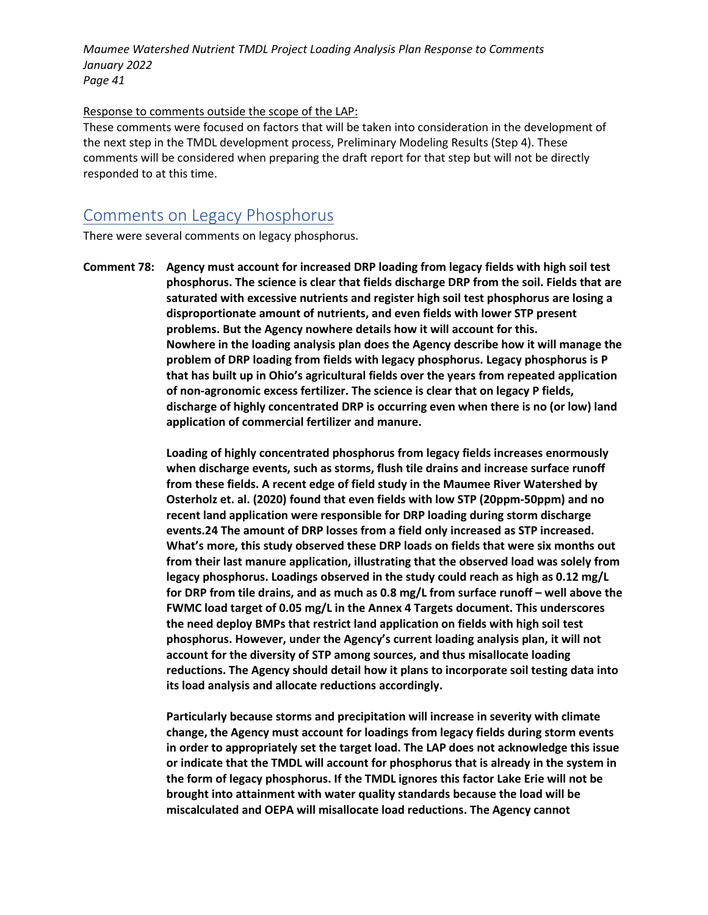Response to comments outside the scope of the LAP:

These comments were focused on factors that will be taken into consideration in the development of the next step in the TMDL development process, Preliminary Modeling Results (Step 4). These comments will be considered when preparing the draft report for that step but will not be directly responded to at this time.

## Comments on Legacy Phosphorus

There were several comments on legacy phosphorus.

**Comment 78:** **Agency must account for increased DRP loading from legacy fields with high soil test phosphorus. The science is clear that fields discharge DRP from the soil. Fields that are saturated with excessive nutrients and register high soil test phosphorus are losing a disproportionate amount of nutrients, and even fields with lower STP present problems. But the Agency nowhere details how it will account for this. Nowhere in the loading analysis plan does the Agency describe how it will manage the problem of DRP loading from fields with legacy phosphorus. Legacy phosphorus is P that has built up in Ohio's agricultural fields over the years from repeated application of non-agronomic excess fertilizer. The science is clear that on legacy P fields, discharge of highly concentrated DRP is occurring even when there is no (or low) land application of commercial fertilizer and manure.**

**Loading of highly concentrated phosphorus from legacy fields increases enormously when discharge events, such as storms, flush tile drains and increase surface runoff from these fields. A recent edge of field study in the Maumee River Watershed by Osterholz et. al. (2020) found that even fields with low STP (20ppm-50ppm) and no recent land application were responsible for DRP loading during storm discharge events.24 The amount of DRP losses from a field only increased as STP increased. What's more, this study observed these DRP loads on fields that were six months out from their last manure application, illustrating that the observed load was solely from legacy phosphorus. Loadings observed in the study could reach as high as 0.12 mg/L for DRP from tile drains, and as much as 0.8 mg/L from surface runoff – well above the FWMC load target of 0.05 mg/L in the Annex 4 Targets document. This underscores the need deploy BMPs that restrict land application on fields with high soil test phosphorus. However, under the Agency's current loading analysis plan, it will not account for the diversity of STP among sources, and thus misallocate loading reductions. The Agency should detail how it plans to incorporate soil testing data into its load analysis and allocate reductions accordingly.**

**Particularly because storms and precipitation will increase in severity with climate change, the Agency must account for loadings from legacy fields during storm events in order to appropriately set the target load. The LAP does not acknowledge this issue or indicate that the TMDL will account for phosphorus that is already in the system in the form of legacy phosphorus. If the TMDL ignores this factor Lake Erie will not be brought into attainment with water quality standards because the load will be miscalculated and OEPA will misallocate load reductions. The Agency cannot**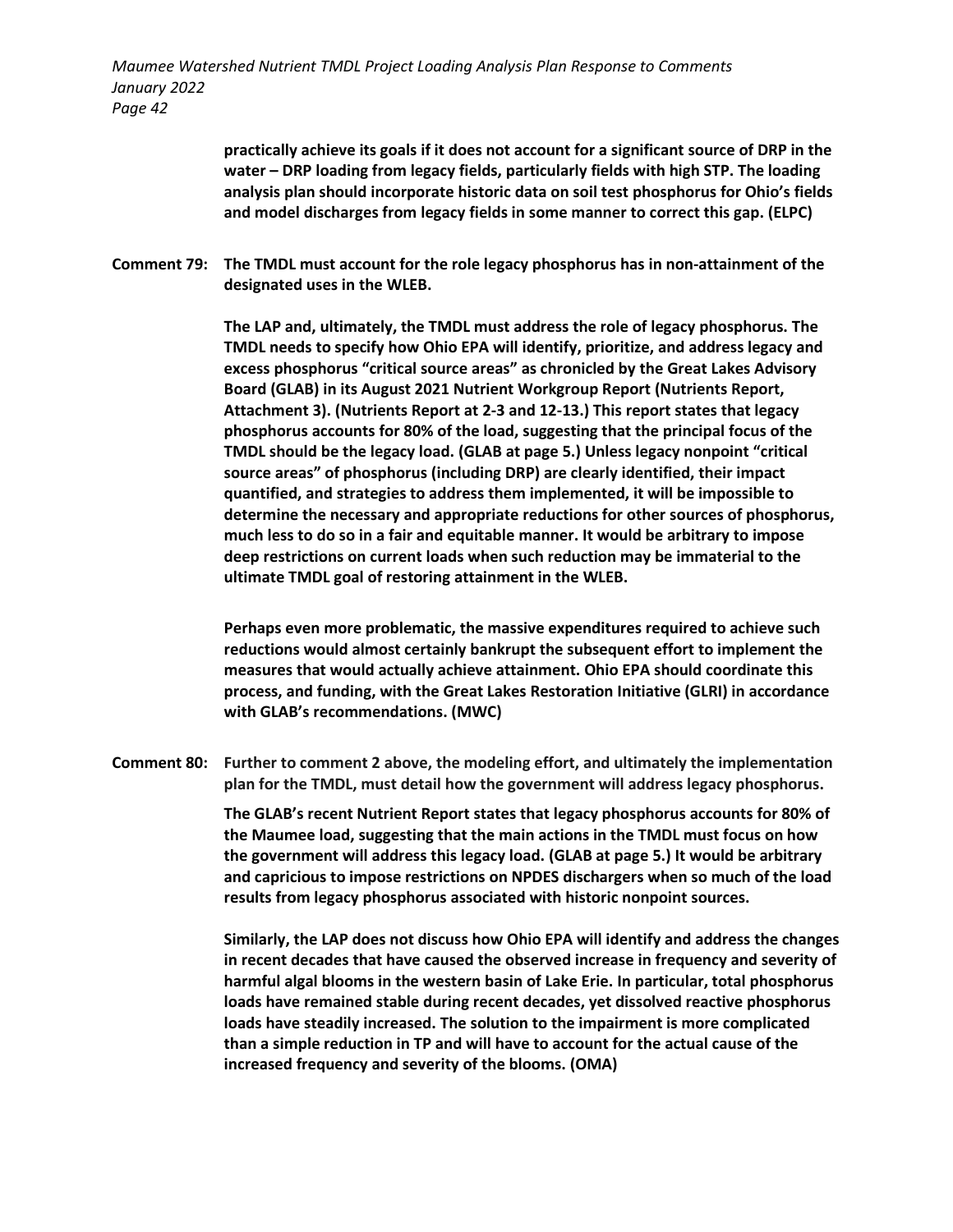**practically achieve its goals if it does not account for a significant source of DRP in the water – DRP loading from legacy fields, particularly fields with high STP. The loading analysis plan should incorporate historic data on soil test phosphorus for Ohio's fields and model discharges from legacy fields in some manner to correct this gap. (ELPC)**

**Comment 79: The TMDL must account for the role legacy phosphorus has in non-attainment of the designated uses in the WLEB.**

**The LAP and, ultimately, the TMDL must address the role of legacy phosphorus. The TMDL needs to specify how Ohio EPA will identify, prioritize, and address legacy and excess phosphorus "critical source areas" as chronicled by the Great Lakes Advisory Board (GLAB) in its August 2021 Nutrient Workgroup Report (Nutrients Report, Attachment 3). (Nutrients Report at 2-3 and 12-13.) This report states that legacy phosphorus accounts for 80% of the load, suggesting that the principal focus of the TMDL should be the legacy load. (GLAB at page 5.) Unless legacy nonpoint "critical source areas" of phosphorus (including DRP) are clearly identified, their impact quantified, and strategies to address them implemented, it will be impossible to determine the necessary and appropriate reductions for other sources of phosphorus, much less to do so in a fair and equitable manner. It would be arbitrary to impose deep restrictions on current loads when such reduction may be immaterial to the ultimate TMDL goal of restoring attainment in the WLEB.**

**Perhaps even more problematic, the massive expenditures required to achieve such reductions would almost certainly bankrupt the subsequent effort to implement the measures that would actually achieve attainment. Ohio EPA should coordinate this process, and funding, with the Great Lakes Restoration Initiative (GLRI) in accordance with GLAB's recommendations. (MWC)**

**Comment 80: Further to comment 2 above, the modeling effort, and ultimately the implementation plan for the TMDL, must detail how the government will address legacy phosphorus.**

**The GLAB's recent Nutrient Report states that legacy phosphorus accounts for 80% of the Maumee load, suggesting that the main actions in the TMDL must focus on how the government will address this legacy load. (GLAB at page 5.) It would be arbitrary and capricious to impose restrictions on NPDES dischargers when so much of the load results from legacy phosphorus associated with historic nonpoint sources.**

**Similarly, the LAP does not discuss how Ohio EPA will identify and address the changes in recent decades that have caused the observed increase in frequency and severity of harmful algal blooms in the western basin of Lake Erie. In particular, total phosphorus loads have remained stable during recent decades, yet dissolved reactive phosphorus loads have steadily increased. The solution to the impairment is more complicated than a simple reduction in TP and will have to account for the actual cause of the increased frequency and severity of the blooms. (OMA)**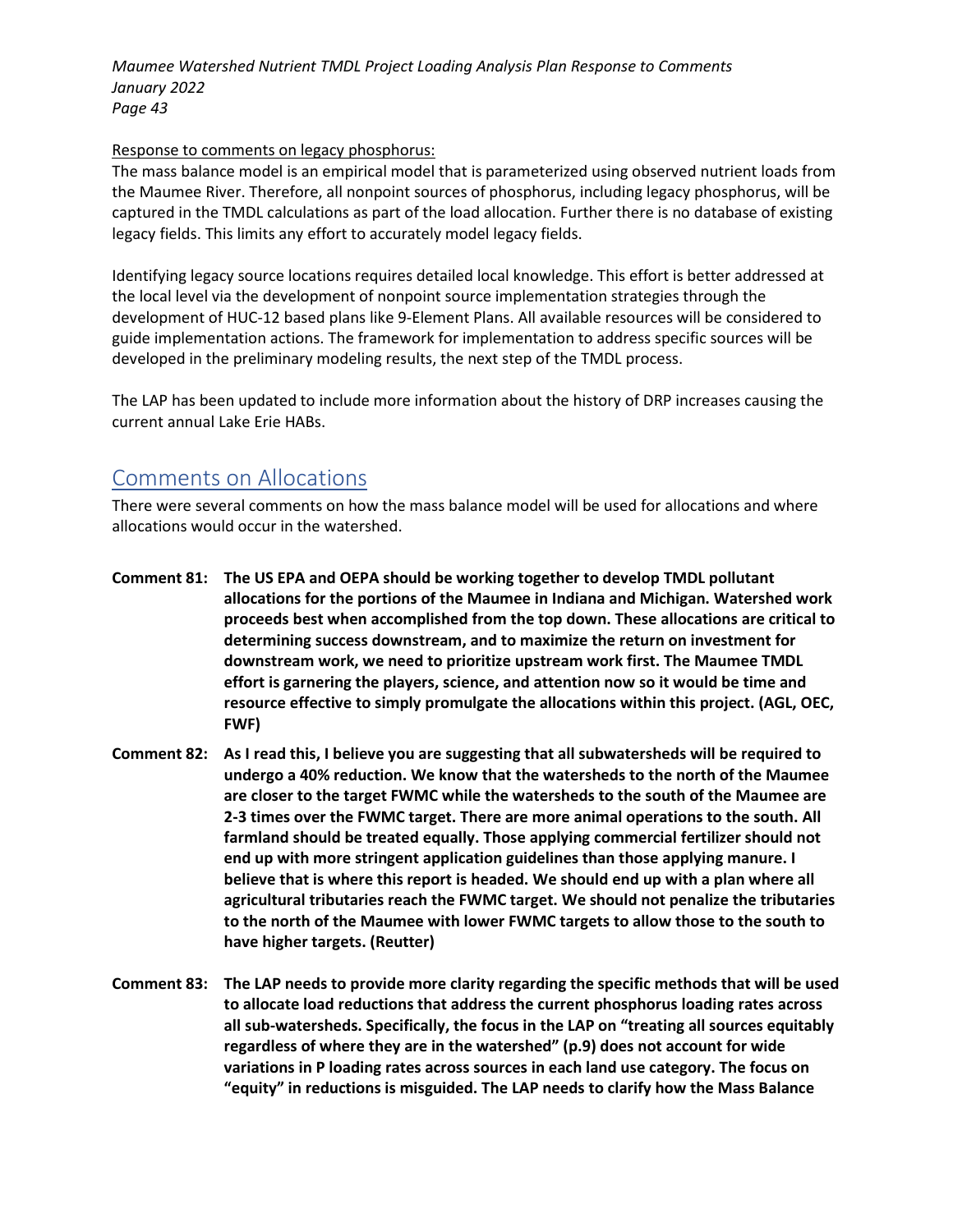Response to comments on legacy phosphorus:

The mass balance model is an empirical model that is parameterized using observed nutrient loads from the Maumee River. Therefore, all nonpoint sources of phosphorus, including legacy phosphorus, will be captured in the TMDL calculations as part of the load allocation. Further there is no database of existing legacy fields. This limits any effort to accurately model legacy fields.

Identifying legacy source locations requires detailed local knowledge. This effort is better addressed at the local level via the development of nonpoint source implementation strategies through the development of HUC-12 based plans like 9-Element Plans. All available resources will be considered to guide implementation actions. The framework for implementation to address specific sources will be developed in the preliminary modeling results, the next step of the TMDL process.

The LAP has been updated to include more information about the history of DRP increases causing the current annual Lake Erie HABs.

## Comments on Allocations

There were several comments on how the mass balance model will be used for allocations and where allocations would occur in the watershed.

**Comment 81: The US EPA and OEPA should be working together to develop TMDL pollutant allocations for the portions of the Maumee in Indiana and Michigan. Watershed work proceeds best when accomplished from the top down. These allocations are critical to determining success downstream, and to maximize the return on investment for downstream work, we need to prioritize upstream work first. The Maumee TMDL effort is garnering the players, science, and attention now so it would be time and resource effective to simply promulgate the allocations within this project. (AGL, OEC, FWF)**

**Comment 82: As I read this, I believe you are suggesting that all subwatersheds will be required to undergo a 40% reduction. We know that the watersheds to the north of the Maumee are closer to the target FWMC while the watersheds to the south of the Maumee are 2-3 times over the FWMC target. There are more animal operations to the south. All farmland should be treated equally. Those applying commercial fertilizer should not end up with more stringent application guidelines than those applying manure. I believe that is where this report is headed. We should end up with a plan where all agricultural tributaries reach the FWMC target. We should not penalize the tributaries to the north of the Maumee with lower FWMC targets to allow those to the south to have higher targets. (Reutter)**

**Comment 83: The LAP needs to provide more clarity regarding the specific methods that will be used to allocate load reductions that address the current phosphorus loading rates across all sub-watersheds. Specifically, the focus in the LAP on "treating all sources equitably regardless of where they are in the watershed" (p.9) does not account for wide variations in P loading rates across sources in each land use category. The focus on "equity" in reductions is misguided. The LAP needs to clarify how the Mass Balance**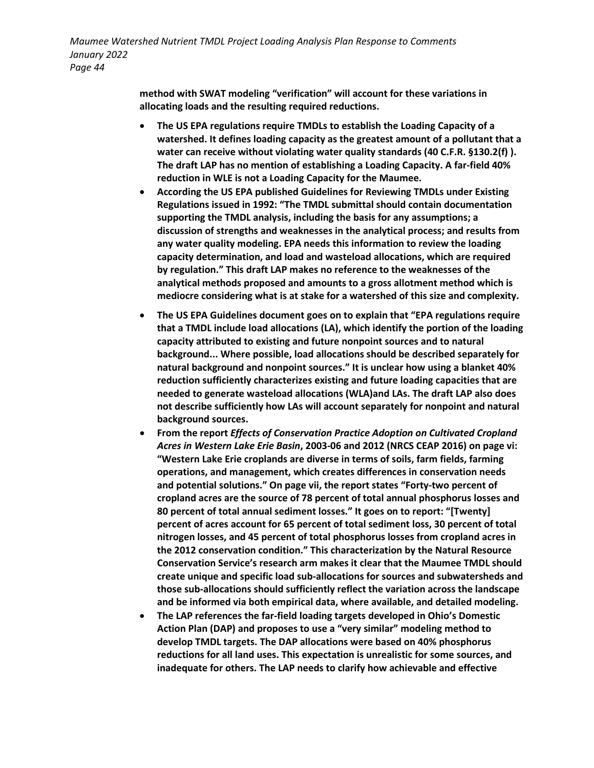**method with SWAT modeling "verification" will account for these variations in allocating loads and the resulting required reductions.**

- **The US EPA regulations require TMDLs to establish the Loading Capacity of a watershed. It defines loading capacity as the greatest amount of a pollutant that a water can receive without violating water quality standards (40 C.F.R. §130.2(f) ). The draft LAP has no mention of establishing a Loading Capacity. A far-field 40% reduction in WLE is not a Loading Capacity for the Maumee.**
- **According the US EPA published Guidelines for Reviewing TMDLs under Existing Regulations issued in 1992: "The TMDL submittal should contain documentation supporting the TMDL analysis, including the basis for any assumptions; a discussion of strengths and weaknesses in the analytical process; and results from any water quality modeling. EPA needs this information to review the loading capacity determination, and load and wasteload allocations, which are required by regulation." This draft LAP makes no reference to the weaknesses of the analytical methods proposed and amounts to a gross allotment method which is mediocre considering what is at stake for a watershed of this size and complexity.**
- **The US EPA Guidelines document goes on to explain that "EPA regulations require that a TMDL include load allocations (LA), which identify the portion of the loading capacity attributed to existing and future nonpoint sources and to natural background... Where possible, load allocations should be described separately for natural background and nonpoint sources." It is unclear how using a blanket 40% reduction sufficiently characterizes existing and future loading capacities that are needed to generate wasteload allocations (WLA)and LAs. The draft LAP also does not describe sufficiently how LAs will account separately for nonpoint and natural background sources.**
- **From the report *Effects of Conservation Practice Adoption on Cultivated Cropland Acres in Western Lake Erie Basin*, 2003-06 and 2012 (NRCS CEAP 2016) on page vi: "Western Lake Erie croplands are diverse in terms of soils, farm fields, farming operations, and management, which creates differences in conservation needs and potential solutions." On page vii, the report states "Forty-two percent of cropland acres are the source of 78 percent of total annual phosphorus losses and 80 percent of total annual sediment losses." It goes on to report: "[Twenty] percent of acres account for 65 percent of total sediment loss, 30 percent of total nitrogen losses, and 45 percent of total phosphorus losses from cropland acres in the 2012 conservation condition." This characterization by the Natural Resource Conservation Service's research arm makes it clear that the Maumee TMDL should create unique and specific load sub-allocations for sources and subwatersheds and those sub-allocations should sufficiently reflect the variation across the landscape and be informed via both empirical data, where available, and detailed modeling.**
- **The LAP references the far-field loading targets developed in Ohio's Domestic Action Plan (DAP) and proposes to use a "very similar" modeling method to develop TMDL targets. The DAP allocations were based on 40% phosphorus reductions for all land uses. This expectation is unrealistic for some sources, and inadequate for others. The LAP needs to clarify how achievable and effective**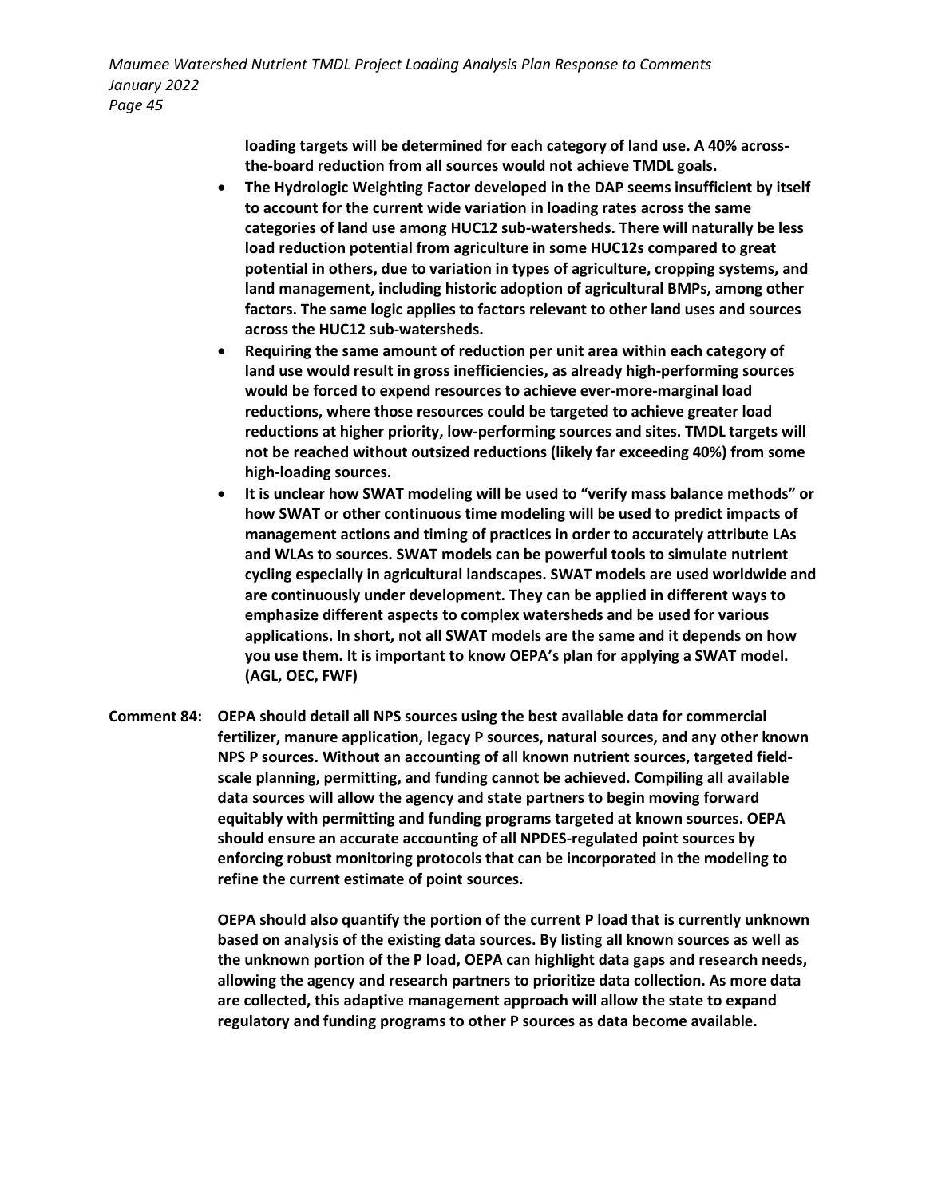**loading targets will be determined for each category of land use. A 40% across-the-board reduction from all sources would not achieve TMDL goals.**

- **The Hydrologic Weighting Factor developed in the DAP seems insufficient by itself to account for the current wide variation in loading rates across the same categories of land use among HUC12 sub-watersheds. There will naturally be less load reduction potential from agriculture in some HUC12s compared to great potential in others, due to variation in types of agriculture, cropping systems, and land management, including historic adoption of agricultural BMPs, among other factors. The same logic applies to factors relevant to other land uses and sources across the HUC12 sub-watersheds.**
- **Requiring the same amount of reduction per unit area within each category of land use would result in gross inefficiencies, as already high-performing sources would be forced to expend resources to achieve ever-more-marginal load reductions, where those resources could be targeted to achieve greater load reductions at higher priority, low-performing sources and sites. TMDL targets will not be reached without outsized reductions (likely far exceeding 40%) from some high-loading sources.**
- **It is unclear how SWAT modeling will be used to "verify mass balance methods" or how SWAT or other continuous time modeling will be used to predict impacts of management actions and timing of practices in order to accurately attribute LAs and WLAs to sources. SWAT models can be powerful tools to simulate nutrient cycling especially in agricultural landscapes. SWAT models are used worldwide and are continuously under development. They can be applied in different ways to emphasize different aspects to complex watersheds and be used for various applications. In short, not all SWAT models are the same and it depends on how you use them. It is important to know OEPA's plan for applying a SWAT model. (AGL, OEC, FWF)**

**Comment 84: OEPA should detail all NPS sources using the best available data for commercial fertilizer, manure application, legacy P sources, natural sources, and any other known NPS P sources. Without an accounting of all known nutrient sources, targeted field-scale planning, permitting, and funding cannot be achieved. Compiling all available data sources will allow the agency and state partners to begin moving forward equitably with permitting and funding programs targeted at known sources. OEPA should ensure an accurate accounting of all NPDES-regulated point sources by enforcing robust monitoring protocols that can be incorporated in the modeling to refine the current estimate of point sources.**

**OEPA should also quantify the portion of the current P load that is currently unknown based on analysis of the existing data sources. By listing all known sources as well as the unknown portion of the P load, OEPA can highlight data gaps and research needs, allowing the agency and research partners to prioritize data collection. As more data are collected, this adaptive management approach will allow the state to expand regulatory and funding programs to other P sources as data become available.**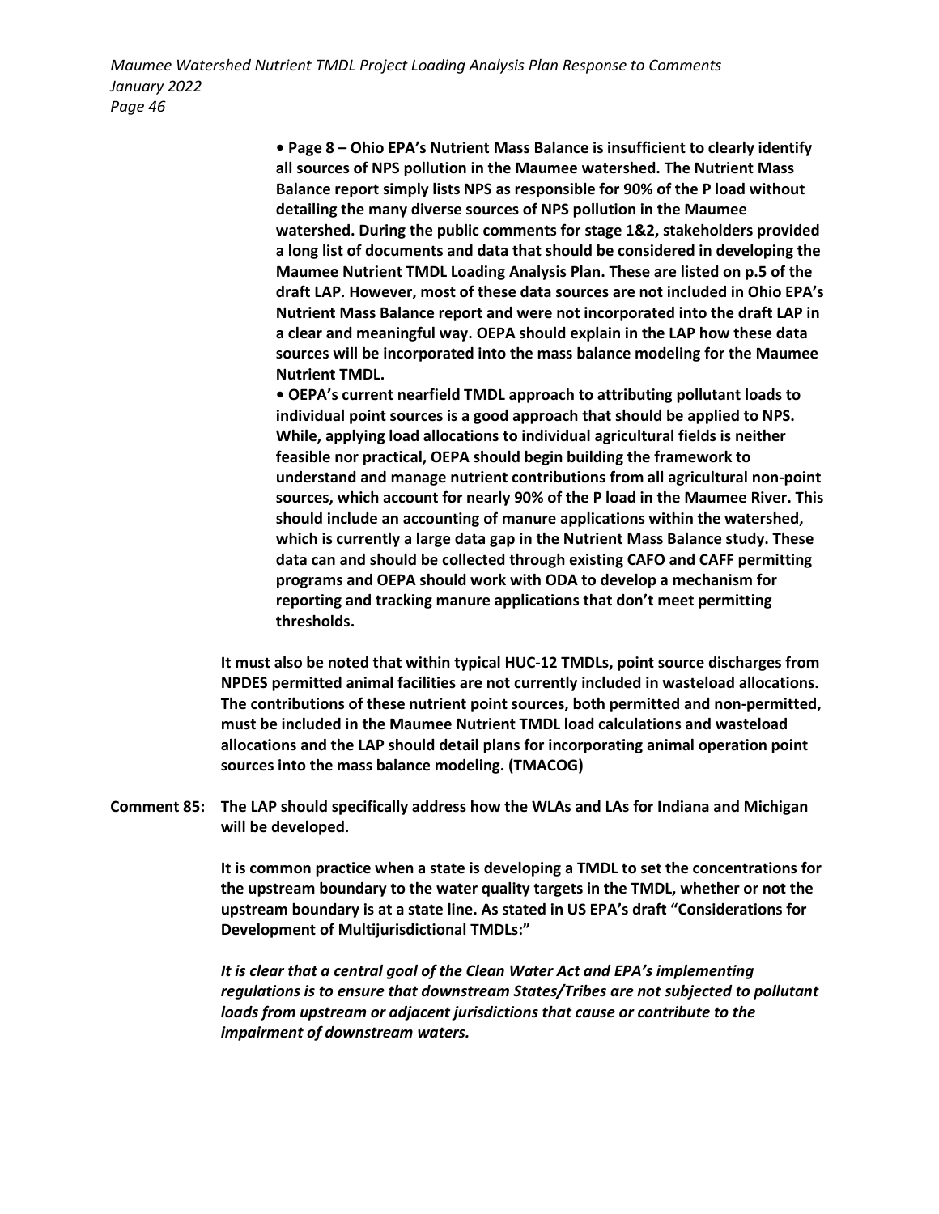- **Page 8 – Ohio EPA's Nutrient Mass Balance is insufficient to clearly identify all sources of NPS pollution in the Maumee watershed. The Nutrient Mass Balance report simply lists NPS as responsible for 90% of the P load without detailing the many diverse sources of NPS pollution in the Maumee watershed. During the public comments for stage 1&2, stakeholders provided a long list of documents and data that should be considered in developing the Maumee Nutrient TMDL Loading Analysis Plan. These are listed on p.5 of the draft LAP. However, most of these data sources are not included in Ohio EPA's Nutrient Mass Balance report and were not incorporated into the draft LAP in a clear and meaningful way. OEPA should explain in the LAP how these data sources will be incorporated into the mass balance modeling for the Maumee Nutrient TMDL.**
- **OEPA's current nearfield TMDL approach to attributing pollutant loads to individual point sources is a good approach that should be applied to NPS. While, applying load allocations to individual agricultural fields is neither feasible nor practical, OEPA should begin building the framework to understand and manage nutrient contributions from all agricultural non-point sources, which account for nearly 90% of the P load in the Maumee River. This should include an accounting of manure applications within the watershed, which is currently a large data gap in the Nutrient Mass Balance study. These data can and should be collected through existing CAFO and CAFF permitting programs and OEPA should work with ODA to develop a mechanism for reporting and tracking manure applications that don't meet permitting thresholds.**

**It must also be noted that within typical HUC-12 TMDLs, point source discharges from NPDES permitted animal facilities are not currently included in wasteload allocations. The contributions of these nutrient point sources, both permitted and non-permitted, must be included in the Maumee Nutrient TMDL load calculations and wasteload allocations and the LAP should detail plans for incorporating animal operation point sources into the mass balance modeling. (TMACOG)**

**Comment 85: The LAP should specifically address how the WLAs and LAs for Indiana and Michigan will be developed.**

**It is common practice when a state is developing a TMDL to set the concentrations for the upstream boundary to the water quality targets in the TMDL, whether or not the upstream boundary is at a state line. As stated in US EPA's draft "Considerations for Development of Multijurisdictional TMDLs:"**

***It is clear that a central goal of the Clean Water Act and EPA's implementing regulations is to ensure that downstream States/Tribes are not subjected to pollutant loads from upstream or adjacent jurisdictions that cause or contribute to the impairment of downstream waters.***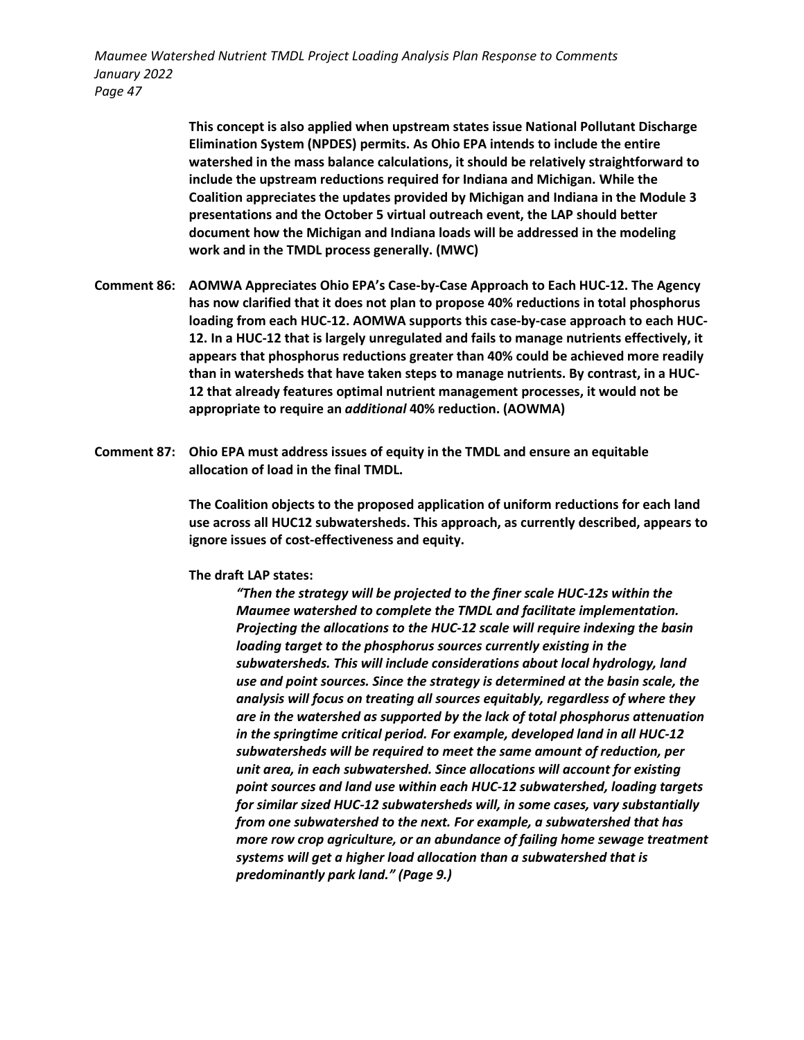**This concept is also applied when upstream states issue National Pollutant Discharge Elimination System (NPDES) permits. As Ohio EPA intends to include the entire watershed in the mass balance calculations, it should be relatively straightforward to include the upstream reductions required for Indiana and Michigan. While the Coalition appreciates the updates provided by Michigan and Indiana in the Module 3 presentations and the October 5 virtual outreach event, the LAP should better document how the Michigan and Indiana loads will be addressed in the modeling work and in the TMDL process generally. (MWC)**

**Comment 86: AOMWA Appreciates Ohio EPA's Case-by-Case Approach to Each HUC-12. The Agency has now clarified that it does not plan to propose 40% reductions in total phosphorus loading from each HUC-12. AOMWA supports this case-by-case approach to each HUC-12. In a HUC-12 that is largely unregulated and fails to manage nutrients effectively, it appears that phosphorus reductions greater than 40% could be achieved more readily than in watersheds that have taken steps to manage nutrients. By contrast, in a HUC-12 that already features optimal nutrient management processes, it would not be appropriate to require an *additional* 40% reduction. (AOWMA)**

**Comment 87: Ohio EPA must address issues of equity in the TMDL and ensure an equitable allocation of load in the final TMDL.**

**The Coalition objects to the proposed application of uniform reductions for each land use across all HUC12 subwatersheds. This approach, as currently described, appears to ignore issues of cost-effectiveness and equity.**

**The draft LAP states:**

> ***"Then the strategy will be projected to the finer scale HUC-12s within the Maumee watershed to complete the TMDL and facilitate implementation. Projecting the allocations to the HUC-12 scale will require indexing the basin loading target to the phosphorus sources currently existing in the subwatersheds. This will include considerations about local hydrology, land use and point sources. Since the strategy is determined at the basin scale, the analysis will focus on treating all sources equitably, regardless of where they are in the watershed as supported by the lack of total phosphorus attenuation in the springtime critical period. For example, developed land in all HUC-12 subwatersheds will be required to meet the same amount of reduction, per unit area, in each subwatershed. Since allocations will account for existing point sources and land use within each HUC-12 subwatershed, loading targets for similar sized HUC-12 subwatersheds will, in some cases, vary substantially from one subwatershed to the next. For example, a subwatershed that has more row crop agriculture, or an abundance of failing home sewage treatment systems will get a higher load allocation than a subwatershed that is predominantly park land." (Page 9.)***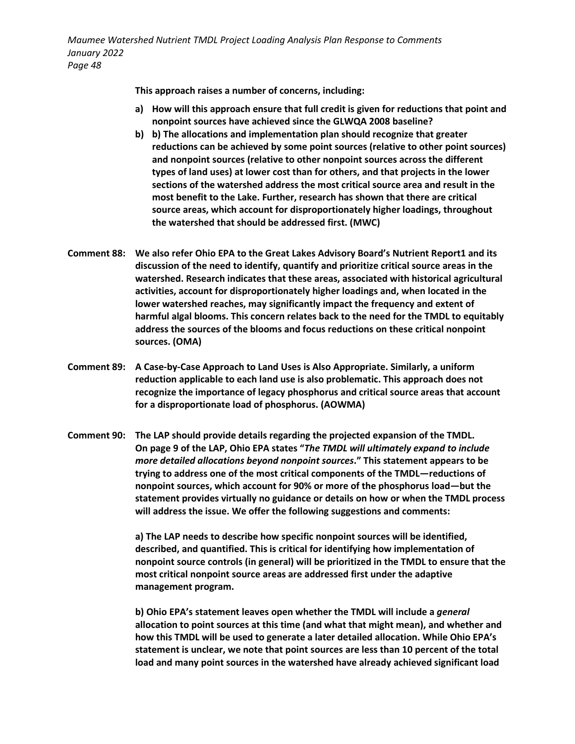**This approach raises a number of concerns, including:**

a) **How will this approach ensure that full credit is given for reductions that point and nonpoint sources have achieved since the GLWQA 2008 baseline?**
b) **b) The allocations and implementation plan should recognize that greater reductions can be achieved by some point sources (relative to other point sources) and nonpoint sources (relative to other nonpoint sources across the different types of land uses) at lower cost than for others, and that projects in the lower sections of the watershed address the most critical source area and result in the most benefit to the Lake. Further, research has shown that there are critical source areas, which account for disproportionately higher loadings, throughout the watershed that should be addressed first. (MWC)**

**Comment 88: We also refer Ohio EPA to the Great Lakes Advisory Board's Nutrient Report1 and its discussion of the need to identify, quantify and prioritize critical source areas in the watershed. Research indicates that these areas, associated with historical agricultural activities, account for disproportionately higher loadings and, when located in the lower watershed reaches, may significantly impact the frequency and extent of harmful algal blooms. This concern relates back to the need for the TMDL to equitably address the sources of the blooms and focus reductions on these critical nonpoint sources. (OMA)**

**Comment 89: A Case-by-Case Approach to Land Uses is Also Appropriate. Similarly, a uniform reduction applicable to each land use is also problematic. This approach does not recognize the importance of legacy phosphorus and critical source areas that account for a disproportionate load of phosphorus. (AOWMA)**

**Comment 90: The LAP should provide details regarding the projected expansion of the TMDL. On page 9 of the LAP, Ohio EPA states "*The TMDL will ultimately expand to include more detailed allocations beyond nonpoint sources*." This statement appears to be trying to address one of the most critical components of the TMDL—reductions of nonpoint sources, which account for 90% or more of the phosphorus load—but the statement provides virtually no guidance or details on how or when the TMDL process will address the issue. We offer the following suggestions and comments:**

**a) The LAP needs to describe how specific nonpoint sources will be identified, described, and quantified. This is critical for identifying how implementation of nonpoint source controls (in general) will be prioritized in the TMDL to ensure that the most critical nonpoint source areas are addressed first under the adaptive management program.**

**b) Ohio EPA's statement leaves open whether the TMDL will include a *general* allocation to point sources at this time (and what that might mean), and whether and how this TMDL will be used to generate a later detailed allocation. While Ohio EPA's statement is unclear, we note that point sources are less than 10 percent of the total load and many point sources in the watershed have already achieved significant load**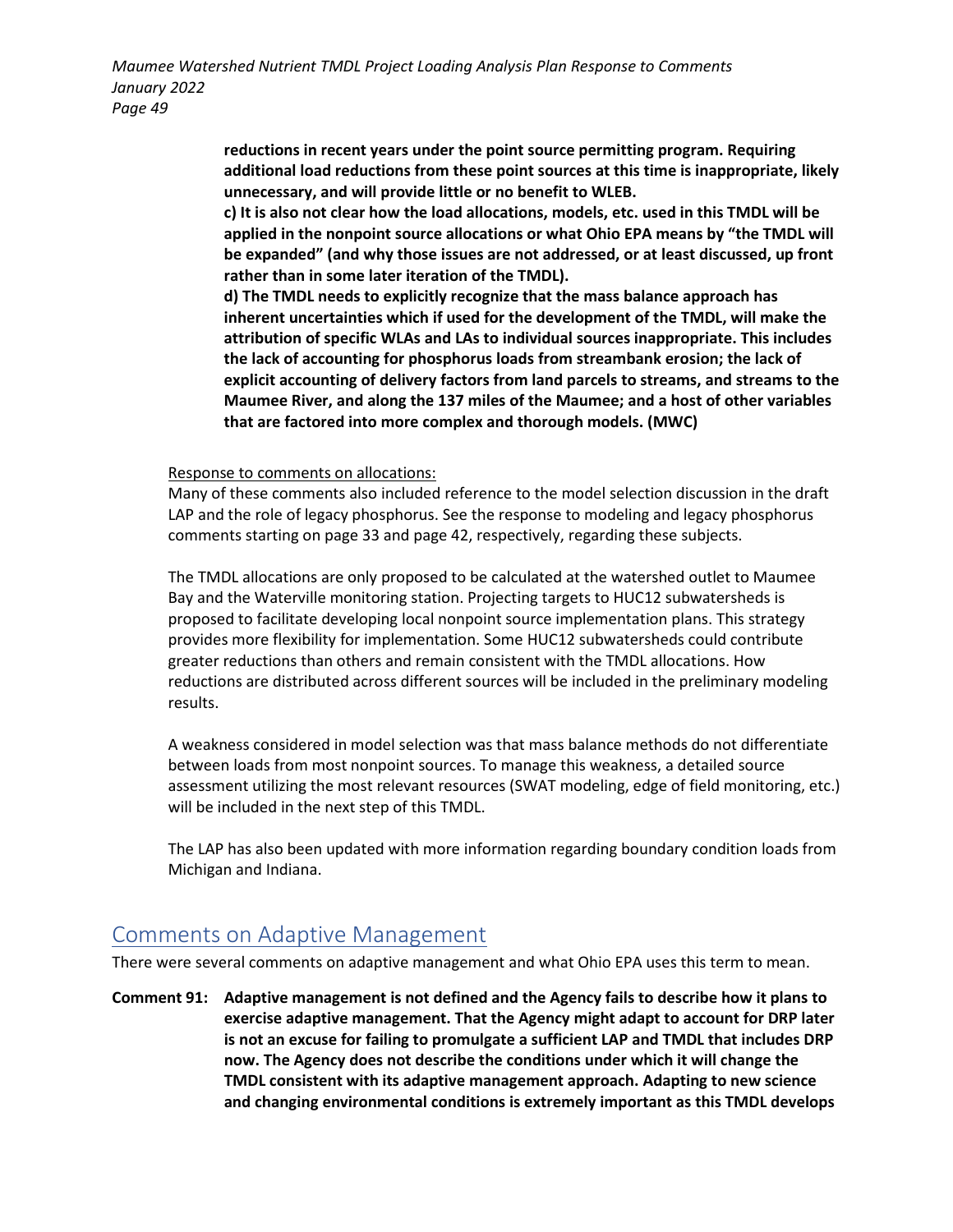**reductions in recent years under the point source permitting program. Requiring additional load reductions from these point sources at this time is inappropriate, likely unnecessary, and will provide little or no benefit to WLEB.**

**c) It is also not clear how the load allocations, models, etc. used in this TMDL will be applied in the nonpoint source allocations or what Ohio EPA means by "the TMDL will be expanded" (and why those issues are not addressed, or at least discussed, up front rather than in some later iteration of the TMDL).**

**d) The TMDL needs to explicitly recognize that the mass balance approach has inherent uncertainties which if used for the development of the TMDL, will make the attribution of specific WLAs and LAs to individual sources inappropriate. This includes the lack of accounting for phosphorus loads from streambank erosion; the lack of explicit accounting of delivery factors from land parcels to streams, and streams to the Maumee River, and along the 137 miles of the Maumee; and a host of other variables that are factored into more complex and thorough models. (MWC)**

Response to comments on allocations:

Many of these comments also included reference to the model selection discussion in the draft LAP and the role of legacy phosphorus. See the response to modeling and legacy phosphorus comments starting on page 33 and page 42, respectively, regarding these subjects.

The TMDL allocations are only proposed to be calculated at the watershed outlet to Maumee Bay and the Waterville monitoring station. Projecting targets to HUC12 subwatersheds is proposed to facilitate developing local nonpoint source implementation plans. This strategy provides more flexibility for implementation. Some HUC12 subwatersheds could contribute greater reductions than others and remain consistent with the TMDL allocations. How reductions are distributed across different sources will be included in the preliminary modeling results.

A weakness considered in model selection was that mass balance methods do not differentiate between loads from most nonpoint sources. To manage this weakness, a detailed source assessment utilizing the most relevant resources (SWAT modeling, edge of field monitoring, etc.) will be included in the next step of this TMDL.

The LAP has also been updated with more information regarding boundary condition loads from Michigan and Indiana.

## Comments on Adaptive Management

There were several comments on adaptive management and what Ohio EPA uses this term to mean.

**Comment 91: Adaptive management is not defined and the Agency fails to describe how it plans to exercise adaptive management. That the Agency might adapt to account for DRP later is not an excuse for failing to promulgate a sufficient LAP and TMDL that includes DRP now. The Agency does not describe the conditions under which it will change the TMDL consistent with its adaptive management approach. Adapting to new science and changing environmental conditions is extremely important as this TMDL develops**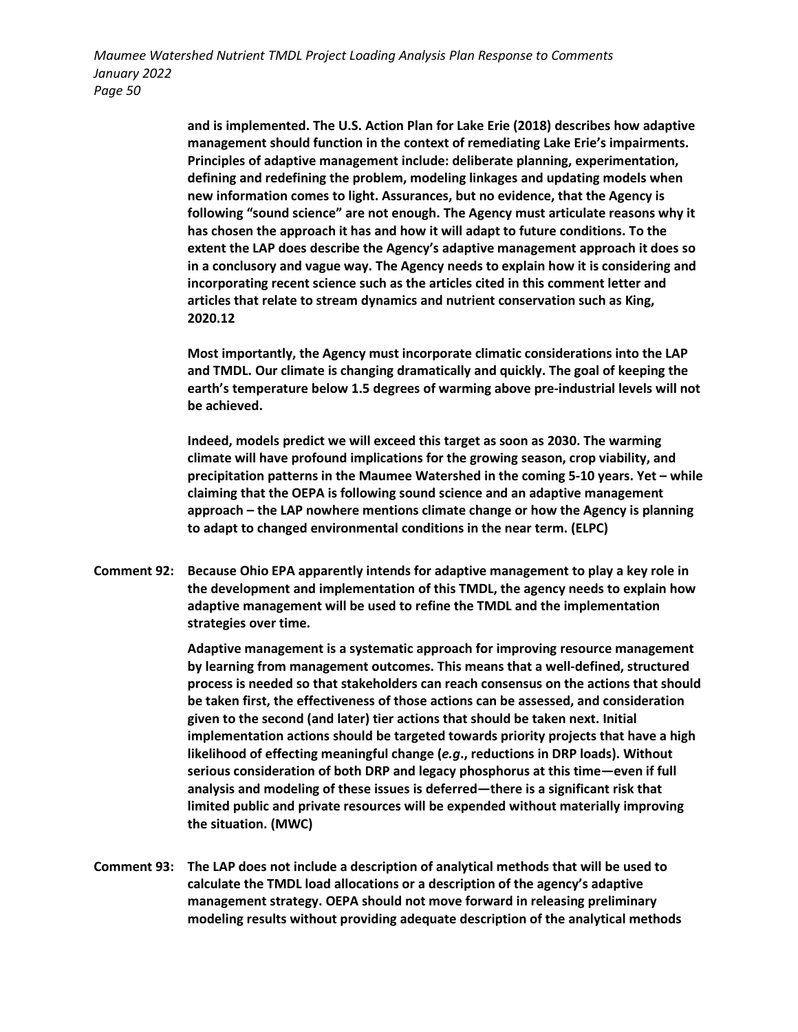**and is implemented. The U.S. Action Plan for Lake Erie (2018) describes how adaptive management should function in the context of remediating Lake Erie's impairments. Principles of adaptive management include: deliberate planning, experimentation, defining and redefining the problem, modeling linkages and updating models when new information comes to light. Assurances, but no evidence, that the Agency is following "sound science" are not enough. The Agency must articulate reasons why it has chosen the approach it has and how it will adapt to future conditions. To the extent the LAP does describe the Agency's adaptive management approach it does so in a conclusory and vague way. The Agency needs to explain how it is considering and incorporating recent science such as the articles cited in this comment letter and articles that relate to stream dynamics and nutrient conservation such as King, 2020.12**

**Most importantly, the Agency must incorporate climatic considerations into the LAP and TMDL. Our climate is changing dramatically and quickly. The goal of keeping the earth's temperature below 1.5 degrees of warming above pre-industrial levels will not be achieved.**

**Indeed, models predict we will exceed this target as soon as 2030. The warming climate will have profound implications for the growing season, crop viability, and precipitation patterns in the Maumee Watershed in the coming 5-10 years. Yet – while claiming that the OEPA is following sound science and an adaptive management approach – the LAP nowhere mentions climate change or how the Agency is planning to adapt to changed environmental conditions in the near term. (ELPC)**

**Comment 92: Because Ohio EPA apparently intends for adaptive management to play a key role in the development and implementation of this TMDL, the agency needs to explain how adaptive management will be used to refine the TMDL and the implementation strategies over time.**

**Adaptive management is a systematic approach for improving resource management by learning from management outcomes. This means that a well-defined, structured process is needed so that stakeholders can reach consensus on the actions that should be taken first, the effectiveness of those actions can be assessed, and consideration given to the second (and later) tier actions that should be taken next. Initial implementation actions should be targeted towards priority projects that have a high likelihood of effecting meaningful change (*e.g*., reductions in DRP loads). Without serious consideration of both DRP and legacy phosphorus at this time—even if full analysis and modeling of these issues is deferred—there is a significant risk that limited public and private resources will be expended without materially improving the situation. (MWC)**

**Comment 93: The LAP does not include a description of analytical methods that will be used to calculate the TMDL load allocations or a description of the agency's adaptive management strategy. OEPA should not move forward in releasing preliminary modeling results without providing adequate description of the analytical methods**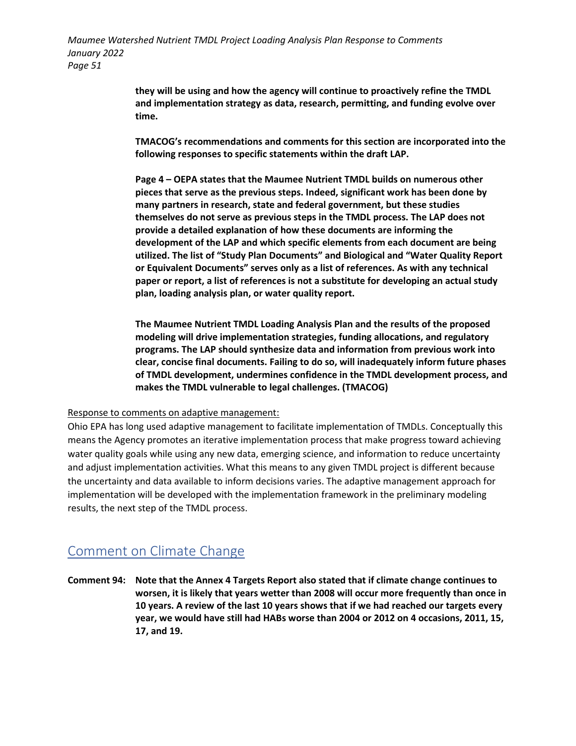**they will be using and how the agency will continue to proactively refine the TMDL and implementation strategy as data, research, permitting, and funding evolve over time.**

**TMACOG's recommendations and comments for this section are incorporated into the following responses to specific statements within the draft LAP.**

**Page 4 – OEPA states that the Maumee Nutrient TMDL builds on numerous other pieces that serve as the previous steps. Indeed, significant work has been done by many partners in research, state and federal government, but these studies themselves do not serve as previous steps in the TMDL process. The LAP does not provide a detailed explanation of how these documents are informing the development of the LAP and which specific elements from each document are being utilized. The list of "Study Plan Documents" and Biological and "Water Quality Report or Equivalent Documents" serves only as a list of references. As with any technical paper or report, a list of references is not a substitute for developing an actual study plan, loading analysis plan, or water quality report.**

**The Maumee Nutrient TMDL Loading Analysis Plan and the results of the proposed modeling will drive implementation strategies, funding allocations, and regulatory programs. The LAP should synthesize data and information from previous work into clear, concise final documents. Failing to do so, will inadequately inform future phases of TMDL development, undermines confidence in the TMDL development process, and makes the TMDL vulnerable to legal challenges. (TMACOG)**

Response to comments on adaptive management:

Ohio EPA has long used adaptive management to facilitate implementation of TMDLs. Conceptually this means the Agency promotes an iterative implementation process that make progress toward achieving water quality goals while using any new data, emerging science, and information to reduce uncertainty and adjust implementation activities. What this means to any given TMDL project is different because the uncertainty and data available to inform decisions varies. The adaptive management approach for implementation will be developed with the implementation framework in the preliminary modeling results, the next step of the TMDL process.

## Comment on Climate Change

**Comment 94: Note that the Annex 4 Targets Report also stated that if climate change continues to worsen, it is likely that years wetter than 2008 will occur more frequently than once in 10 years. A review of the last 10 years shows that if we had reached our targets every year, we would have still had HABs worse than 2004 or 2012 on 4 occasions, 2011, 15, 17, and 19.**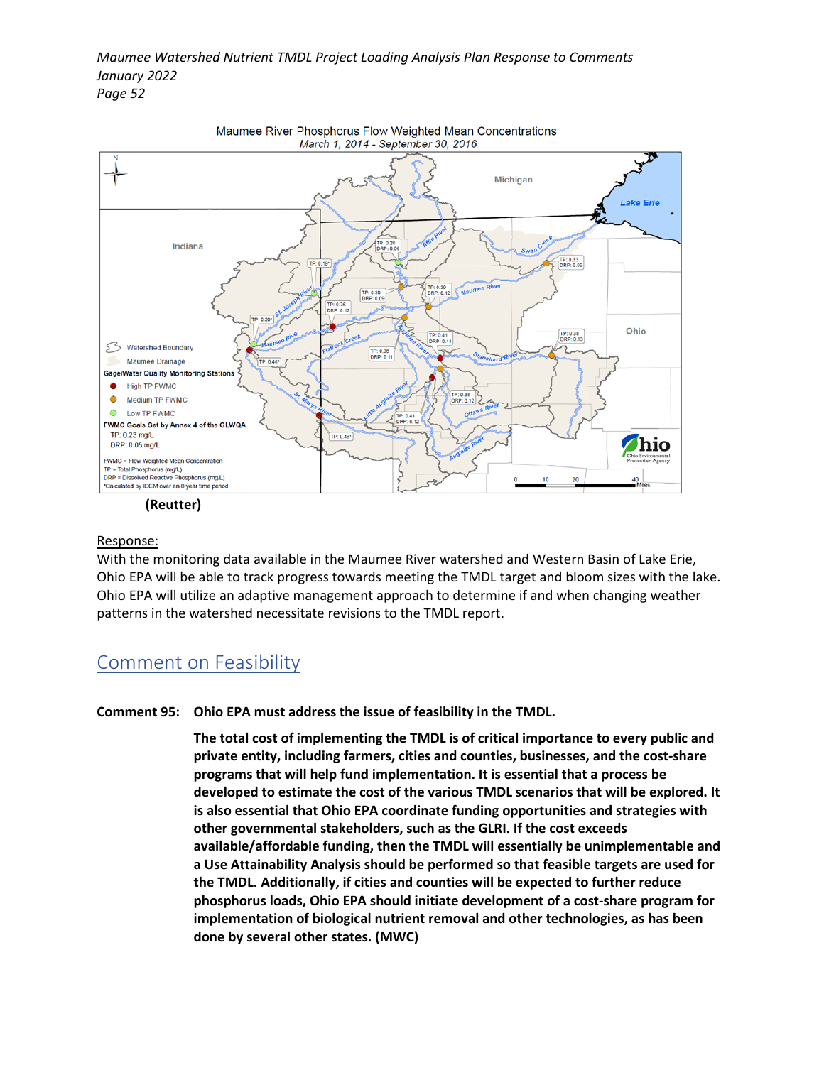Maumee River Phosphorus Flow Weighted Mean Concentrations
March 1, 2014 - September 30, 2016

**(Reutter)**

Response:
With the monitoring data available in the Maumee River watershed and Western Basin of Lake Erie, Ohio EPA will be able to track progress towards meeting the TMDL target and bloom sizes with the lake. Ohio EPA will utilize an adaptive management approach to determine if and when changing weather patterns in the watershed necessitate revisions to the TMDL report.

## Comment on Feasibility

**Comment 95: Ohio EPA must address the issue of feasibility in the TMDL.**

**The total cost of implementing the TMDL is of critical importance to every public and private entity, including farmers, cities and counties, businesses, and the cost-share programs that will help fund implementation. It is essential that a process be developed to estimate the cost of the various TMDL scenarios that will be explored. It is also essential that Ohio EPA coordinate funding opportunities and strategies with other governmental stakeholders, such as the GLRI. If the cost exceeds available/affordable funding, then the TMDL will essentially be unimplementable and a Use Attainability Analysis should be performed so that feasible targets are used for the TMDL. Additionally, if cities and counties will be expected to further reduce phosphorus loads, Ohio EPA should initiate development of a cost-share program for implementation of biological nutrient removal and other technologies, as has been done by several other states. (MWC)**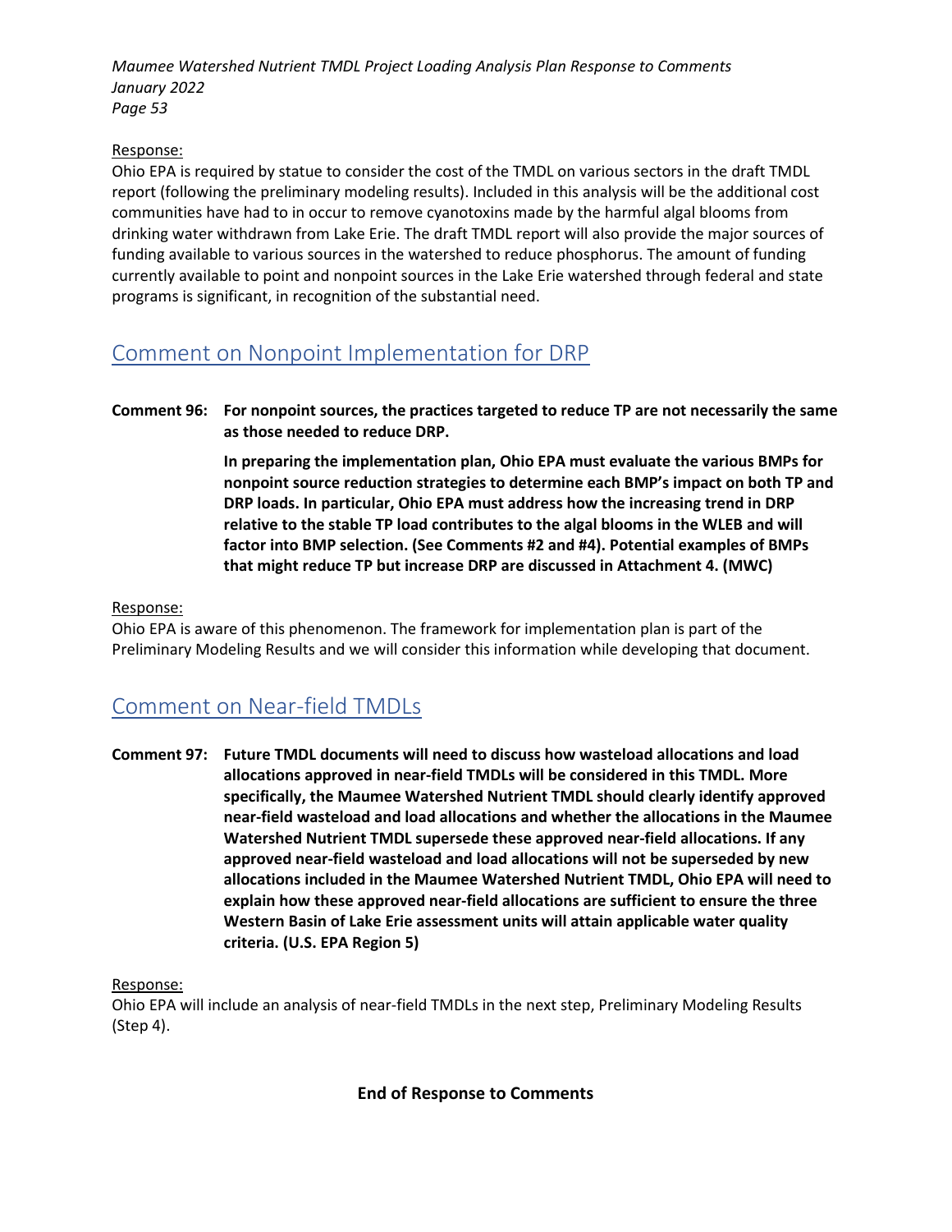Response:
Ohio EPA is required by statue to consider the cost of the TMDL on various sectors in the draft TMDL report (following the preliminary modeling results). Included in this analysis will be the additional cost communities have had to in occur to remove cyanotoxins made by the harmful algal blooms from drinking water withdrawn from Lake Erie. The draft TMDL report will also provide the major sources of funding available to various sources in the watershed to reduce phosphorus. The amount of funding currently available to point and nonpoint sources in the Lake Erie watershed through federal and state programs is significant, in recognition of the substantial need.

## Comment on Nonpoint Implementation for DRP

**Comment 96: For nonpoint sources, the practices targeted to reduce TP are not necessarily the same as those needed to reduce DRP.**

**In preparing the implementation plan, Ohio EPA must evaluate the various BMPs for nonpoint source reduction strategies to determine each BMP's impact on both TP and DRP loads. In particular, Ohio EPA must address how the increasing trend in DRP relative to the stable TP load contributes to the algal blooms in the WLEB and will factor into BMP selection. (See Comments #2 and #4). Potential examples of BMPs that might reduce TP but increase DRP are discussed in Attachment 4. (MWC)**

Response:
Ohio EPA is aware of this phenomenon. The framework for implementation plan is part of the Preliminary Modeling Results and we will consider this information while developing that document.

## Comment on Near-field TMDLs

**Comment 97: Future TMDL documents will need to discuss how wasteload allocations and load allocations approved in near-field TMDLs will be considered in this TMDL. More specifically, the Maumee Watershed Nutrient TMDL should clearly identify approved near-field wasteload and load allocations and whether the allocations in the Maumee Watershed Nutrient TMDL supersede these approved near-field allocations. If any approved near-field wasteload and load allocations will not be superseded by new allocations included in the Maumee Watershed Nutrient TMDL, Ohio EPA will need to explain how these approved near-field allocations are sufficient to ensure the three Western Basin of Lake Erie assessment units will attain applicable water quality criteria. (U.S. EPA Region 5)**

Response:
Ohio EPA will include an analysis of near-field TMDLs in the next step, Preliminary Modeling Results (Step 4).

**End of Response to Comments**